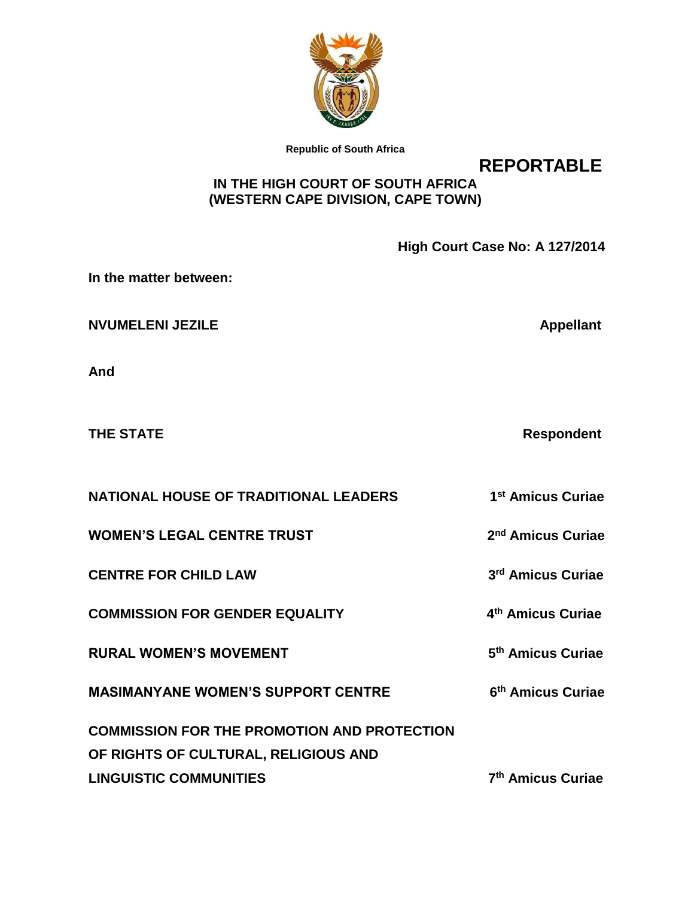Republic of South Africa

**REPORTABLE**

**IN THE HIGH COURT OF SOUTH AFRICA**
**(WESTERN CAPE DIVISION, CAPE TOWN)**

**High Court Case No: A 127/2014**

**In the matter between:**

| | |
|---|---|
| **NVUMELENI JEZILE** | **Appellant** |
| **And** | |
| **THE STATE** | **Respondent** |
| **NATIONAL HOUSE OF TRADITIONAL LEADERS** | **1st Amicus Curiae** |
| **WOMEN'S LEGAL CENTRE TRUST** | **2nd Amicus Curiae** |
| **CENTRE FOR CHILD LAW** | **3rd Amicus Curiae** |
| **COMMISSION FOR GENDER EQUALITY** | **4th Amicus Curiae** |
| **RURAL WOMEN'S MOVEMENT** | **5th Amicus Curiae** |
| **MASIMANYANE WOMEN'S SUPPORT CENTRE** | **6th Amicus Curiae** |
| **COMMISSION FOR THE PROMOTION AND PROTECTION OF RIGHTS OF CULTURAL, RELIGIOUS AND LINGUISTIC COMMUNITIES** | **7th Amicus Curiae** |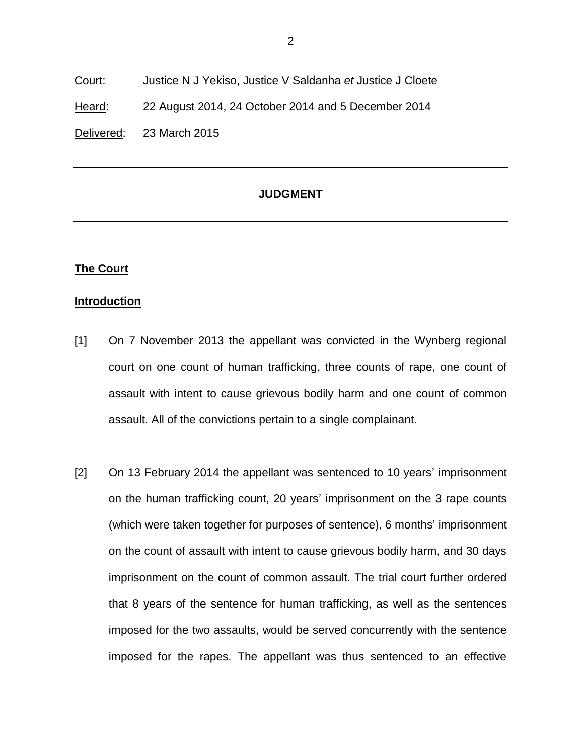<u>Court</u>: Justice N J Yekiso, Justice V Saldanha *et* Justice J Cloete

<u>Heard</u>: 22 August 2014, 24 October 2014 and 5 December 2014

<u>Delivered</u>: 23 March 2015

---

**JUDGMENT**

---

**The Court**

**Introduction**

[1] On 7 November 2013 the appellant was convicted in the Wynberg regional court on one count of human trafficking, three counts of rape, one count of assault with intent to cause grievous bodily harm and one count of common assault. All of the convictions pertain to a single complainant.

[2] On 13 February 2014 the appellant was sentenced to 10 years' imprisonment on the human trafficking count, 20 years' imprisonment on the 3 rape counts (which were taken together for purposes of sentence), 6 months' imprisonment on the count of assault with intent to cause grievous bodily harm, and 30 days imprisonment on the count of common assault. The trial court further ordered that 8 years of the sentence for human trafficking, as well as the sentences imposed for the two assaults, would be served concurrently with the sentence imposed for the rapes. The appellant was thus sentenced to an effective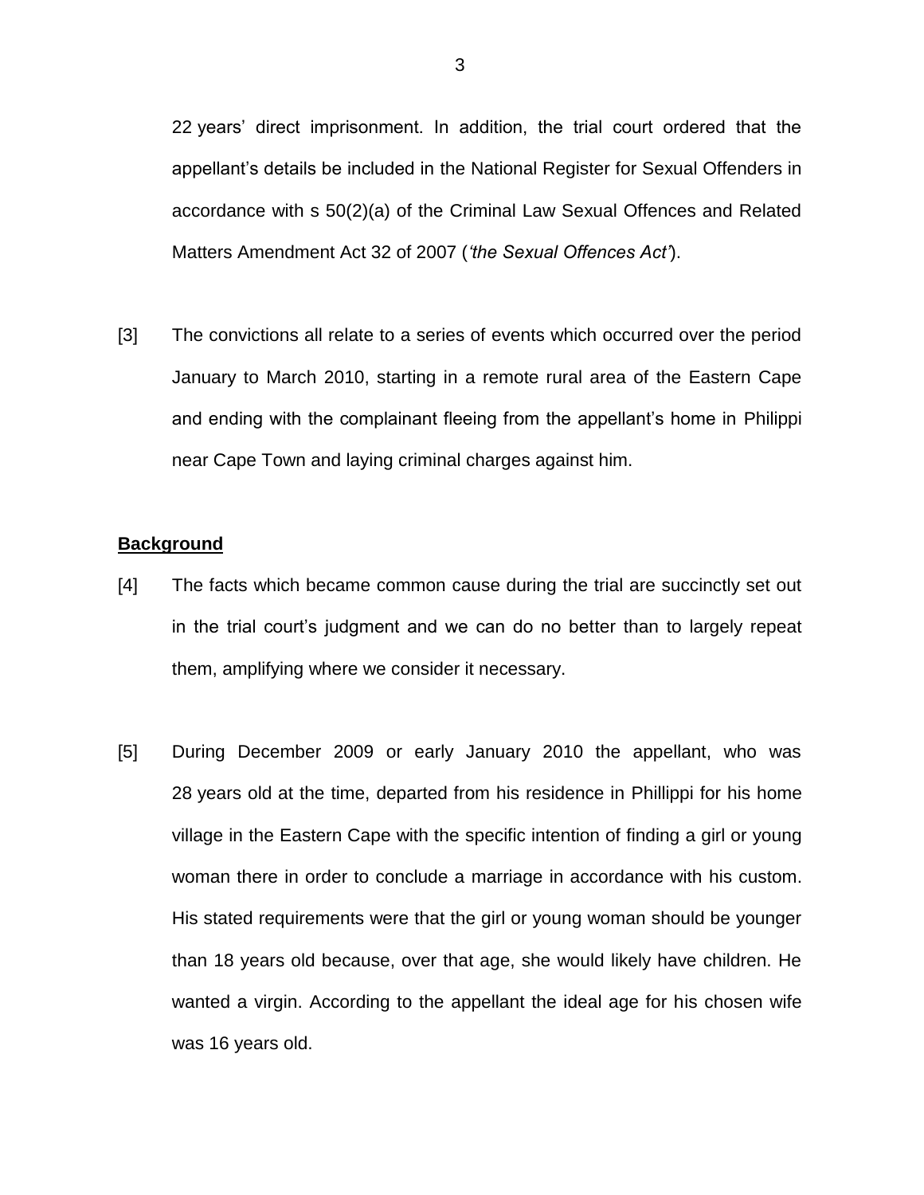22 years' direct imprisonment. In addition, the trial court ordered that the appellant's details be included in the National Register for Sexual Offenders in accordance with s 50(2)(a) of the Criminal Law Sexual Offences and Related Matters Amendment Act 32 of 2007 (*'the Sexual Offences Act'*).

[3] The convictions all relate to a series of events which occurred over the period January to March 2010, starting in a remote rural area of the Eastern Cape and ending with the complainant fleeing from the appellant's home in Philippi near Cape Town and laying criminal charges against him.

**Background**

[4] The facts which became common cause during the trial are succinctly set out in the trial court's judgment and we can do no better than to largely repeat them, amplifying where we consider it necessary.

[5] During December 2009 or early January 2010 the appellant, who was 28 years old at the time, departed from his residence in Phillippi for his home village in the Eastern Cape with the specific intention of finding a girl or young woman there in order to conclude a marriage in accordance with his custom. His stated requirements were that the girl or young woman should be younger than 18 years old because, over that age, she would likely have children. He wanted a virgin. According to the appellant the ideal age for his chosen wife was 16 years old.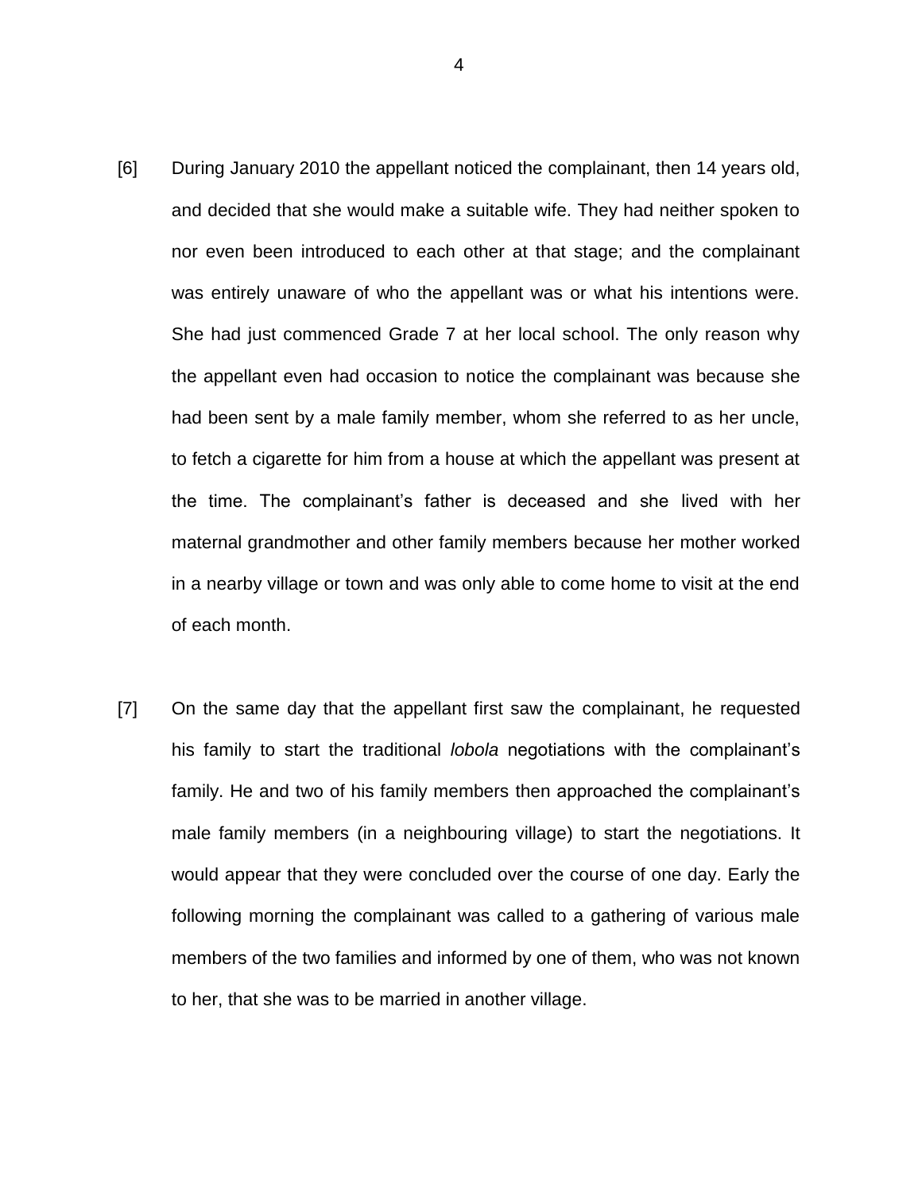[6] During January 2010 the appellant noticed the complainant, then 14 years old, and decided that she would make a suitable wife. They had neither spoken to nor even been introduced to each other at that stage; and the complainant was entirely unaware of who the appellant was or what his intentions were. She had just commenced Grade 7 at her local school. The only reason why the appellant even had occasion to notice the complainant was because she had been sent by a male family member, whom she referred to as her uncle, to fetch a cigarette for him from a house at which the appellant was present at the time. The complainant's father is deceased and she lived with her maternal grandmother and other family members because her mother worked in a nearby village or town and was only able to come home to visit at the end of each month.

[7] On the same day that the appellant first saw the complainant, he requested his family to start the traditional *lobola* negotiations with the complainant's family. He and two of his family members then approached the complainant's male family members (in a neighbouring village) to start the negotiations. It would appear that they were concluded over the course of one day. Early the following morning the complainant was called to a gathering of various male members of the two families and informed by one of them, who was not known to her, that she was to be married in another village.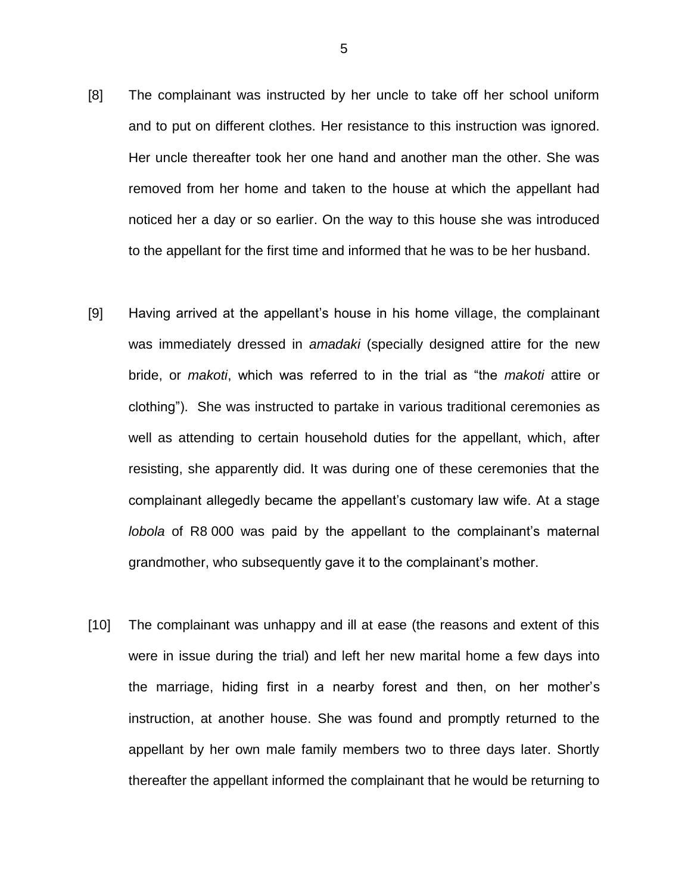[8] The complainant was instructed by her uncle to take off her school uniform and to put on different clothes. Her resistance to this instruction was ignored. Her uncle thereafter took her one hand and another man the other. She was removed from her home and taken to the house at which the appellant had noticed her a day or so earlier. On the way to this house she was introduced to the appellant for the first time and informed that he was to be her husband.

[9] Having arrived at the appellant's house in his home village, the complainant was immediately dressed in *amadaki* (specially designed attire for the new bride, or *makoti*, which was referred to in the trial as "the *makoti* attire or clothing"). She was instructed to partake in various traditional ceremonies as well as attending to certain household duties for the appellant, which, after resisting, she apparently did. It was during one of these ceremonies that the complainant allegedly became the appellant's customary law wife. At a stage *lobola* of R8 000 was paid by the appellant to the complainant's maternal grandmother, who subsequently gave it to the complainant's mother.

[10] The complainant was unhappy and ill at ease (the reasons and extent of this were in issue during the trial) and left her new marital home a few days into the marriage, hiding first in a nearby forest and then, on her mother's instruction, at another house. She was found and promptly returned to the appellant by her own male family members two to three days later. Shortly thereafter the appellant informed the complainant that he would be returning to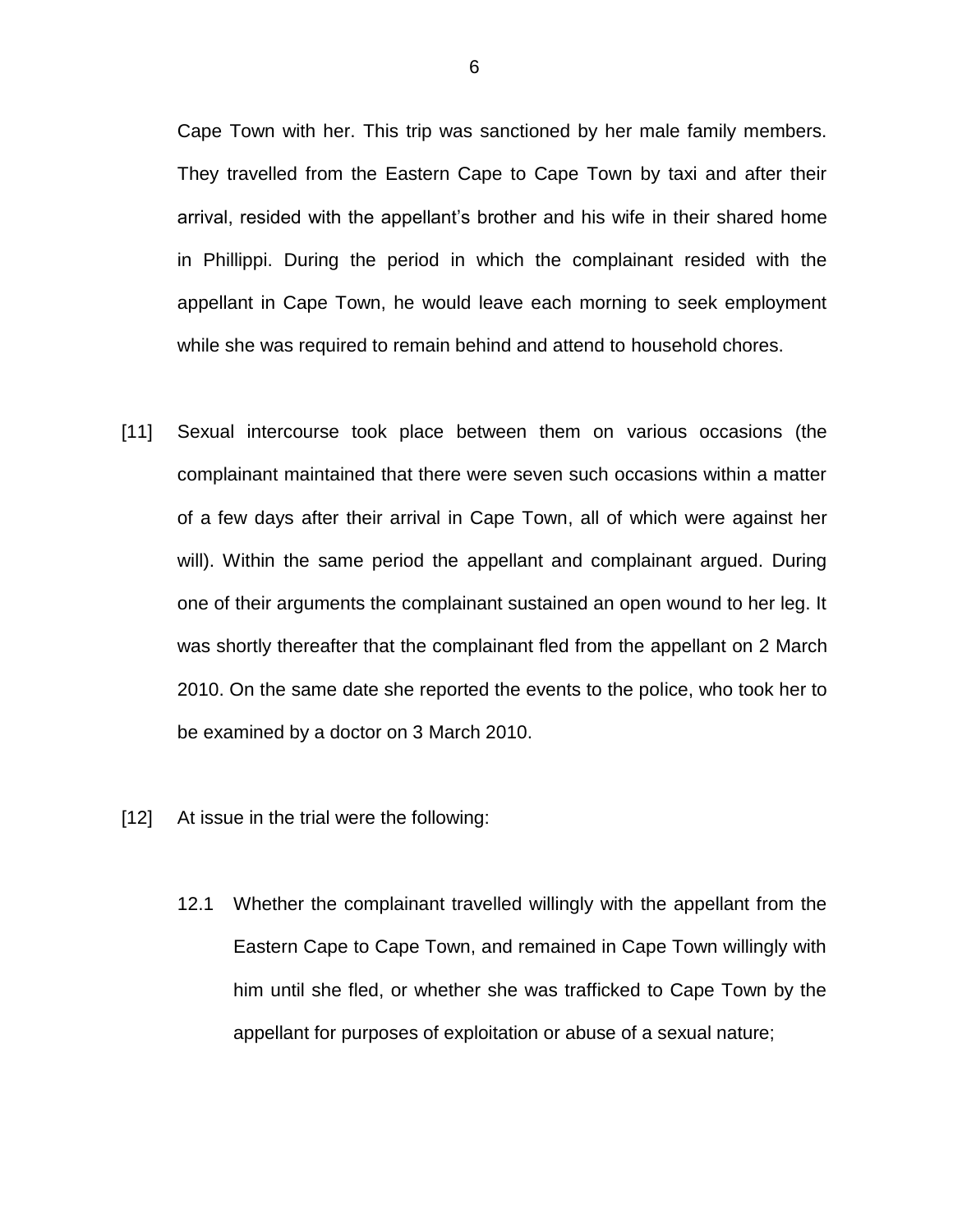Cape Town with her. This trip was sanctioned by her male family members. They travelled from the Eastern Cape to Cape Town by taxi and after their arrival, resided with the appellant's brother and his wife in their shared home in Phillippi. During the period in which the complainant resided with the appellant in Cape Town, he would leave each morning to seek employment while she was required to remain behind and attend to household chores.

[11] Sexual intercourse took place between them on various occasions (the complainant maintained that there were seven such occasions within a matter of a few days after their arrival in Cape Town, all of which were against her will). Within the same period the appellant and complainant argued. During one of their arguments the complainant sustained an open wound to her leg. It was shortly thereafter that the complainant fled from the appellant on 2 March 2010. On the same date she reported the events to the police, who took her to be examined by a doctor on 3 March 2010.

[12] At issue in the trial were the following:

12.1 Whether the complainant travelled willingly with the appellant from the Eastern Cape to Cape Town, and remained in Cape Town willingly with him until she fled, or whether she was trafficked to Cape Town by the appellant for purposes of exploitation or abuse of a sexual nature;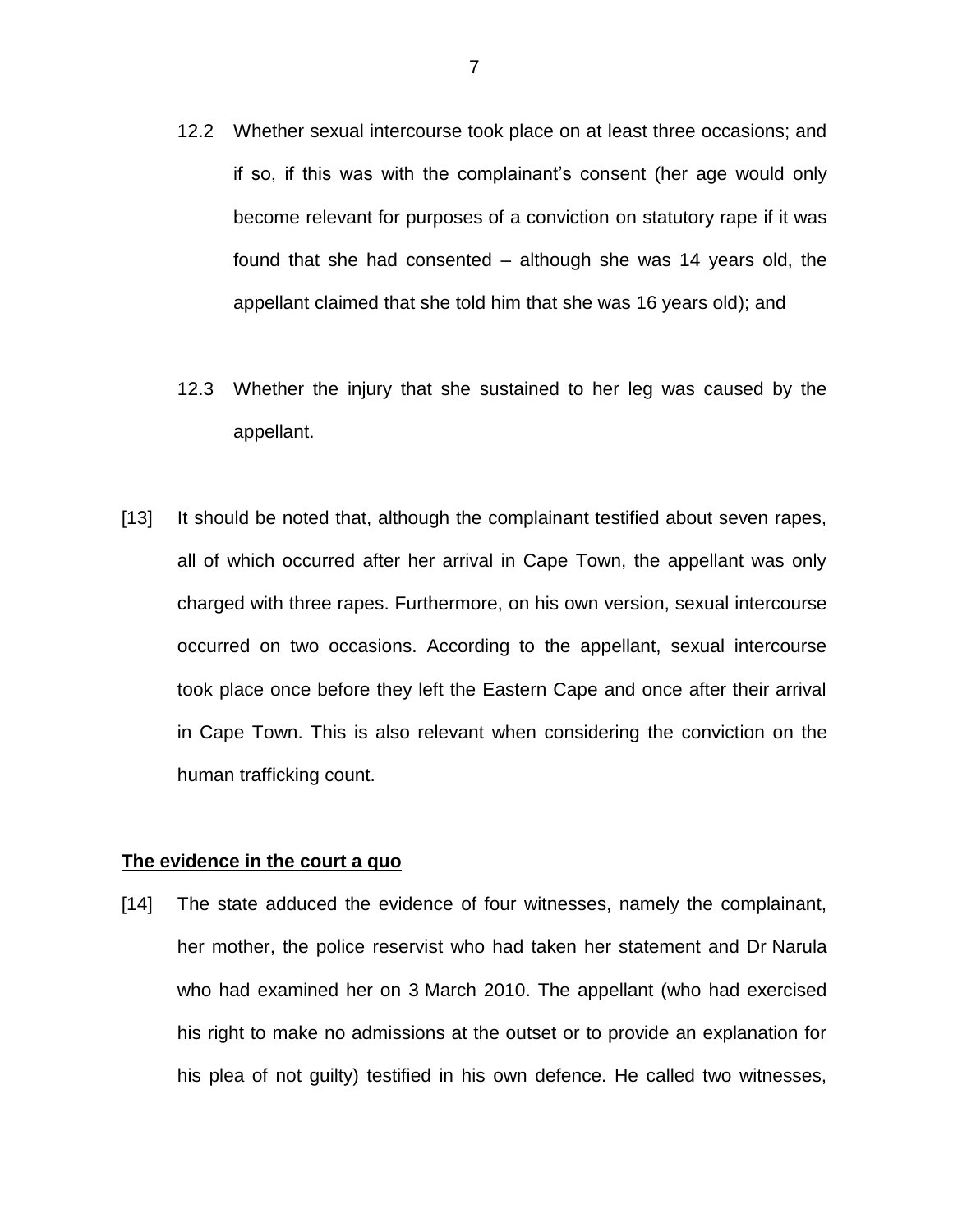12.2 Whether sexual intercourse took place on at least three occasions; and if so, if this was with the complainant's consent (her age would only become relevant for purposes of a conviction on statutory rape if it was found that she had consented – although she was 14 years old, the appellant claimed that she told him that she was 16 years old); and

12.3 Whether the injury that she sustained to her leg was caused by the appellant.

[13] It should be noted that, although the complainant testified about seven rapes, all of which occurred after her arrival in Cape Town, the appellant was only charged with three rapes. Furthermore, on his own version, sexual intercourse occurred on two occasions. According to the appellant, sexual intercourse took place once before they left the Eastern Cape and once after their arrival in Cape Town. This is also relevant when considering the conviction on the human trafficking count.

**The evidence in the court a quo**

[14] The state adduced the evidence of four witnesses, namely the complainant, her mother, the police reservist who had taken her statement and Dr Narula who had examined her on 3 March 2010. The appellant (who had exercised his right to make no admissions at the outset or to provide an explanation for his plea of not guilty) testified in his own defence. He called two witnesses,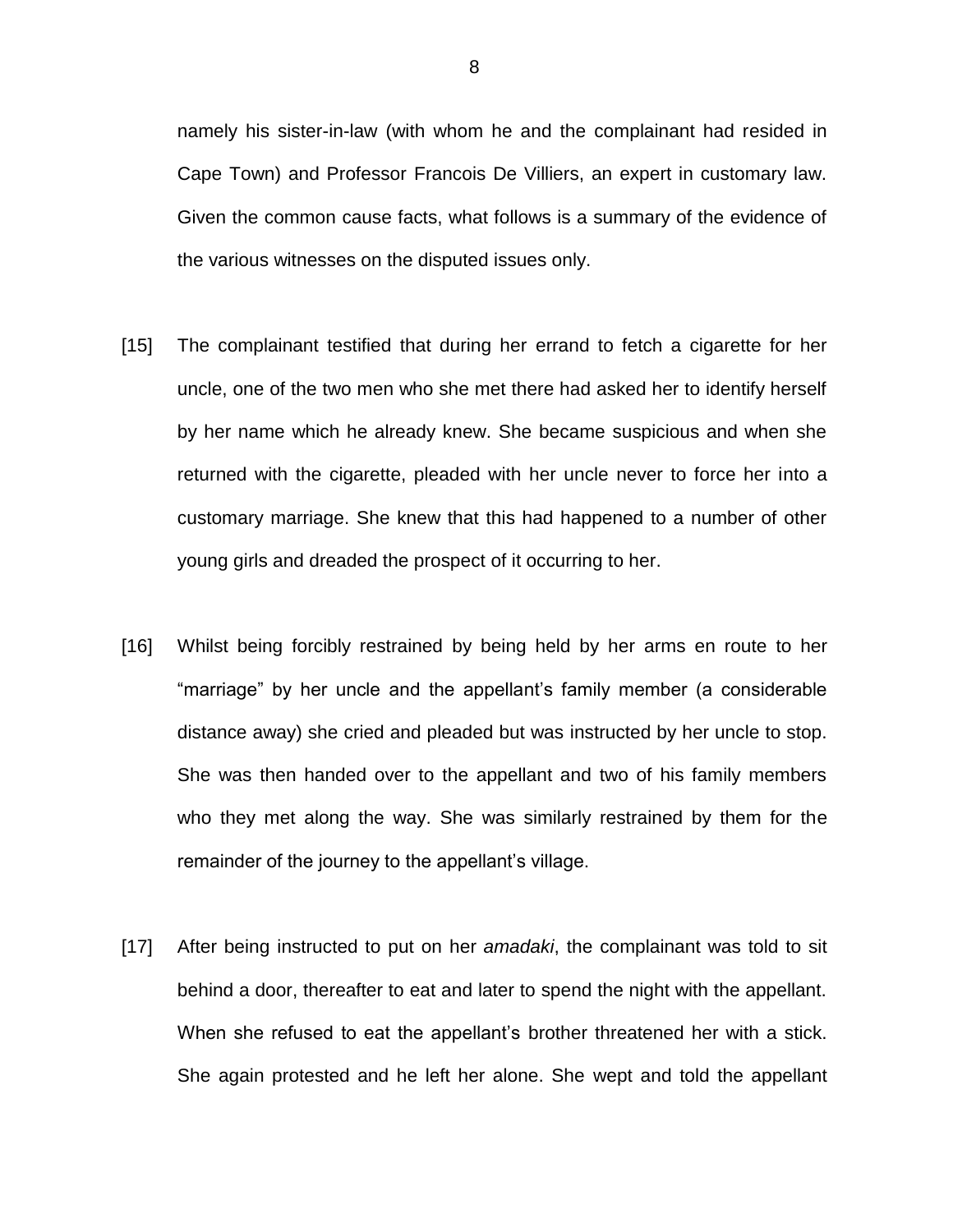namely his sister-in-law (with whom he and the complainant had resided in Cape Town) and Professor Francois De Villiers, an expert in customary law. Given the common cause facts, what follows is a summary of the evidence of the various witnesses on the disputed issues only.

[15] The complainant testified that during her errand to fetch a cigarette for her uncle, one of the two men who she met there had asked her to identify herself by her name which he already knew. She became suspicious and when she returned with the cigarette, pleaded with her uncle never to force her into a customary marriage. She knew that this had happened to a number of other young girls and dreaded the prospect of it occurring to her.

[16] Whilst being forcibly restrained by being held by her arms en route to her "marriage" by her uncle and the appellant's family member (a considerable distance away) she cried and pleaded but was instructed by her uncle to stop. She was then handed over to the appellant and two of his family members who they met along the way. She was similarly restrained by them for the remainder of the journey to the appellant's village.

[17] After being instructed to put on her *amadaki*, the complainant was told to sit behind a door, thereafter to eat and later to spend the night with the appellant. When she refused to eat the appellant's brother threatened her with a stick. She again protested and he left her alone. She wept and told the appellant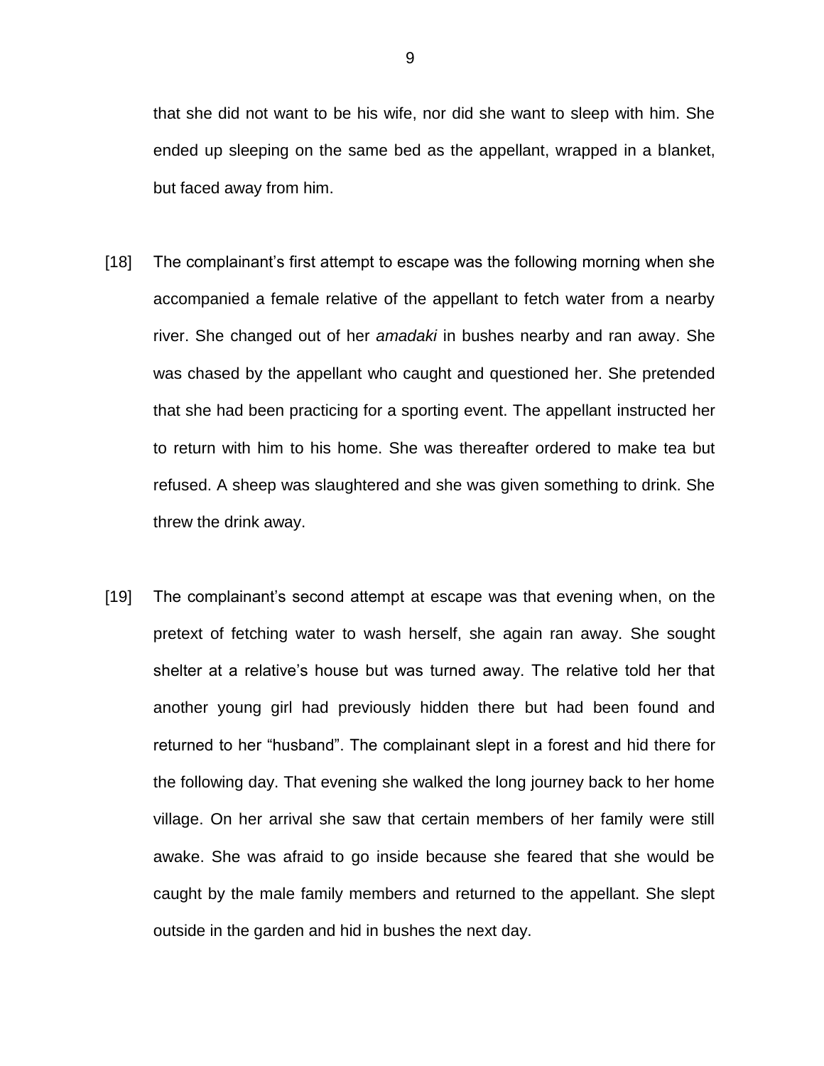that she did not want to be his wife, nor did she want to sleep with him. She ended up sleeping on the same bed as the appellant, wrapped in a blanket, but faced away from him.

[18] The complainant's first attempt to escape was the following morning when she accompanied a female relative of the appellant to fetch water from a nearby river. She changed out of her *amadaki* in bushes nearby and ran away. She was chased by the appellant who caught and questioned her. She pretended that she had been practicing for a sporting event. The appellant instructed her to return with him to his home. She was thereafter ordered to make tea but refused. A sheep was slaughtered and she was given something to drink. She threw the drink away.

[19] The complainant's second attempt at escape was that evening when, on the pretext of fetching water to wash herself, she again ran away. She sought shelter at a relative's house but was turned away. The relative told her that another young girl had previously hidden there but had been found and returned to her "husband". The complainant slept in a forest and hid there for the following day. That evening she walked the long journey back to her home village. On her arrival she saw that certain members of her family were still awake. She was afraid to go inside because she feared that she would be caught by the male family members and returned to the appellant. She slept outside in the garden and hid in bushes the next day.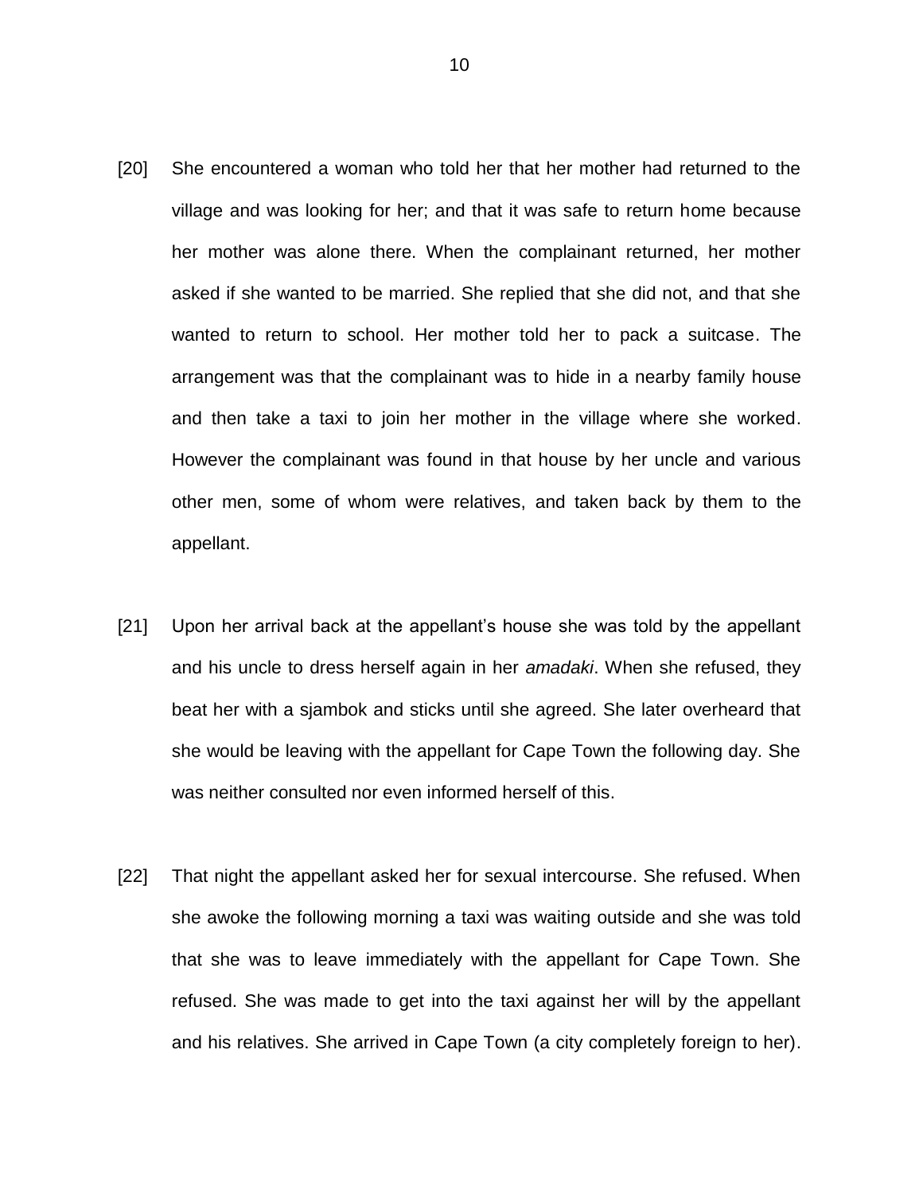[20] She encountered a woman who told her that her mother had returned to the village and was looking for her; and that it was safe to return home because her mother was alone there. When the complainant returned, her mother asked if she wanted to be married. She replied that she did not, and that she wanted to return to school. Her mother told her to pack a suitcase. The arrangement was that the complainant was to hide in a nearby family house and then take a taxi to join her mother in the village where she worked. However the complainant was found in that house by her uncle and various other men, some of whom were relatives, and taken back by them to the appellant.

[21] Upon her arrival back at the appellant's house she was told by the appellant and his uncle to dress herself again in her *amadaki*. When she refused, they beat her with a sjambok and sticks until she agreed. She later overheard that she would be leaving with the appellant for Cape Town the following day. She was neither consulted nor even informed herself of this.

[22] That night the appellant asked her for sexual intercourse. She refused. When she awoke the following morning a taxi was waiting outside and she was told that she was to leave immediately with the appellant for Cape Town. She refused. She was made to get into the taxi against her will by the appellant and his relatives. She arrived in Cape Town (a city completely foreign to her).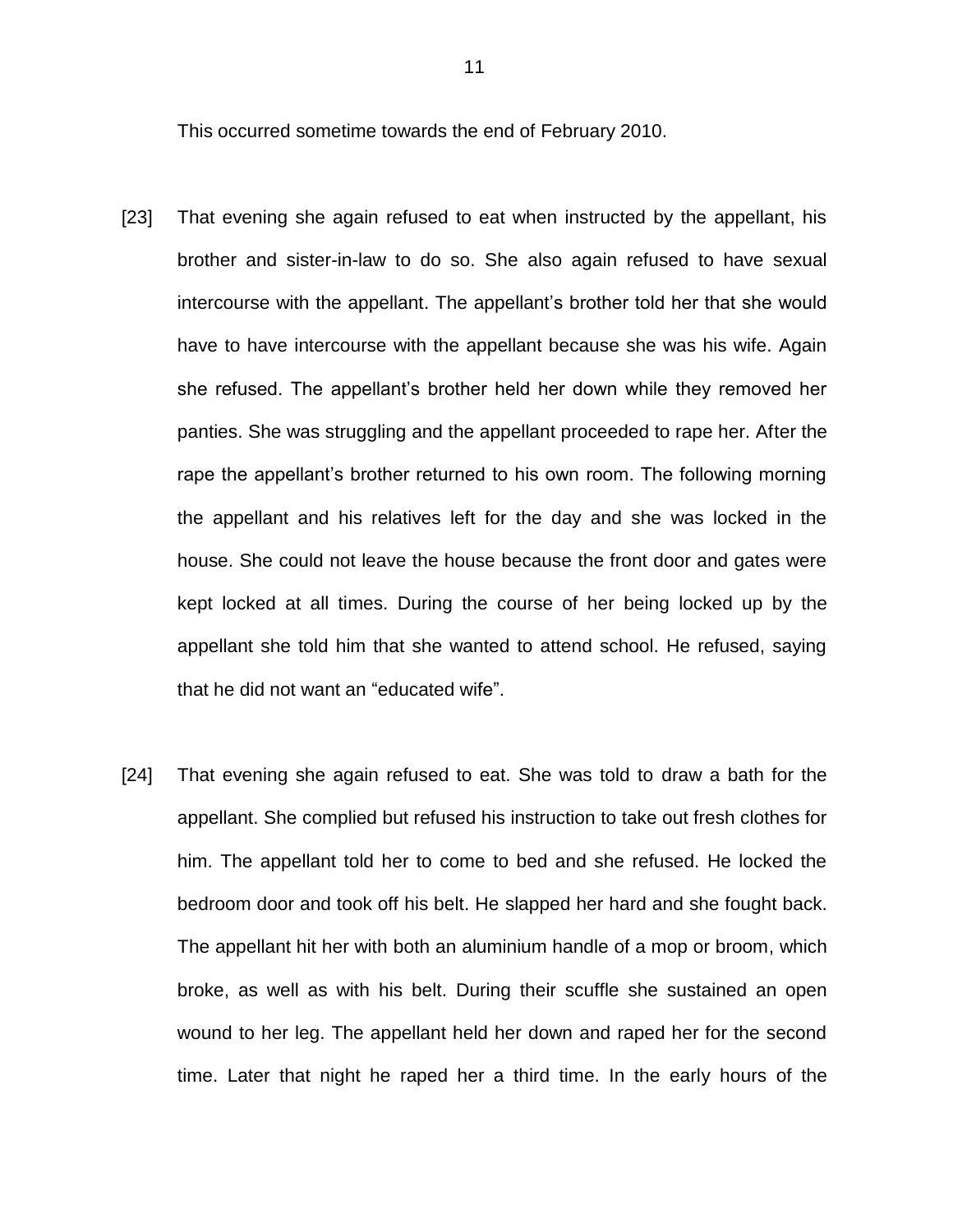This occurred sometime towards the end of February 2010.

[23] That evening she again refused to eat when instructed by the appellant, his brother and sister-in-law to do so. She also again refused to have sexual intercourse with the appellant. The appellant's brother told her that she would have to have intercourse with the appellant because she was his wife. Again she refused. The appellant's brother held her down while they removed her panties. She was struggling and the appellant proceeded to rape her. After the rape the appellant's brother returned to his own room. The following morning the appellant and his relatives left for the day and she was locked in the house. She could not leave the house because the front door and gates were kept locked at all times. During the course of her being locked up by the appellant she told him that she wanted to attend school. He refused, saying that he did not want an "educated wife".

[24] That evening she again refused to eat. She was told to draw a bath for the appellant. She complied but refused his instruction to take out fresh clothes for him. The appellant told her to come to bed and she refused. He locked the bedroom door and took off his belt. He slapped her hard and she fought back. The appellant hit her with both an aluminium handle of a mop or broom, which broke, as well as with his belt. During their scuffle she sustained an open wound to her leg. The appellant held her down and raped her for the second time. Later that night he raped her a third time. In the early hours of the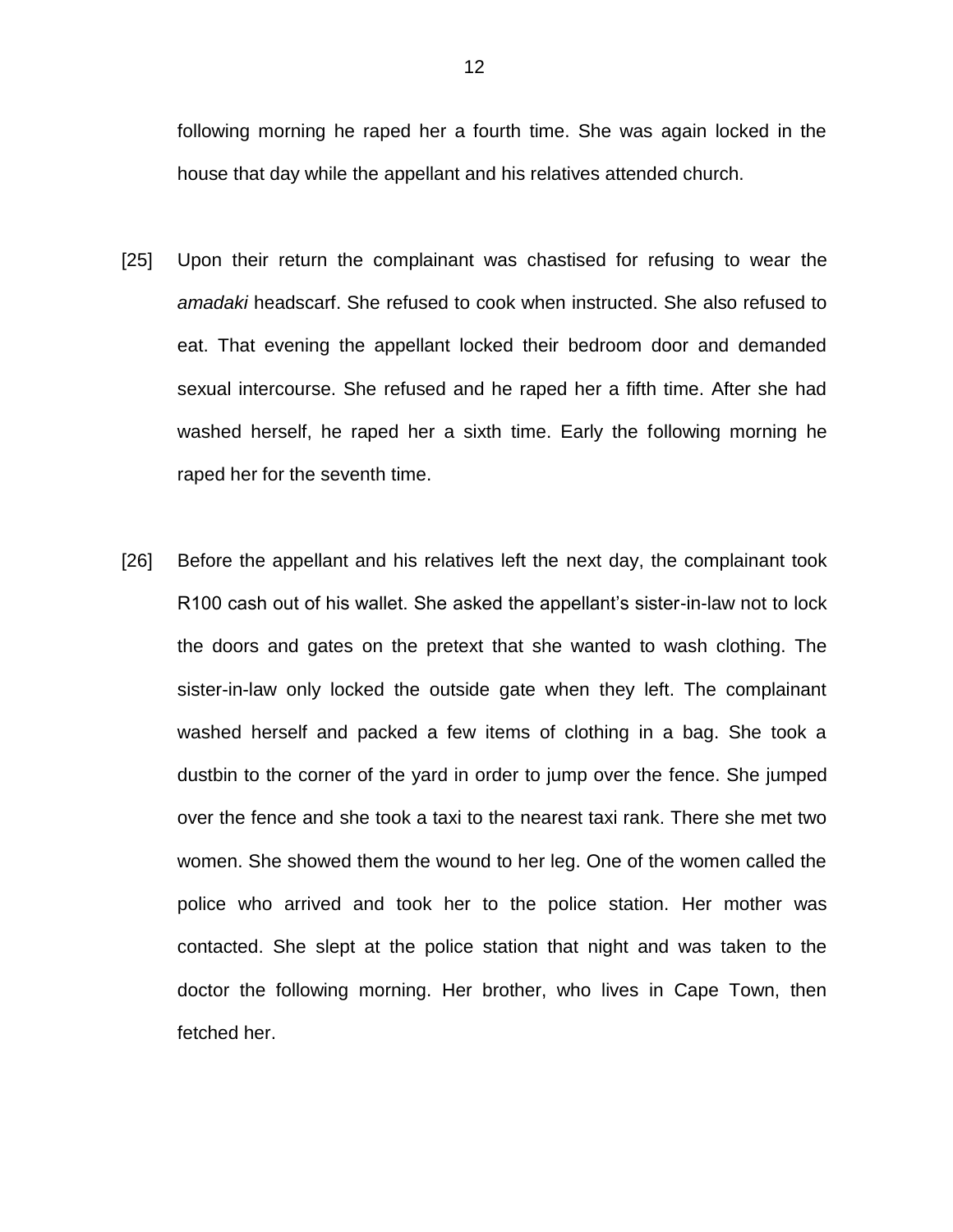following morning he raped her a fourth time. She was again locked in the house that day while the appellant and his relatives attended church.

[25] Upon their return the complainant was chastised for refusing to wear the *amadaki* headscarf. She refused to cook when instructed. She also refused to eat. That evening the appellant locked their bedroom door and demanded sexual intercourse. She refused and he raped her a fifth time. After she had washed herself, he raped her a sixth time. Early the following morning he raped her for the seventh time.

[26] Before the appellant and his relatives left the next day, the complainant took R100 cash out of his wallet. She asked the appellant's sister-in-law not to lock the doors and gates on the pretext that she wanted to wash clothing. The sister-in-law only locked the outside gate when they left. The complainant washed herself and packed a few items of clothing in a bag. She took a dustbin to the corner of the yard in order to jump over the fence. She jumped over the fence and she took a taxi to the nearest taxi rank. There she met two women. She showed them the wound to her leg. One of the women called the police who arrived and took her to the police station. Her mother was contacted. She slept at the police station that night and was taken to the doctor the following morning. Her brother, who lives in Cape Town, then fetched her.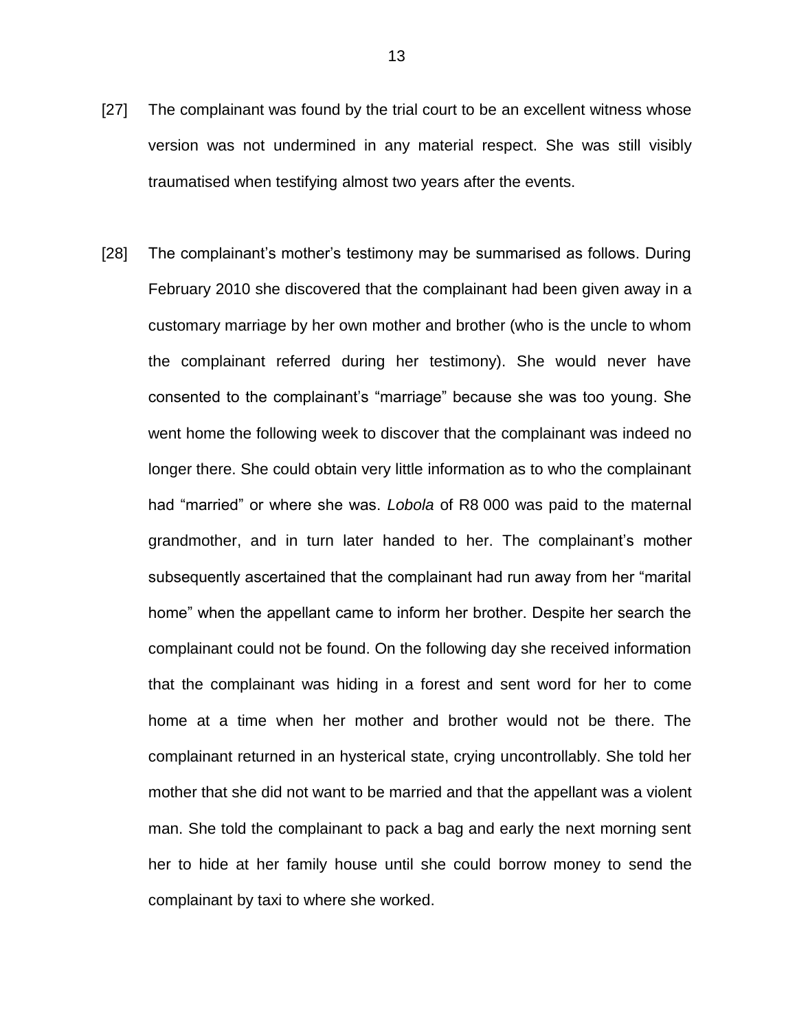[27] The complainant was found by the trial court to be an excellent witness whose version was not undermined in any material respect. She was still visibly traumatised when testifying almost two years after the events.

[28] The complainant's mother's testimony may be summarised as follows. During February 2010 she discovered that the complainant had been given away in a customary marriage by her own mother and brother (who is the uncle to whom the complainant referred during her testimony). She would never have consented to the complainant's "marriage" because she was too young. She went home the following week to discover that the complainant was indeed no longer there. She could obtain very little information as to who the complainant had "married" or where she was. *Lobola* of R8 000 was paid to the maternal grandmother, and in turn later handed to her. The complainant's mother subsequently ascertained that the complainant had run away from her "marital home" when the appellant came to inform her brother. Despite her search the complainant could not be found. On the following day she received information that the complainant was hiding in a forest and sent word for her to come home at a time when her mother and brother would not be there. The complainant returned in an hysterical state, crying uncontrollably. She told her mother that she did not want to be married and that the appellant was a violent man. She told the complainant to pack a bag and early the next morning sent her to hide at her family house until she could borrow money to send the complainant by taxi to where she worked.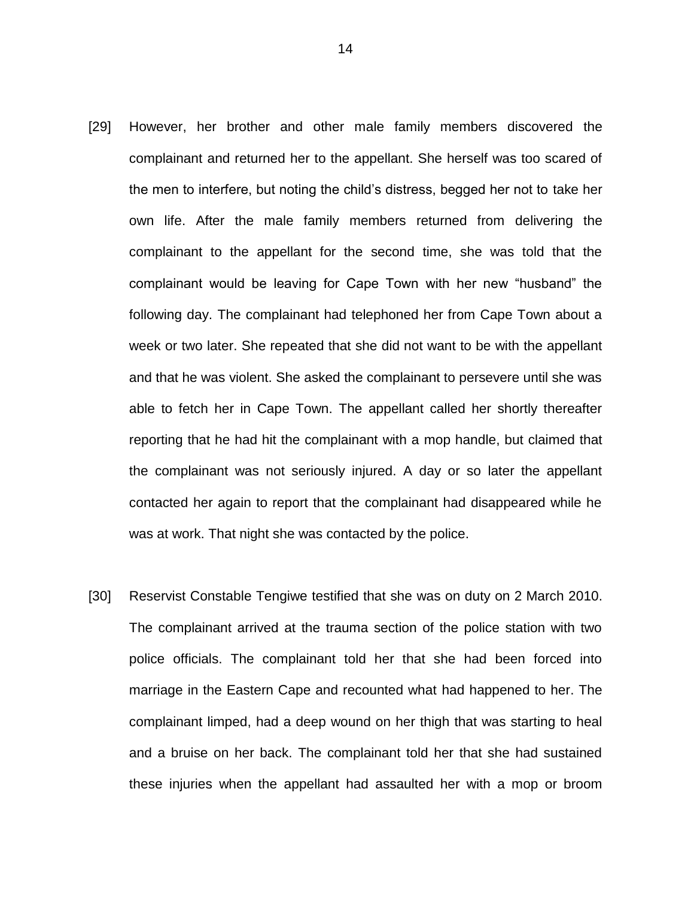[29] However, her brother and other male family members discovered the complainant and returned her to the appellant. She herself was too scared of the men to interfere, but noting the child's distress, begged her not to take her own life. After the male family members returned from delivering the complainant to the appellant for the second time, she was told that the complainant would be leaving for Cape Town with her new "husband" the following day. The complainant had telephoned her from Cape Town about a week or two later. She repeated that she did not want to be with the appellant and that he was violent. She asked the complainant to persevere until she was able to fetch her in Cape Town. The appellant called her shortly thereafter reporting that he had hit the complainant with a mop handle, but claimed that the complainant was not seriously injured. A day or so later the appellant contacted her again to report that the complainant had disappeared while he was at work. That night she was contacted by the police.

[30] Reservist Constable Tengiwe testified that she was on duty on 2 March 2010. The complainant arrived at the trauma section of the police station with two police officials. The complainant told her that she had been forced into marriage in the Eastern Cape and recounted what had happened to her. The complainant limped, had a deep wound on her thigh that was starting to heal and a bruise on her back. The complainant told her that she had sustained these injuries when the appellant had assaulted her with a mop or broom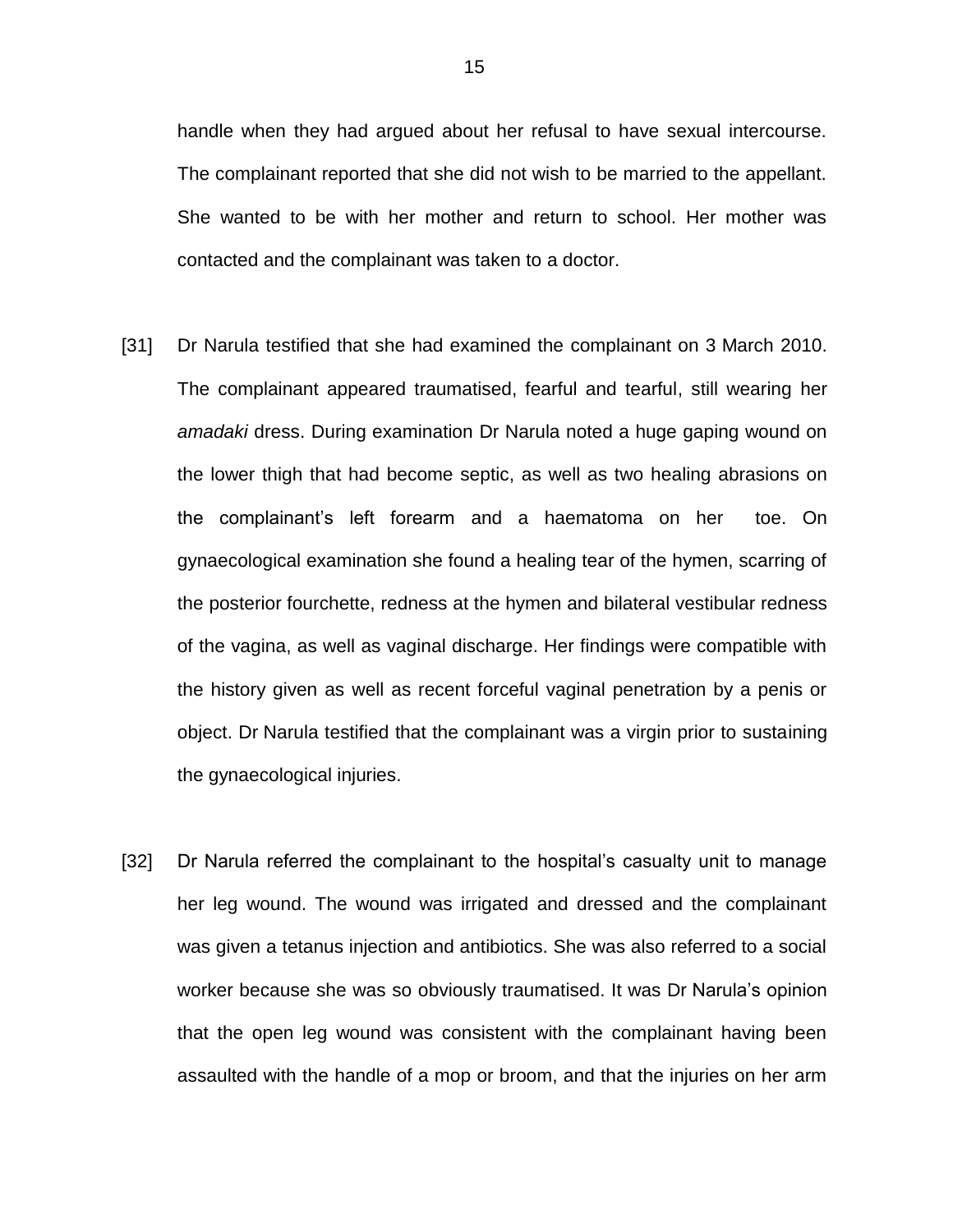handle when they had argued about her refusal to have sexual intercourse. The complainant reported that she did not wish to be married to the appellant. She wanted to be with her mother and return to school. Her mother was contacted and the complainant was taken to a doctor.

[31] Dr Narula testified that she had examined the complainant on 3 March 2010. The complainant appeared traumatised, fearful and tearful, still wearing her *amadaki* dress. During examination Dr Narula noted a huge gaping wound on the lower thigh that had become septic, as well as two healing abrasions on the complainant's left forearm and a haematoma on her toe. On gynaecological examination she found a healing tear of the hymen, scarring of the posterior fourchette, redness at the hymen and bilateral vestibular redness of the vagina, as well as vaginal discharge. Her findings were compatible with the history given as well as recent forceful vaginal penetration by a penis or object. Dr Narula testified that the complainant was a virgin prior to sustaining the gynaecological injuries.

[32] Dr Narula referred the complainant to the hospital's casualty unit to manage her leg wound. The wound was irrigated and dressed and the complainant was given a tetanus injection and antibiotics. She was also referred to a social worker because she was so obviously traumatised. It was Dr Narula's opinion that the open leg wound was consistent with the complainant having been assaulted with the handle of a mop or broom, and that the injuries on her arm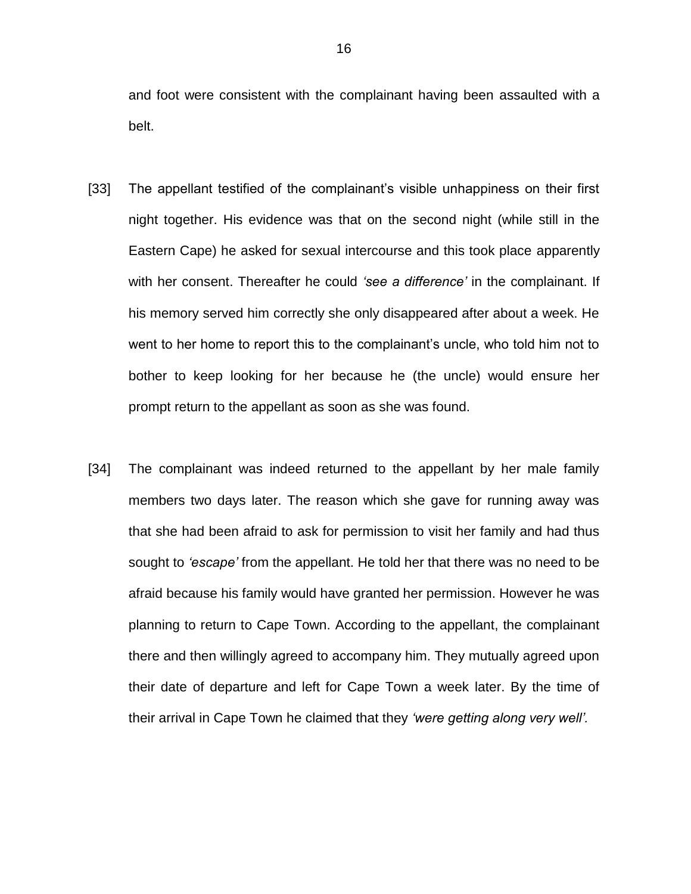and foot were consistent with the complainant having been assaulted with a belt.

[33] The appellant testified of the complainant's visible unhappiness on their first night together. His evidence was that on the second night (while still in the Eastern Cape) he asked for sexual intercourse and this took place apparently with her consent. Thereafter he could *'see a difference'* in the complainant. If his memory served him correctly she only disappeared after about a week. He went to her home to report this to the complainant's uncle, who told him not to bother to keep looking for her because he (the uncle) would ensure her prompt return to the appellant as soon as she was found.

[34] The complainant was indeed returned to the appellant by her male family members two days later. The reason which she gave for running away was that she had been afraid to ask for permission to visit her family and had thus sought to *'escape'* from the appellant. He told her that there was no need to be afraid because his family would have granted her permission. However he was planning to return to Cape Town. According to the appellant, the complainant there and then willingly agreed to accompany him. They mutually agreed upon their date of departure and left for Cape Town a week later. By the time of their arrival in Cape Town he claimed that they *'were getting along very well'.*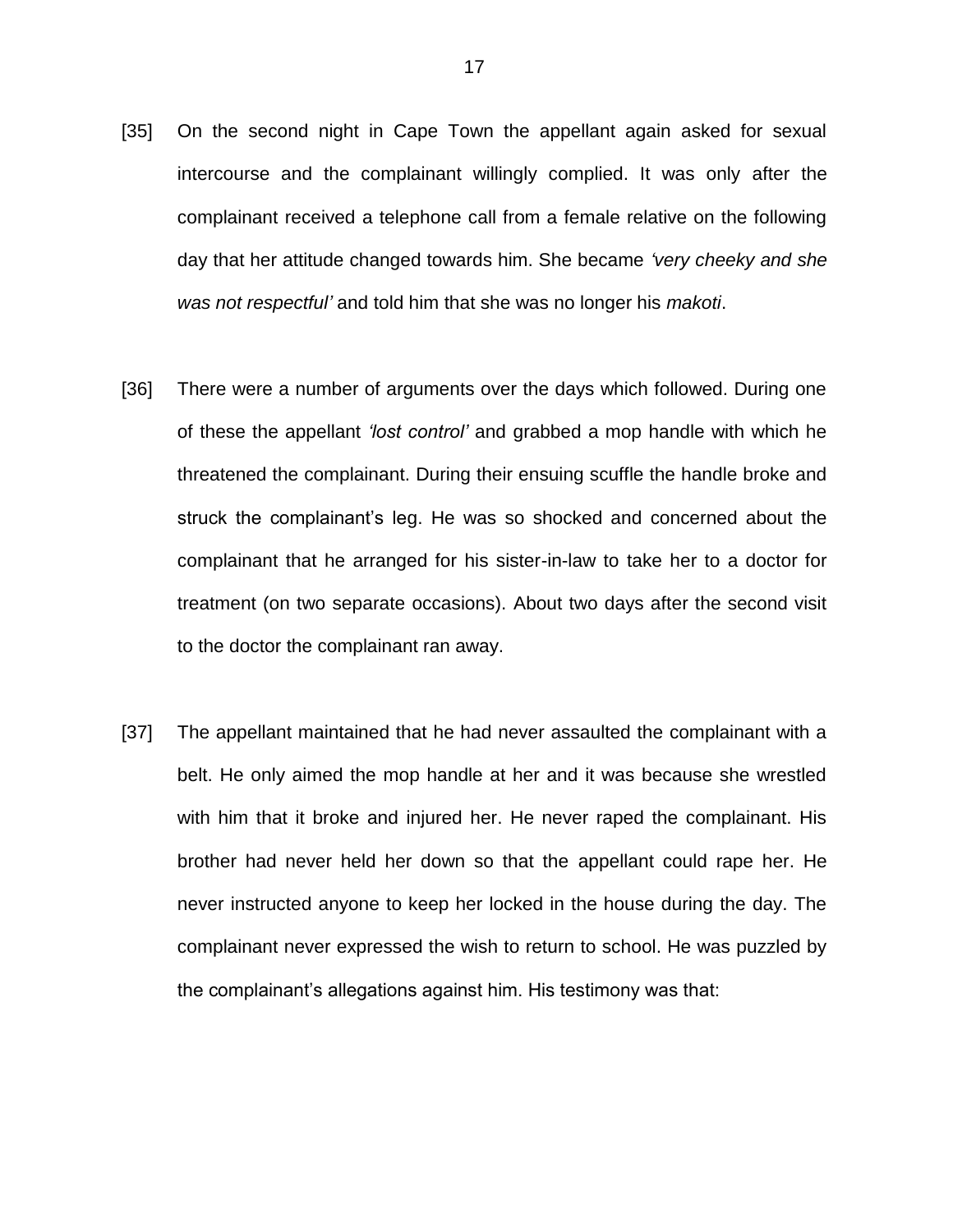[35] On the second night in Cape Town the appellant again asked for sexual intercourse and the complainant willingly complied. It was only after the complainant received a telephone call from a female relative on the following day that her attitude changed towards him. She became *'very cheeky and she was not respectful'* and told him that she was no longer his *makoti*.

[36] There were a number of arguments over the days which followed. During one of these the appellant *'lost control'* and grabbed a mop handle with which he threatened the complainant. During their ensuing scuffle the handle broke and struck the complainant's leg. He was so shocked and concerned about the complainant that he arranged for his sister-in-law to take her to a doctor for treatment (on two separate occasions). About two days after the second visit to the doctor the complainant ran away.

[37] The appellant maintained that he had never assaulted the complainant with a belt. He only aimed the mop handle at her and it was because she wrestled with him that it broke and injured her. He never raped the complainant. His brother had never held her down so that the appellant could rape her. He never instructed anyone to keep her locked in the house during the day. The complainant never expressed the wish to return to school. He was puzzled by the complainant's allegations against him. His testimony was that: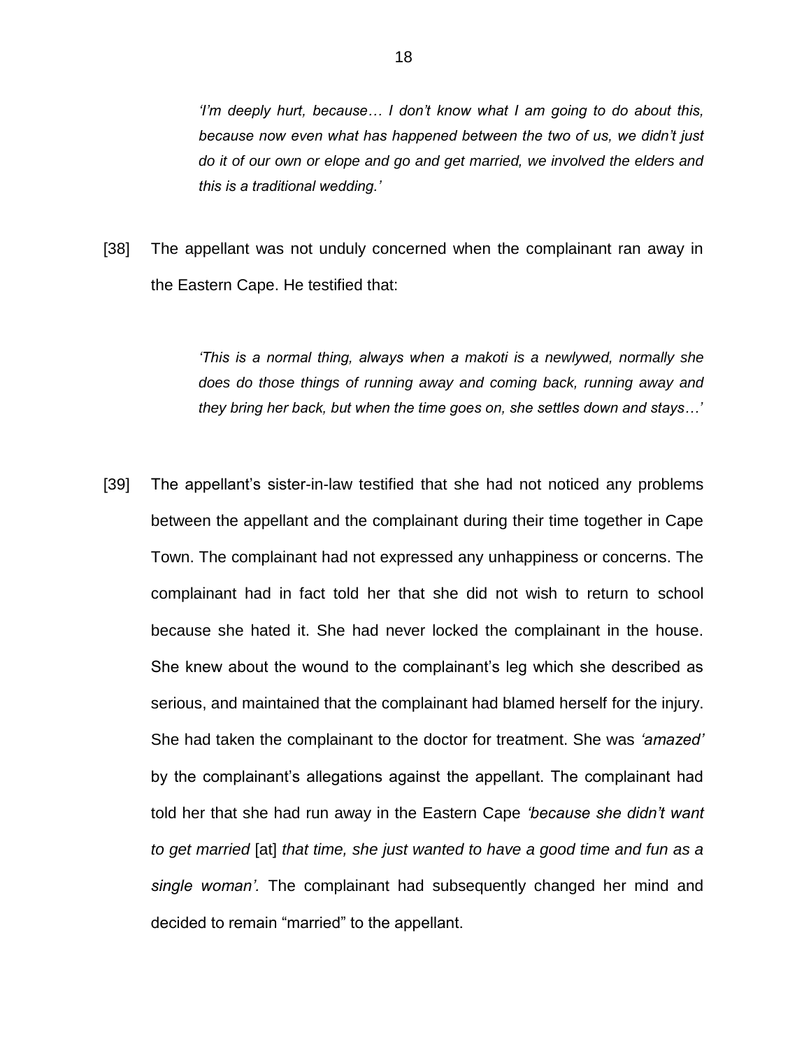> *'I'm deeply hurt, because… I don't know what I am going to do about this, because now even what has happened between the two of us, we didn't just do it of our own or elope and go and get married, we involved the elders and this is a traditional wedding.'*

[38] The appellant was not unduly concerned when the complainant ran away in the Eastern Cape. He testified that:

> *'This is a normal thing, always when a makoti is a newlywed, normally she does do those things of running away and coming back, running away and they bring her back, but when the time goes on, she settles down and stays…'*

[39] The appellant's sister-in-law testified that she had not noticed any problems between the appellant and the complainant during their time together in Cape Town. The complainant had not expressed any unhappiness or concerns. The complainant had in fact told her that she did not wish to return to school because she hated it. She had never locked the complainant in the house. She knew about the wound to the complainant's leg which she described as serious, and maintained that the complainant had blamed herself for the injury. She had taken the complainant to the doctor for treatment. She was *'amazed'* by the complainant's allegations against the appellant. The complainant had told her that she had run away in the Eastern Cape *'because she didn't want to get married* [at] *that time, she just wanted to have a good time and fun as a single woman'*. The complainant had subsequently changed her mind and decided to remain "married" to the appellant.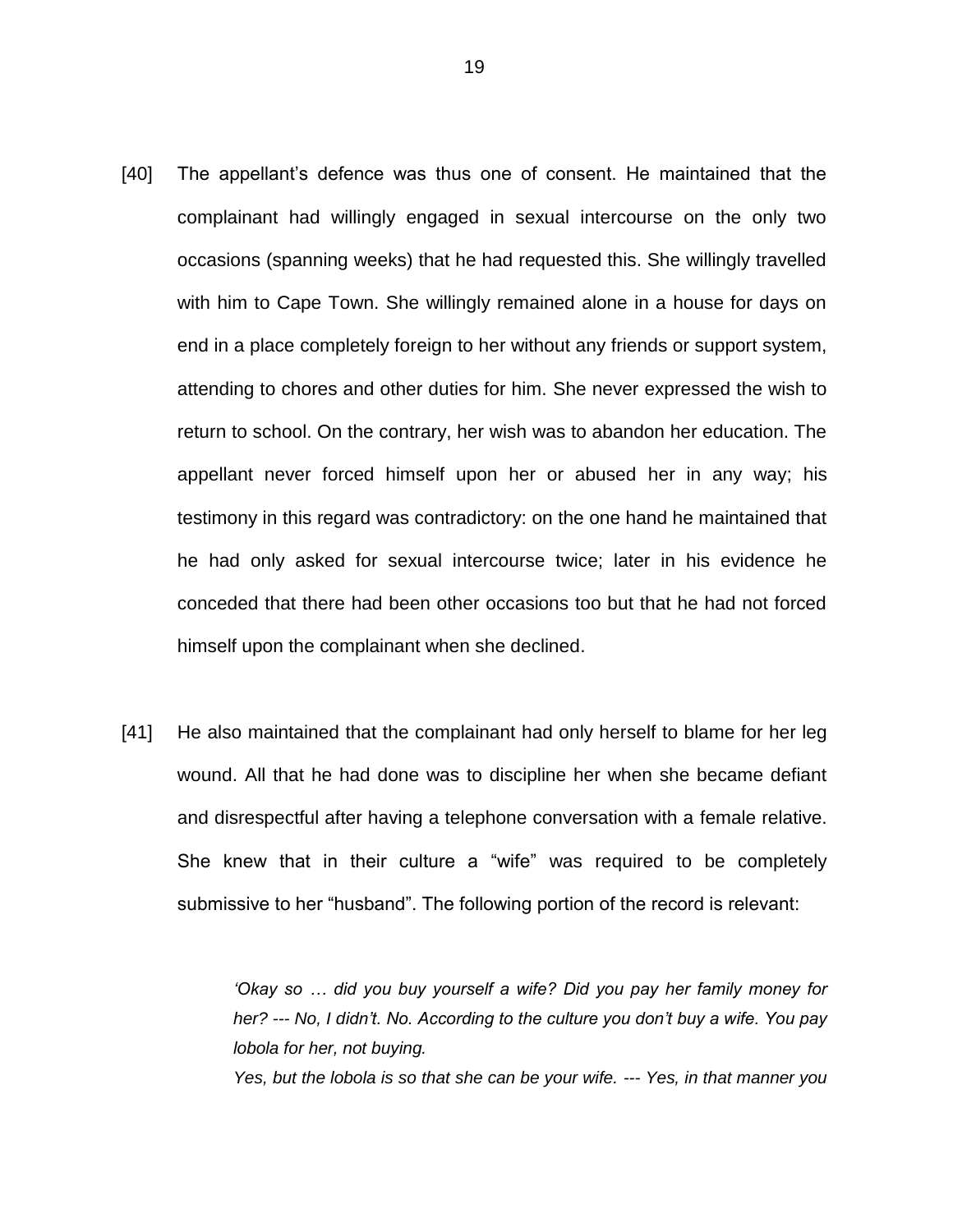[40] The appellant's defence was thus one of consent. He maintained that the complainant had willingly engaged in sexual intercourse on the only two occasions (spanning weeks) that he had requested this. She willingly travelled with him to Cape Town. She willingly remained alone in a house for days on end in a place completely foreign to her without any friends or support system, attending to chores and other duties for him. She never expressed the wish to return to school. On the contrary, her wish was to abandon her education. The appellant never forced himself upon her or abused her in any way; his testimony in this regard was contradictory: on the one hand he maintained that he had only asked for sexual intercourse twice; later in his evidence he conceded that there had been other occasions too but that he had not forced himself upon the complainant when she declined.

[41] He also maintained that the complainant had only herself to blame for her leg wound. All that he had done was to discipline her when she became defiant and disrespectful after having a telephone conversation with a female relative. She knew that in their culture a "wife" was required to be completely submissive to her "husband". The following portion of the record is relevant:

> *'Okay so … did you buy yourself a wife? Did you pay her family money for her? --- No, I didn't. No. According to the culture you don't buy a wife. You pay lobola for her, not buying.*
> *Yes, but the lobola is so that she can be your wife. --- Yes, in that manner you*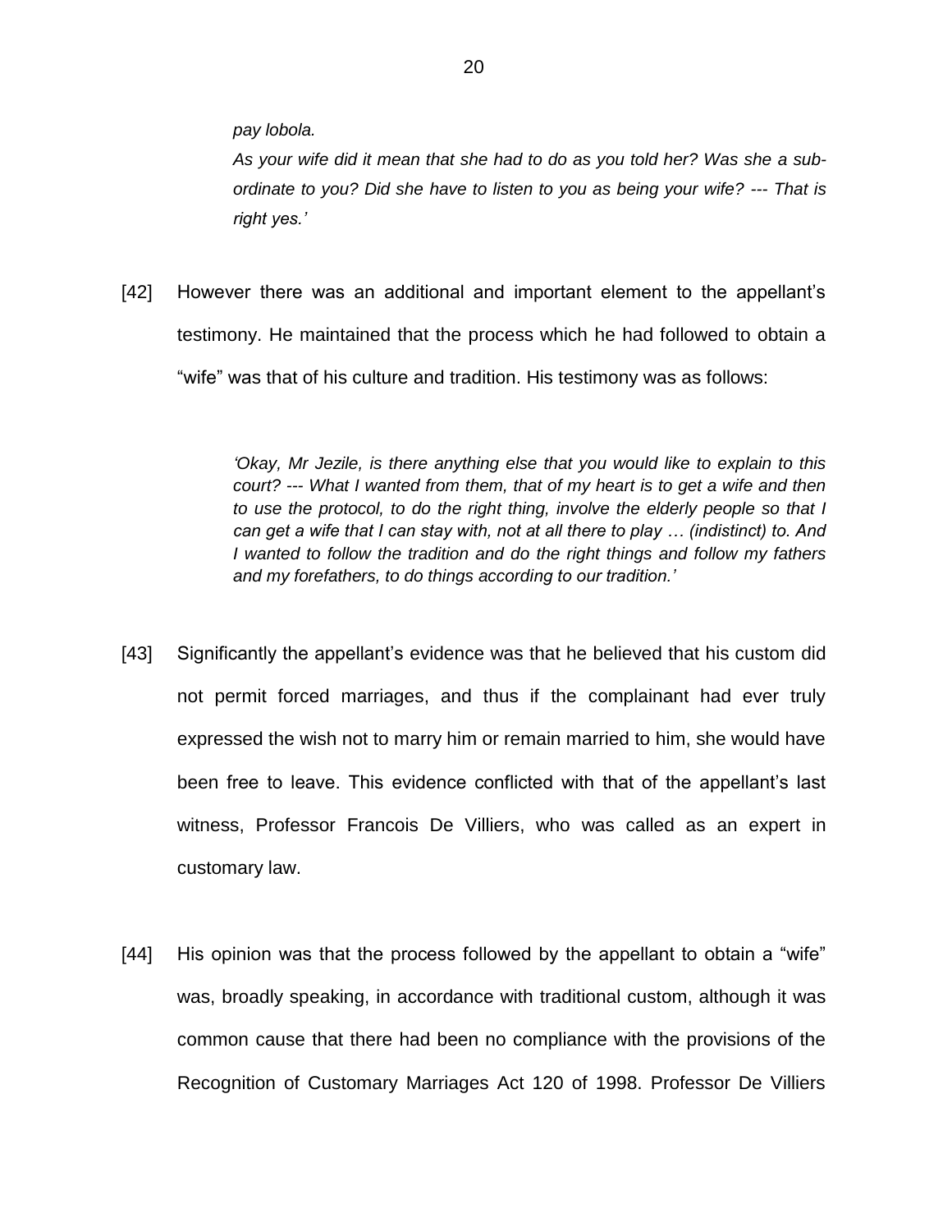*pay lobola.*

*As your wife did it mean that she had to do as you told her? Was she a sub-ordinate to you? Did she have to listen to you as being your wife? --- That is right yes.'*

[42] However there was an additional and important element to the appellant's testimony. He maintained that the process which he had followed to obtain a "wife" was that of his culture and tradition. His testimony was as follows:

> *'Okay, Mr Jezile, is there anything else that you would like to explain to this court? --- What I wanted from them, that of my heart is to get a wife and then to use the protocol, to do the right thing, involve the elderly people so that I can get a wife that I can stay with, not at all there to play … (indistinct) to. And I wanted to follow the tradition and do the right things and follow my fathers and my forefathers, to do things according to our tradition.'*

[43] Significantly the appellant's evidence was that he believed that his custom did not permit forced marriages, and thus if the complainant had ever truly expressed the wish not to marry him or remain married to him, she would have been free to leave. This evidence conflicted with that of the appellant's last witness, Professor Francois De Villiers, who was called as an expert in customary law.

[44] His opinion was that the process followed by the appellant to obtain a "wife" was, broadly speaking, in accordance with traditional custom, although it was common cause that there had been no compliance with the provisions of the Recognition of Customary Marriages Act 120 of 1998. Professor De Villiers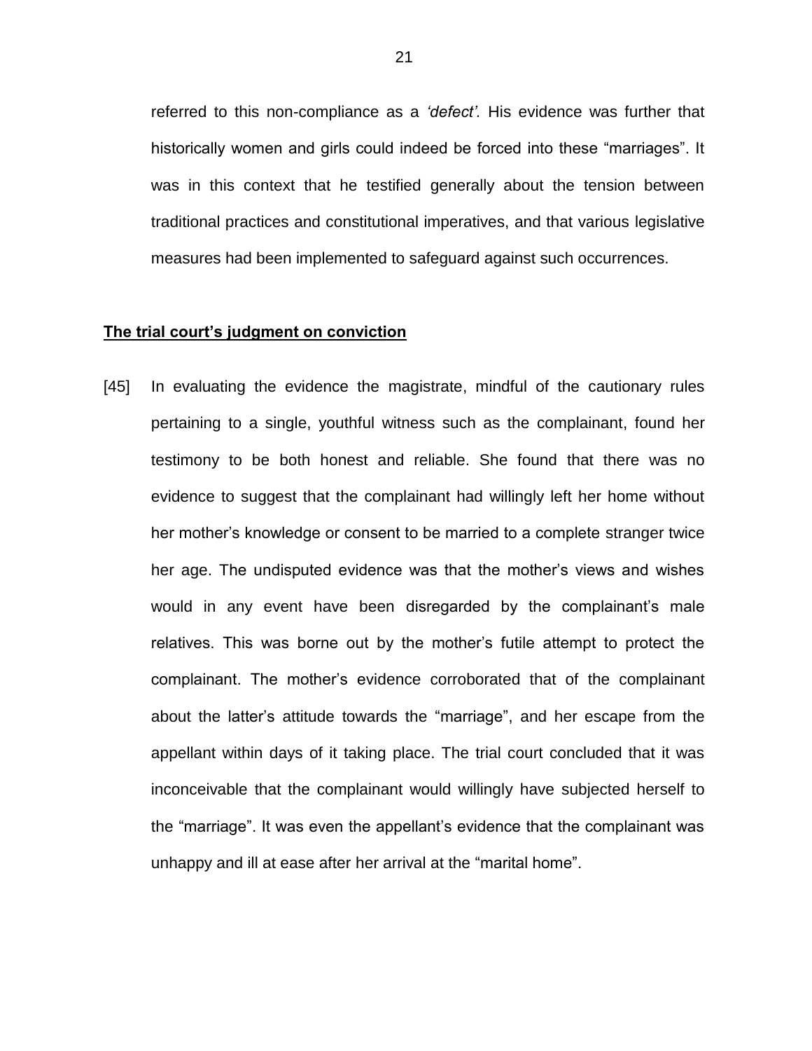referred to this non-compliance as a *'defect'.* His evidence was further that historically women and girls could indeed be forced into these "marriages". It was in this context that he testified generally about the tension between traditional practices and constitutional imperatives, and that various legislative measures had been implemented to safeguard against such occurrences.

**The trial court's judgment on conviction**

[45] In evaluating the evidence the magistrate, mindful of the cautionary rules pertaining to a single, youthful witness such as the complainant, found her testimony to be both honest and reliable. She found that there was no evidence to suggest that the complainant had willingly left her home without her mother's knowledge or consent to be married to a complete stranger twice her age. The undisputed evidence was that the mother's views and wishes would in any event have been disregarded by the complainant's male relatives. This was borne out by the mother's futile attempt to protect the complainant. The mother's evidence corroborated that of the complainant about the latter's attitude towards the "marriage", and her escape from the appellant within days of it taking place. The trial court concluded that it was inconceivable that the complainant would willingly have subjected herself to the "marriage". It was even the appellant's evidence that the complainant was unhappy and ill at ease after her arrival at the "marital home".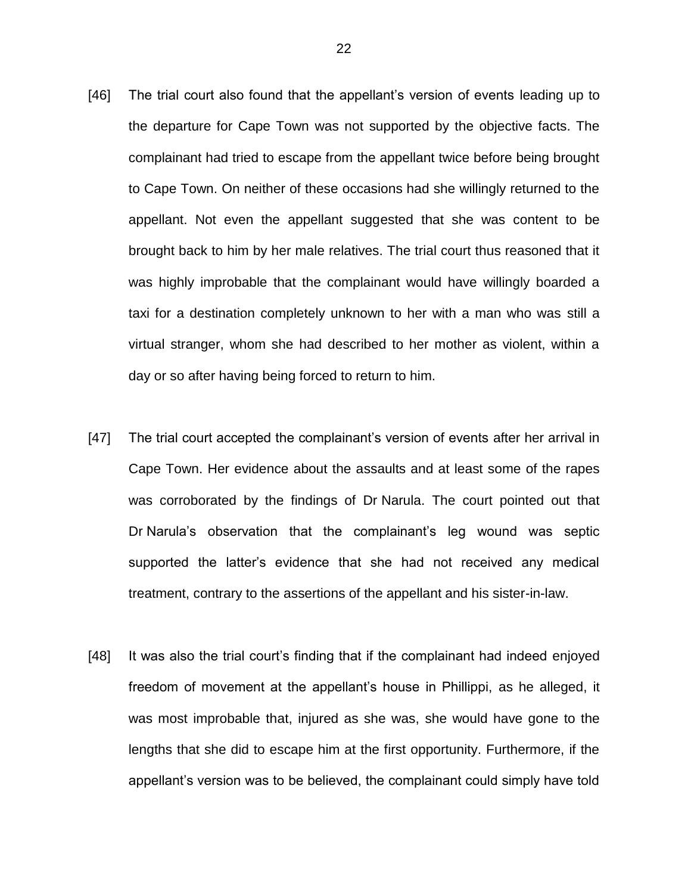[46] The trial court also found that the appellant's version of events leading up to the departure for Cape Town was not supported by the objective facts. The complainant had tried to escape from the appellant twice before being brought to Cape Town. On neither of these occasions had she willingly returned to the appellant. Not even the appellant suggested that she was content to be brought back to him by her male relatives. The trial court thus reasoned that it was highly improbable that the complainant would have willingly boarded a taxi for a destination completely unknown to her with a man who was still a virtual stranger, whom she had described to her mother as violent, within a day or so after having being forced to return to him.

[47] The trial court accepted the complainant's version of events after her arrival in Cape Town. Her evidence about the assaults and at least some of the rapes was corroborated by the findings of Dr Narula. The court pointed out that Dr Narula's observation that the complainant's leg wound was septic supported the latter's evidence that she had not received any medical treatment, contrary to the assertions of the appellant and his sister-in-law.

[48] It was also the trial court's finding that if the complainant had indeed enjoyed freedom of movement at the appellant's house in Phillippi, as he alleged, it was most improbable that, injured as she was, she would have gone to the lengths that she did to escape him at the first opportunity. Furthermore, if the appellant's version was to be believed, the complainant could simply have told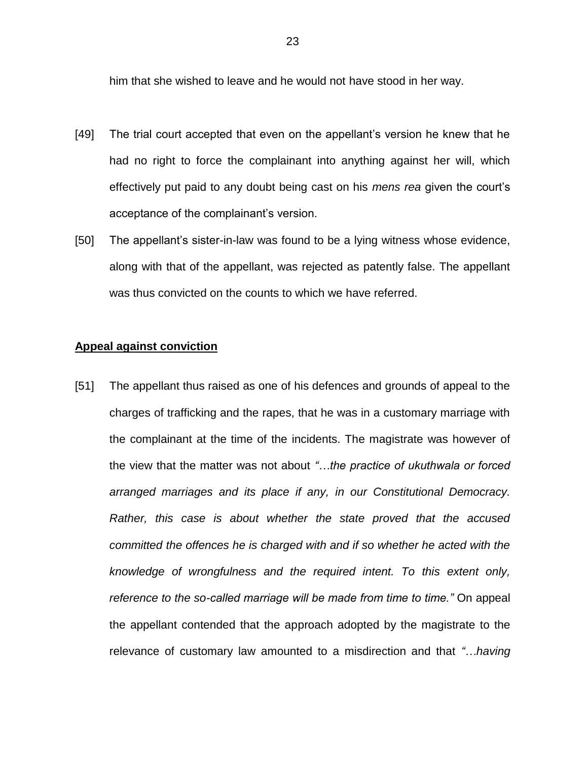him that she wished to leave and he would not have stood in her way.

[49] The trial court accepted that even on the appellant's version he knew that he had no right to force the complainant into anything against her will, which effectively put paid to any doubt being cast on his *mens rea* given the court's acceptance of the complainant's version.

[50] The appellant's sister-in-law was found to be a lying witness whose evidence, along with that of the appellant, was rejected as patently false. The appellant was thus convicted on the counts to which we have referred.

**Appeal against conviction**

[51] The appellant thus raised as one of his defences and grounds of appeal to the charges of trafficking and the rapes, that he was in a customary marriage with the complainant at the time of the incidents. The magistrate was however of the view that the matter was not about *"…the practice of ukuthwala or forced arranged marriages and its place if any, in our Constitutional Democracy. Rather, this case is about whether the state proved that the accused committed the offences he is charged with and if so whether he acted with the knowledge of wrongfulness and the required intent. To this extent only, reference to the so-called marriage will be made from time to time."* On appeal the appellant contended that the approach adopted by the magistrate to the relevance of customary law amounted to a misdirection and that *"…having*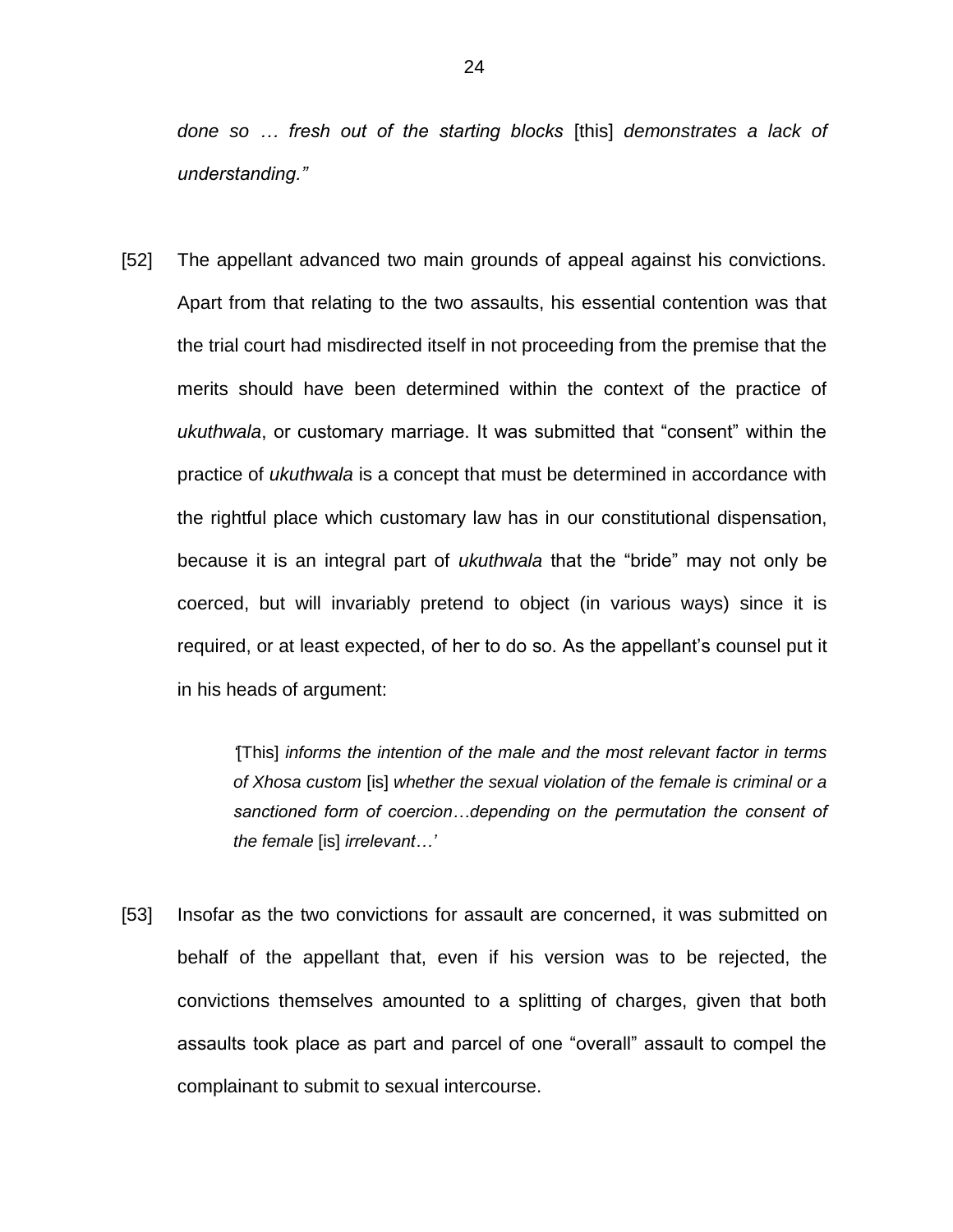*done so … fresh out of the starting blocks* [this] *demonstrates a lack of understanding."*

[52] The appellant advanced two main grounds of appeal against his convictions. Apart from that relating to the two assaults, his essential contention was that the trial court had misdirected itself in not proceeding from the premise that the merits should have been determined within the context of the practice of *ukuthwala*, or customary marriage. It was submitted that "consent" within the practice of *ukuthwala* is a concept that must be determined in accordance with the rightful place which customary law has in our constitutional dispensation, because it is an integral part of *ukuthwala* that the "bride" may not only be coerced, but will invariably pretend to object (in various ways) since it is required, or at least expected, of her to do so. As the appellant's counsel put it in his heads of argument:

> '[This] *informs the intention of the male and the most relevant factor in terms of Xhosa custom* [is] *whether the sexual violation of the female is criminal or a sanctioned form of coercion…depending on the permutation the consent of the female* [is] *irrelevant…'*

[53] Insofar as the two convictions for assault are concerned, it was submitted on behalf of the appellant that, even if his version was to be rejected, the convictions themselves amounted to a splitting of charges, given that both assaults took place as part and parcel of one "overall" assault to compel the complainant to submit to sexual intercourse.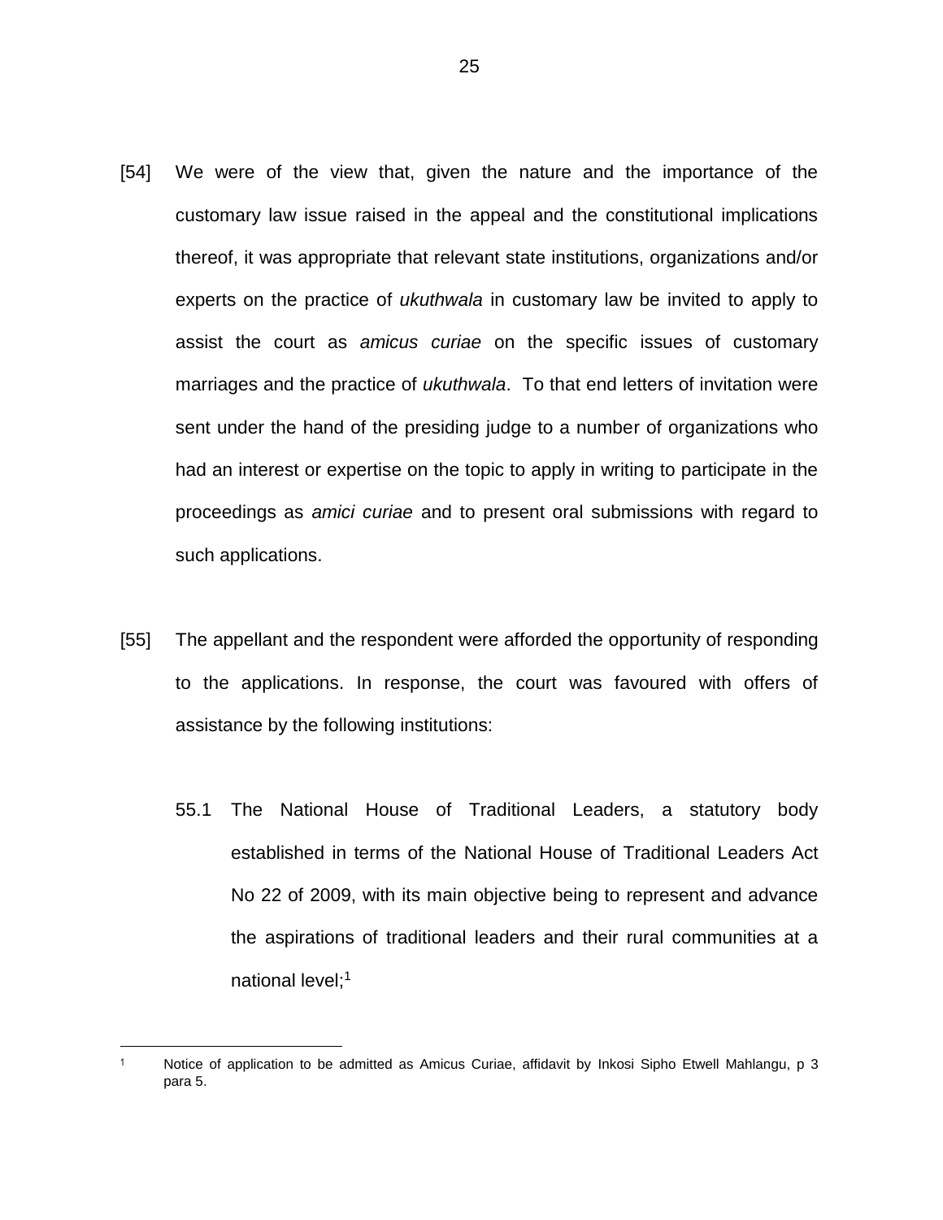[54] We were of the view that, given the nature and the importance of the customary law issue raised in the appeal and the constitutional implications thereof, it was appropriate that relevant state institutions, organizations and/or experts on the practice of *ukuthwala* in customary law be invited to apply to assist the court as *amicus curiae* on the specific issues of customary marriages and the practice of *ukuthwala*. To that end letters of invitation were sent under the hand of the presiding judge to a number of organizations who had an interest or expertise on the topic to apply in writing to participate in the proceedings as *amici curiae* and to present oral submissions with regard to such applications.

[55] The appellant and the respondent were afforded the opportunity of responding to the applications. In response, the court was favoured with offers of assistance by the following institutions:

55.1 The National House of Traditional Leaders, a statutory body established in terms of the National House of Traditional Leaders Act No 22 of 2009, with its main objective being to represent and advance the aspirations of traditional leaders and their rural communities at a national level;[1]

---

[1] Notice of application to be admitted as Amicus Curiae, affidavit by Inkosi Sipho Etwell Mahlangu, p 3 para 5.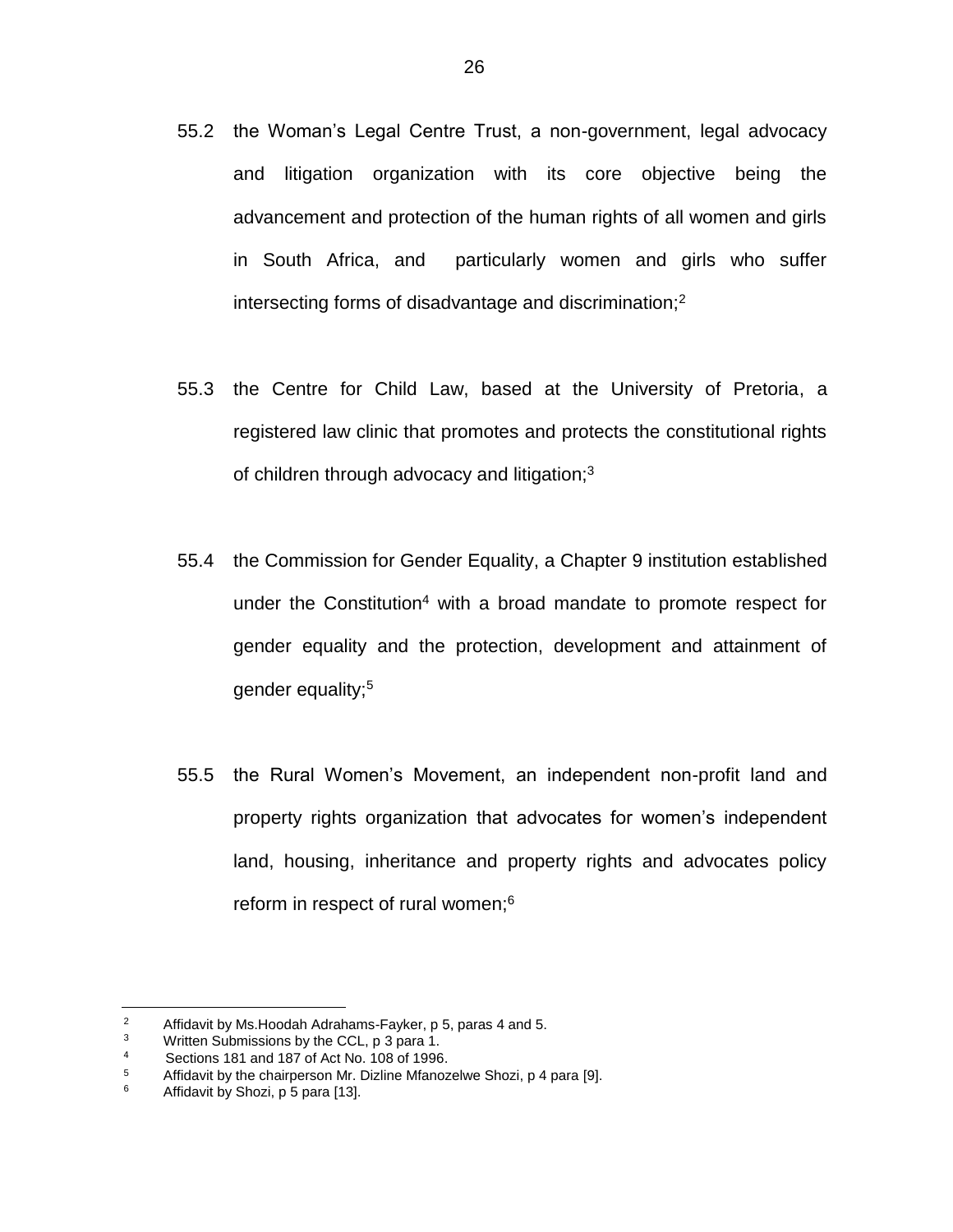55.2 the Woman's Legal Centre Trust, a non-government, legal advocacy and litigation organization with its core objective being the advancement and protection of the human rights of all women and girls in South Africa, and particularly women and girls who suffer intersecting forms of disadvantage and discrimination;[2]

55.3 the Centre for Child Law, based at the University of Pretoria, a registered law clinic that promotes and protects the constitutional rights of children through advocacy and litigation;[3]

55.4 the Commission for Gender Equality, a Chapter 9 institution established under the Constitution[4] with a broad mandate to promote respect for gender equality and the protection, development and attainment of gender equality;[5]

55.5 the Rural Women's Movement, an independent non-profit land and property rights organization that advocates for women's independent land, housing, inheritance and property rights and advocates policy reform in respect of rural women;[6]

---

[2] Affidavit by Ms.Hoodah Adrahams-Fayker, p 5, paras 4 and 5.

[3] Written Submissions by the CCL, p 3 para 1.

[4] Sections 181 and 187 of Act No. 108 of 1996.

[5] Affidavit by the chairperson Mr. Dizline Mfanozelwe Shozi, p 4 para [9].

[6] Affidavit by Shozi, p 5 para [13].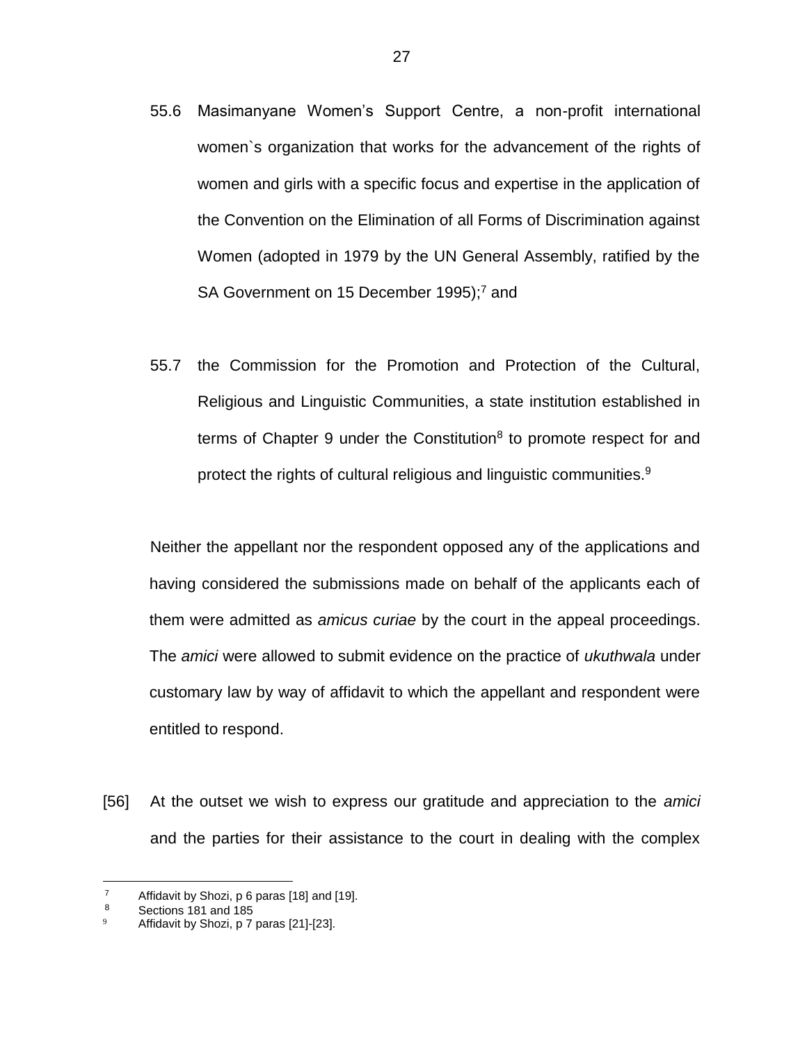55.6 Masimanyane Women's Support Centre, a non-profit international women`s organization that works for the advancement of the rights of women and girls with a specific focus and expertise in the application of the Convention on the Elimination of all Forms of Discrimination against Women (adopted in 1979 by the UN General Assembly, ratified by the SA Government on 15 December 1995);[7] and

55.7 the Commission for the Promotion and Protection of the Cultural, Religious and Linguistic Communities, a state institution established in terms of Chapter 9 under the Constitution[8] to promote respect for and protect the rights of cultural religious and linguistic communities.[9]

Neither the appellant nor the respondent opposed any of the applications and having considered the submissions made on behalf of the applicants each of them were admitted as *amicus curiae* by the court in the appeal proceedings. The *amici* were allowed to submit evidence on the practice of *ukuthwala* under customary law by way of affidavit to which the appellant and respondent were entitled to respond.

[56] At the outset we wish to express our gratitude and appreciation to the *amici* and the parties for their assistance to the court in dealing with the complex

---

[7] Affidavit by Shozi, p 6 paras [18] and [19].

[8] Sections 181 and 185

[9] Affidavit by Shozi, p 7 paras [21]-[23].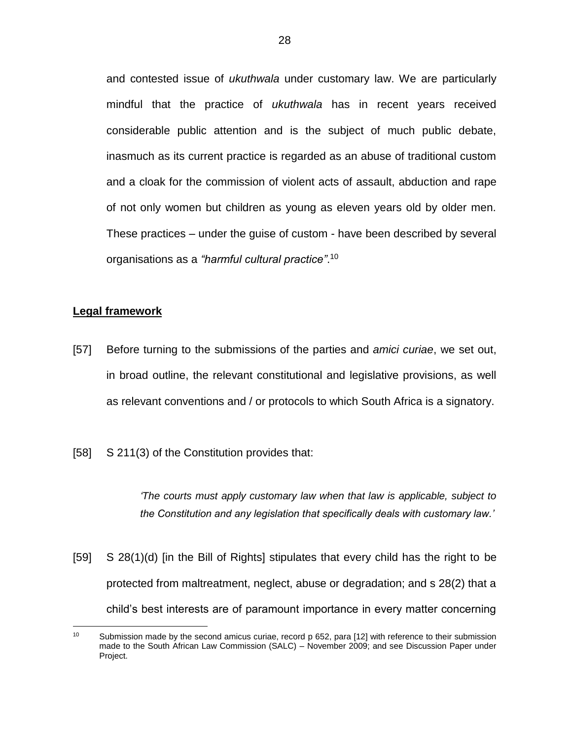and contested issue of *ukuthwala* under customary law. We are particularly mindful that the practice of *ukuthwala* has in recent years received considerable public attention and is the subject of much public debate, inasmuch as its current practice is regarded as an abuse of traditional custom and a cloak for the commission of violent acts of assault, abduction and rape of not only women but children as young as eleven years old by older men. These practices – under the guise of custom - have been described by several organisations as a *"harmful cultural practice"*.[10]

**Legal framework**

[57] Before turning to the submissions of the parties and *amici curiae*, we set out, in broad outline, the relevant constitutional and legislative provisions, as well as relevant conventions and / or protocols to which South Africa is a signatory.

[58] S 211(3) of the Constitution provides that:

> *'The courts must apply customary law when that law is applicable, subject to the Constitution and any legislation that specifically deals with customary law.'*

[59] S 28(1)(d) [in the Bill of Rights] stipulates that every child has the right to be protected from maltreatment, neglect, abuse or degradation; and s 28(2) that a child's best interests are of paramount importance in every matter concerning

---

[10] Submission made by the second amicus curiae, record p 652, para [12] with reference to their submission made to the South African Law Commission (SALC) – November 2009; and see Discussion Paper under Project.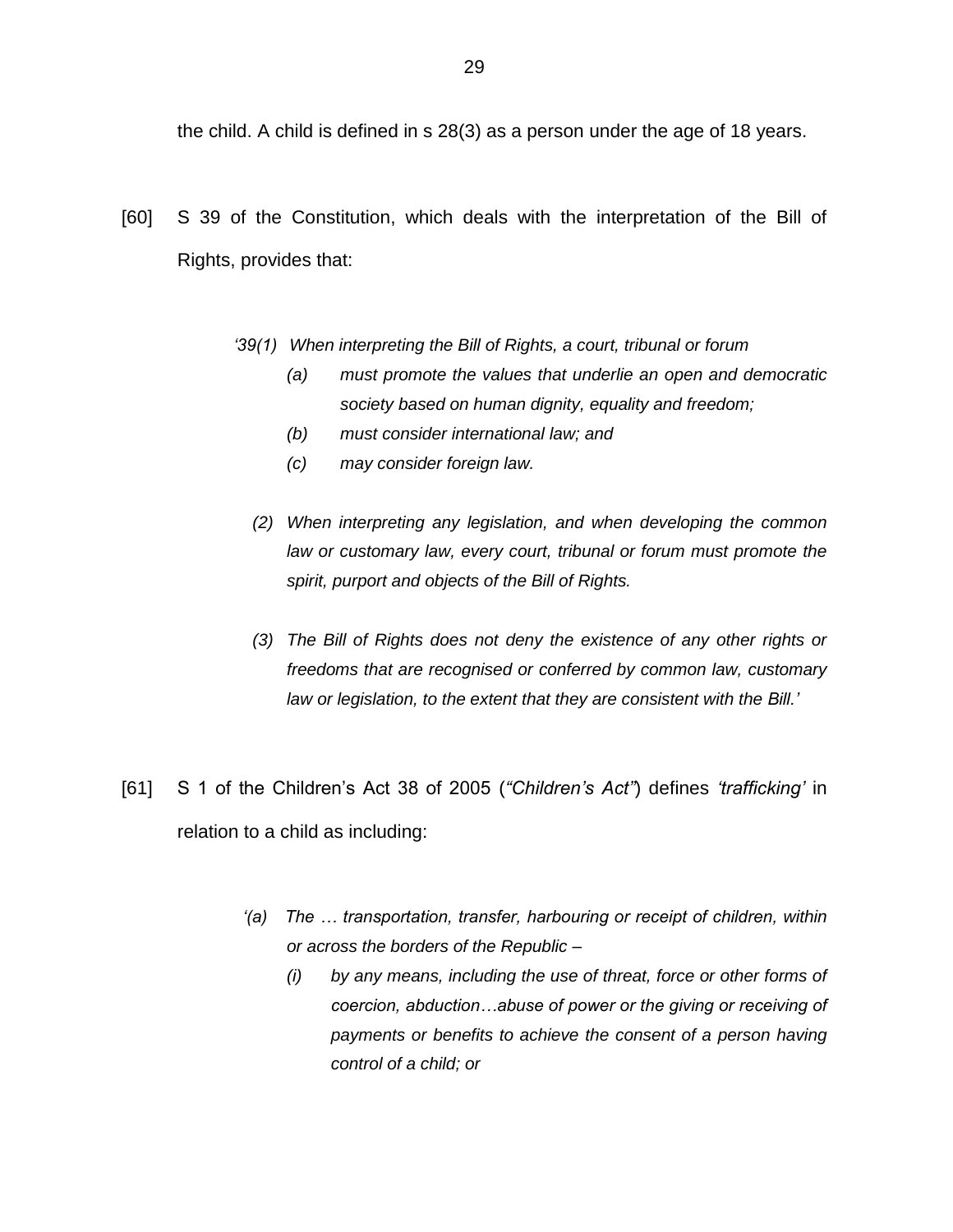the child. A child is defined in s 28(3) as a person under the age of 18 years.

[60] S 39 of the Constitution, which deals with the interpretation of the Bill of Rights, provides that:

> *'39(1) When interpreting the Bill of Rights, a court, tribunal or forum*
>
> *(a) must promote the values that underlie an open and democratic society based on human dignity, equality and freedom;*
>
> *(b) must consider international law; and*
>
> *(c) may consider foreign law.*
>
> *(2) When interpreting any legislation, and when developing the common law or customary law, every court, tribunal or forum must promote the spirit, purport and objects of the Bill of Rights.*
>
> *(3) The Bill of Rights does not deny the existence of any other rights or freedoms that are recognised or conferred by common law, customary law or legislation, to the extent that they are consistent with the Bill.'*

[61] S 1 of the Children's Act 38 of 2005 (*"Children's Act"*) defines *'trafficking'* in relation to a child as including:

> *'(a) The … transportation, transfer, harbouring or receipt of children, within or across the borders of the Republic –*
>
> *(i) by any means, including the use of threat, force or other forms of coercion, abduction…abuse of power or the giving or receiving of payments or benefits to achieve the consent of a person having control of a child; or*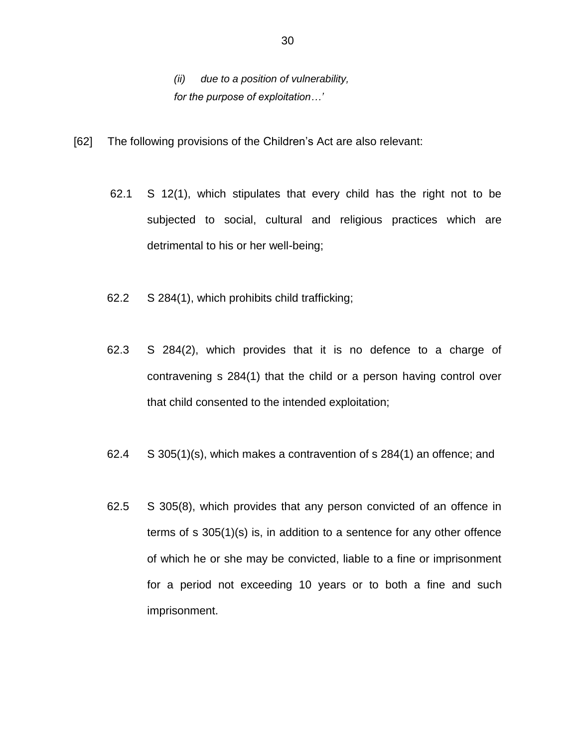> *(ii) due to a position of vulnerability,*
> *for the purpose of exploitation…'*

[62] The following provisions of the Children's Act are also relevant:

62.1 S 12(1), which stipulates that every child has the right not to be subjected to social, cultural and religious practices which are detrimental to his or her well-being;

62.2 S 284(1), which prohibits child trafficking;

62.3 S 284(2), which provides that it is no defence to a charge of contravening s 284(1) that the child or a person having control over that child consented to the intended exploitation;

62.4 S 305(1)(s), which makes a contravention of s 284(1) an offence; and

62.5 S 305(8), which provides that any person convicted of an offence in terms of s 305(1)(s) is, in addition to a sentence for any other offence of which he or she may be convicted, liable to a fine or imprisonment for a period not exceeding 10 years or to both a fine and such imprisonment.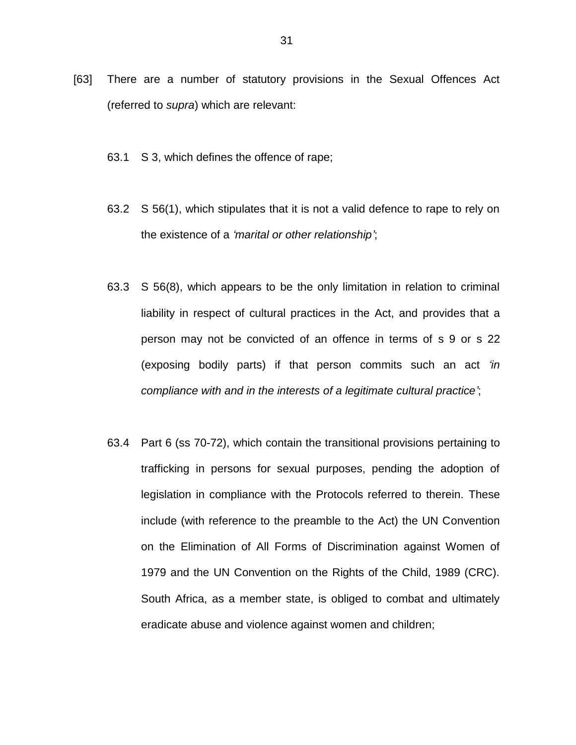[63] There are a number of statutory provisions in the Sexual Offences Act (referred to *supra*) which are relevant:

63.1 S 3, which defines the offence of rape;

63.2 S 56(1), which stipulates that it is not a valid defence to rape to rely on the existence of a *'marital or other relationship'*;

63.3 S 56(8), which appears to be the only limitation in relation to criminal liability in respect of cultural practices in the Act, and provides that a person may not be convicted of an offence in terms of s 9 or s 22 (exposing bodily parts) if that person commits such an act *'in compliance with and in the interests of a legitimate cultural practice'*;

63.4 Part 6 (ss 70-72), which contain the transitional provisions pertaining to trafficking in persons for sexual purposes, pending the adoption of legislation in compliance with the Protocols referred to therein. These include (with reference to the preamble to the Act) the UN Convention on the Elimination of All Forms of Discrimination against Women of 1979 and the UN Convention on the Rights of the Child, 1989 (CRC). South Africa, as a member state, is obliged to combat and ultimately eradicate abuse and violence against women and children;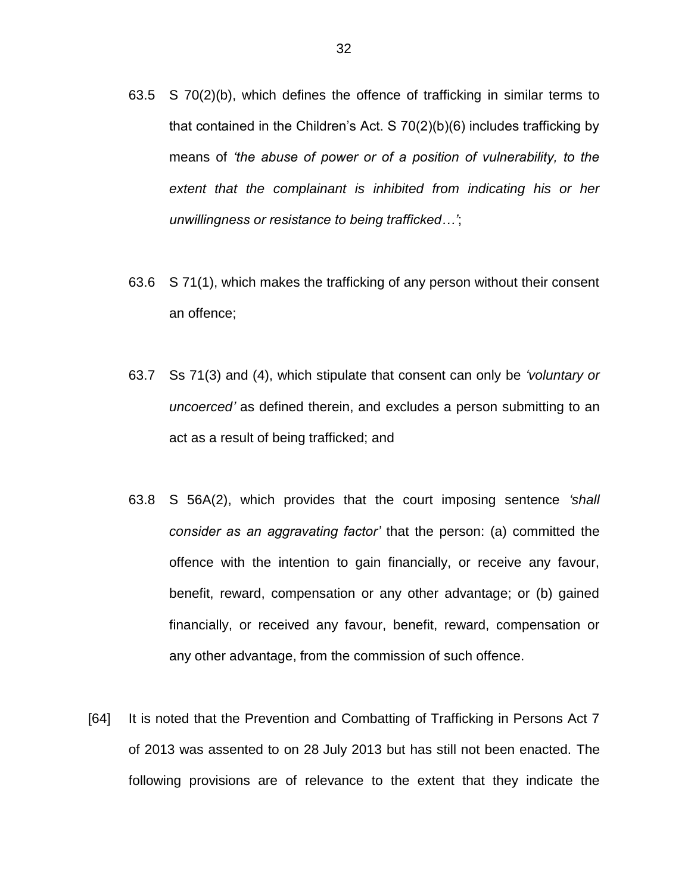63.5 S 70(2)(b), which defines the offence of trafficking in similar terms to that contained in the Children's Act. S 70(2)(b)(6) includes trafficking by means of *'the abuse of power or of a position of vulnerability, to the extent that the complainant is inhibited from indicating his or her unwillingness or resistance to being trafficked…'*;

63.6 S 71(1), which makes the trafficking of any person without their consent an offence;

63.7 Ss 71(3) and (4), which stipulate that consent can only be *'voluntary or uncoerced'* as defined therein, and excludes a person submitting to an act as a result of being trafficked; and

63.8 S 56A(2), which provides that the court imposing sentence *'shall consider as an aggravating factor'* that the person: (a) committed the offence with the intention to gain financially, or receive any favour, benefit, reward, compensation or any other advantage; or (b) gained financially, or received any favour, benefit, reward, compensation or any other advantage, from the commission of such offence.

[64] It is noted that the Prevention and Combatting of Trafficking in Persons Act 7 of 2013 was assented to on 28 July 2013 but has still not been enacted. The following provisions are of relevance to the extent that they indicate the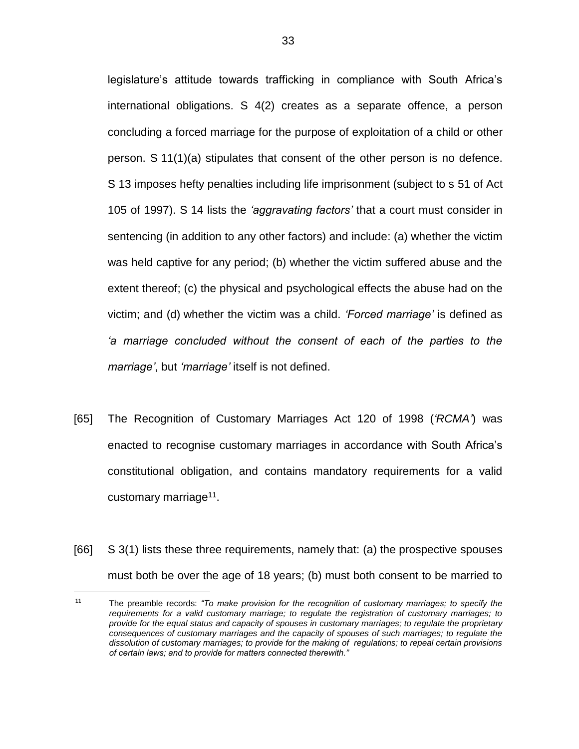legislature's attitude towards trafficking in compliance with South Africa's international obligations. S 4(2) creates as a separate offence, a person concluding a forced marriage for the purpose of exploitation of a child or other person. S 11(1)(a) stipulates that consent of the other person is no defence. S 13 imposes hefty penalties including life imprisonment (subject to s 51 of Act 105 of 1997). S 14 lists the *'aggravating factors'* that a court must consider in sentencing (in addition to any other factors) and include: (a) whether the victim was held captive for any period; (b) whether the victim suffered abuse and the extent thereof; (c) the physical and psychological effects the abuse had on the victim; and (d) whether the victim was a child. *'Forced marriage'* is defined as *'a marriage concluded without the consent of each of the parties to the marriage'*, but *'marriage'* itself is not defined.

[65] The Recognition of Customary Marriages Act 120 of 1998 (*'RCMA'*) was enacted to recognise customary marriages in accordance with South Africa's constitutional obligation, and contains mandatory requirements for a valid customary marriage[11].

[66] S 3(1) lists these three requirements, namely that: (a) the prospective spouses must both be over the age of 18 years; (b) must both consent to be married to

---

[11] The preamble records: *"To make provision for the recognition of customary marriages; to specify the requirements for a valid customary marriage; to regulate the registration of customary marriages; to provide for the equal status and capacity of spouses in customary marriages; to regulate the proprietary consequences of customary marriages and the capacity of spouses of such marriages; to regulate the dissolution of customary marriages; to provide for the making of regulations; to repeal certain provisions of certain laws; and to provide for matters connected therewith."*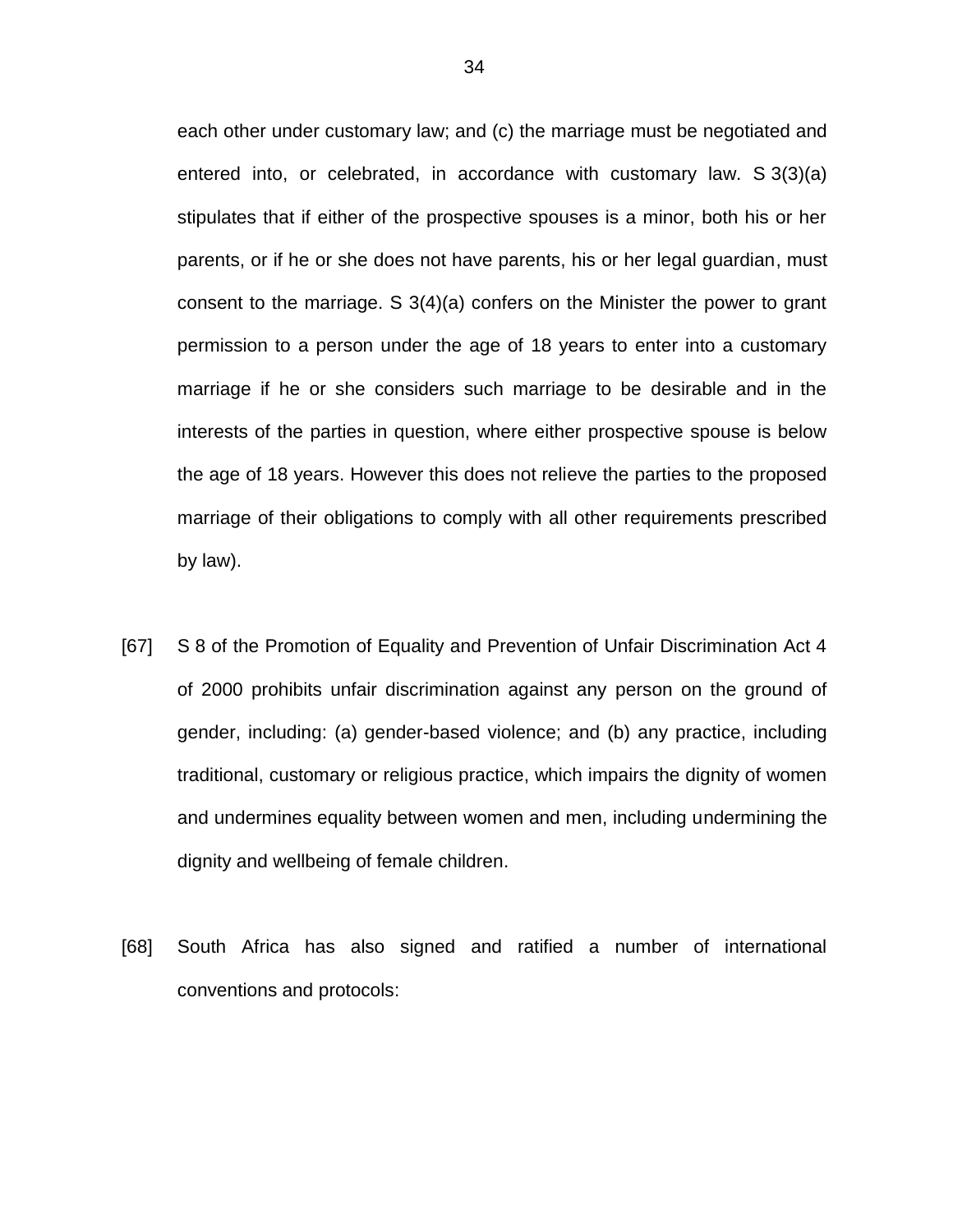each other under customary law; and (c) the marriage must be negotiated and entered into, or celebrated, in accordance with customary law. S 3(3)(a) stipulates that if either of the prospective spouses is a minor, both his or her parents, or if he or she does not have parents, his or her legal guardian, must consent to the marriage. S 3(4)(a) confers on the Minister the power to grant permission to a person under the age of 18 years to enter into a customary marriage if he or she considers such marriage to be desirable and in the interests of the parties in question, where either prospective spouse is below the age of 18 years. However this does not relieve the parties to the proposed marriage of their obligations to comply with all other requirements prescribed by law).

[67] S 8 of the Promotion of Equality and Prevention of Unfair Discrimination Act 4 of 2000 prohibits unfair discrimination against any person on the ground of gender, including: (a) gender-based violence; and (b) any practice, including traditional, customary or religious practice, which impairs the dignity of women and undermines equality between women and men, including undermining the dignity and wellbeing of female children.

[68] South Africa has also signed and ratified a number of international conventions and protocols: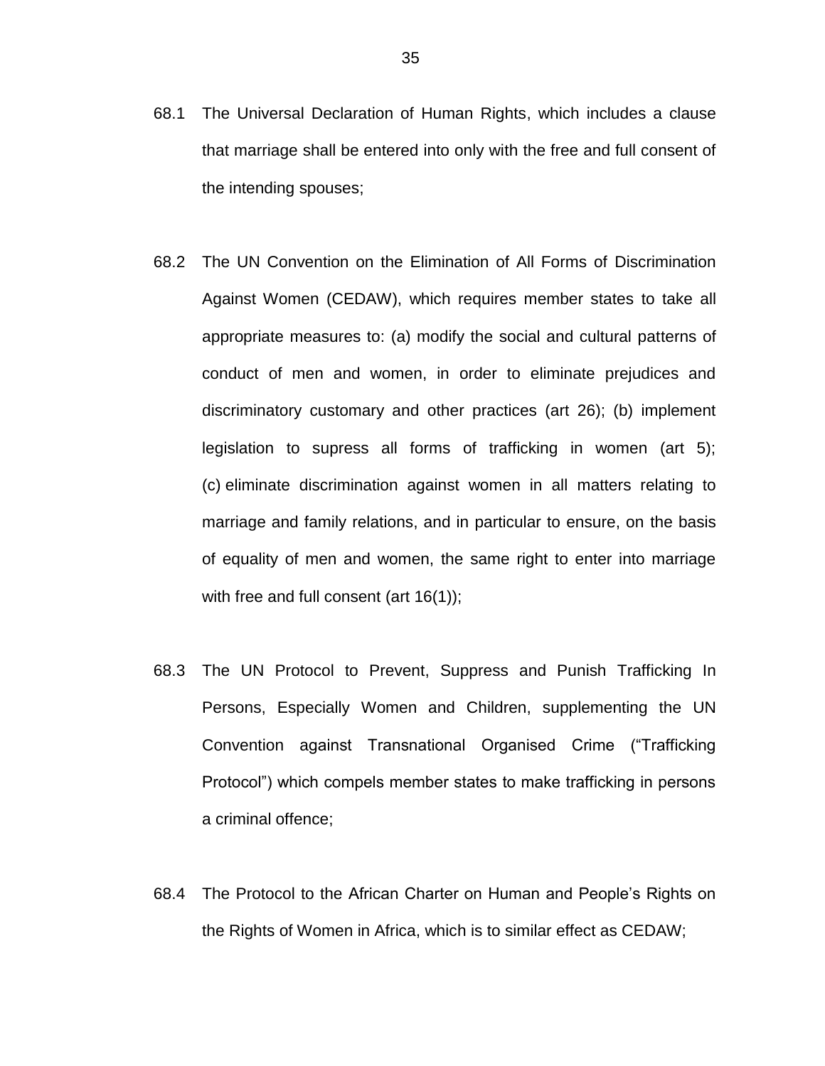68.1 The Universal Declaration of Human Rights, which includes a clause that marriage shall be entered into only with the free and full consent of the intending spouses;

68.2 The UN Convention on the Elimination of All Forms of Discrimination Against Women (CEDAW), which requires member states to take all appropriate measures to: (a) modify the social and cultural patterns of conduct of men and women, in order to eliminate prejudices and discriminatory customary and other practices (art 26); (b) implement legislation to supress all forms of trafficking in women (art 5); (c) eliminate discrimination against women in all matters relating to marriage and family relations, and in particular to ensure, on the basis of equality of men and women, the same right to enter into marriage with free and full consent (art 16(1));

68.3 The UN Protocol to Prevent, Suppress and Punish Trafficking In Persons, Especially Women and Children, supplementing the UN Convention against Transnational Organised Crime ("Trafficking Protocol") which compels member states to make trafficking in persons a criminal offence;

68.4 The Protocol to the African Charter on Human and People's Rights on the Rights of Women in Africa, which is to similar effect as CEDAW;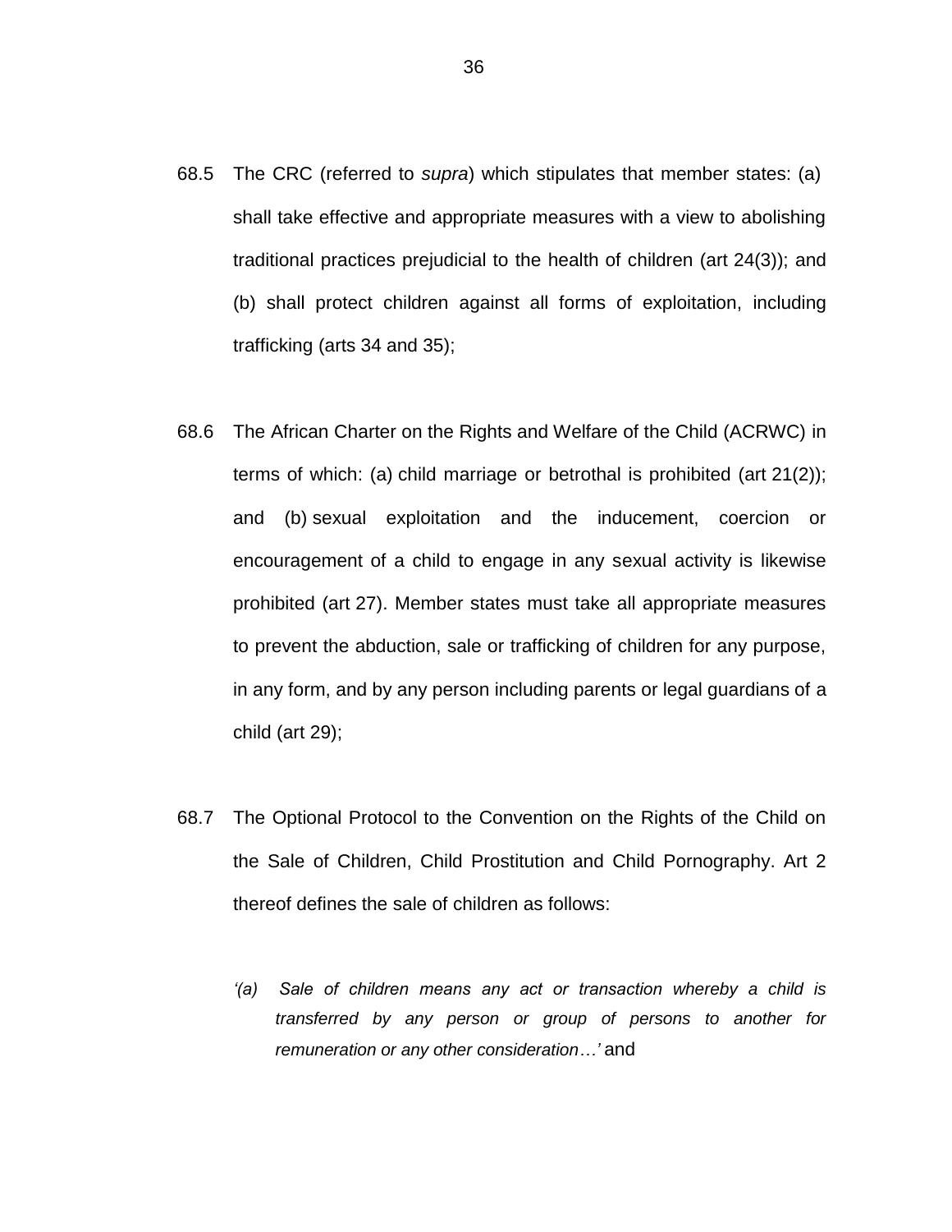68.5 The CRC (referred to *supra*) which stipulates that member states: (a) shall take effective and appropriate measures with a view to abolishing traditional practices prejudicial to the health of children (art 24(3)); and (b) shall protect children against all forms of exploitation, including trafficking (arts 34 and 35);

68.6 The African Charter on the Rights and Welfare of the Child (ACRWC) in terms of which: (a) child marriage or betrothal is prohibited (art 21(2)); and (b) sexual exploitation and the inducement, coercion or encouragement of a child to engage in any sexual activity is likewise prohibited (art 27). Member states must take all appropriate measures to prevent the abduction, sale or trafficking of children for any purpose, in any form, and by any person including parents or legal guardians of a child (art 29);

68.7 The Optional Protocol to the Convention on the Rights of the Child on the Sale of Children, Child Prostitution and Child Pornography. Art 2 thereof defines the sale of children as follows:

> *'(a) Sale of children means any act or transaction whereby a child is transferred by any person or group of persons to another for remuneration or any other consideration…'* and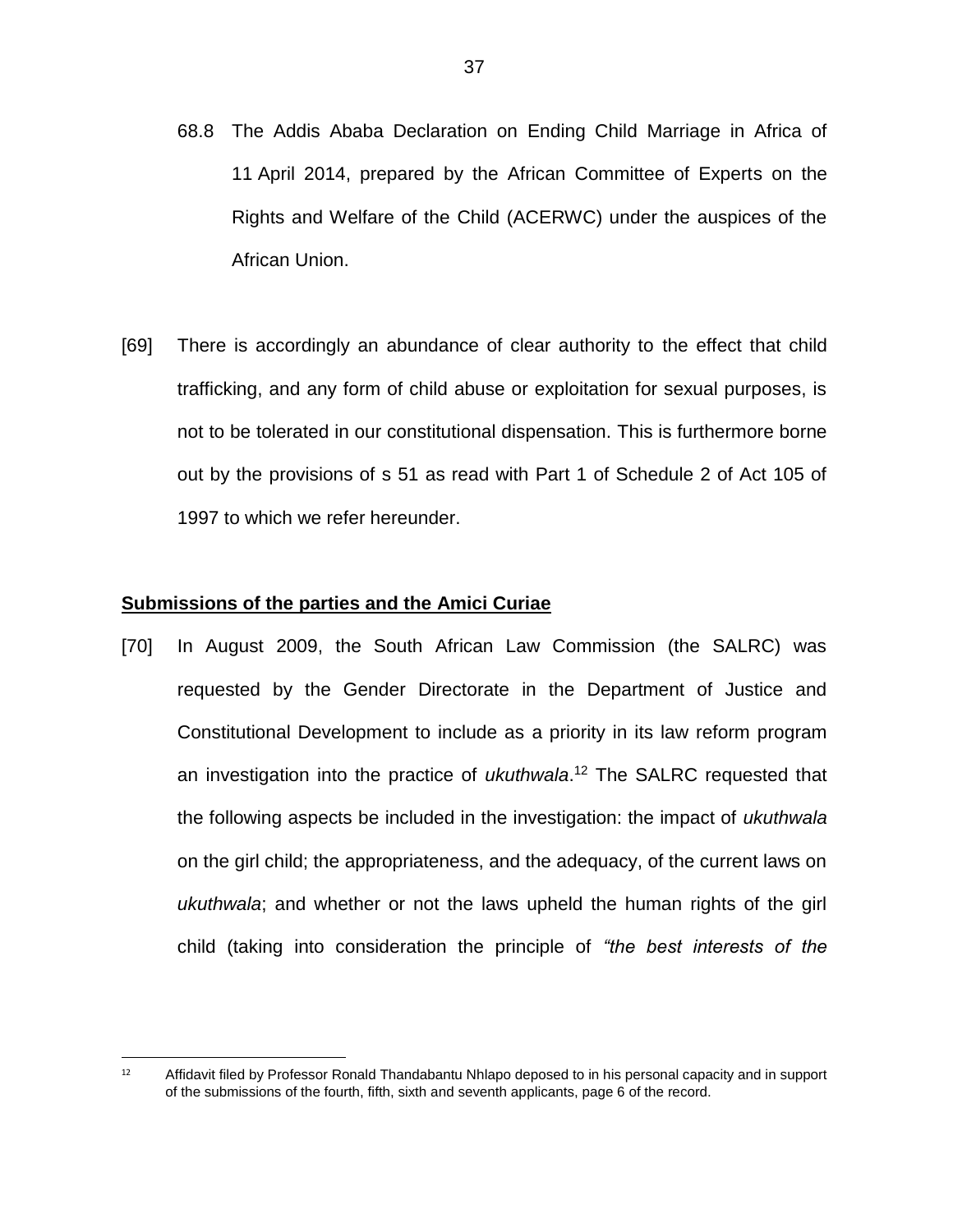68.8 The Addis Ababa Declaration on Ending Child Marriage in Africa of 11 April 2014, prepared by the African Committee of Experts on the Rights and Welfare of the Child (ACERWC) under the auspices of the African Union.

[69] There is accordingly an abundance of clear authority to the effect that child trafficking, and any form of child abuse or exploitation for sexual purposes, is not to be tolerated in our constitutional dispensation. This is furthermore borne out by the provisions of s 51 as read with Part 1 of Schedule 2 of Act 105 of 1997 to which we refer hereunder.

**<u>Submissions of the parties and the Amici Curiae</u>**

[70] In August 2009, the South African Law Commission (the SALRC) was requested by the Gender Directorate in the Department of Justice and Constitutional Development to include as a priority in its law reform program an investigation into the practice of *ukuthwala*.[12] The SALRC requested that the following aspects be included in the investigation: the impact of *ukuthwala* on the girl child; the appropriateness, and the adequacy, of the current laws on *ukuthwala*; and whether or not the laws upheld the human rights of the girl child (taking into consideration the principle of *"the best interests of the*

[12] Affidavit filed by Professor Ronald Thandabantu Nhlapo deposed to in his personal capacity and in support of the submissions of the fourth, fifth, sixth and seventh applicants, page 6 of the record.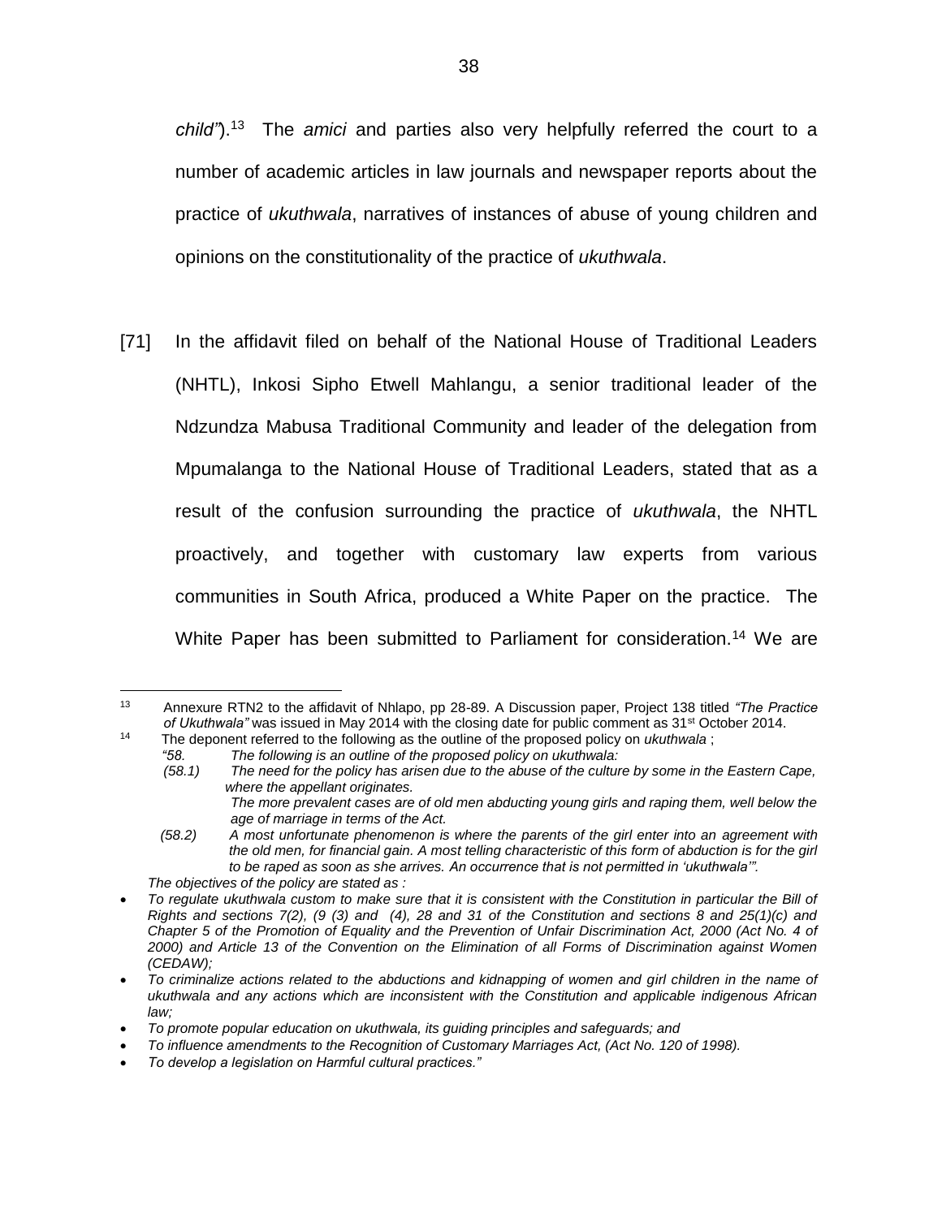*child"*).[13] The *amici* and parties also very helpfully referred the court to a number of academic articles in law journals and newspaper reports about the practice of *ukuthwala*, narratives of instances of abuse of young children and opinions on the constitutionality of the practice of *ukuthwala*.

[71] In the affidavit filed on behalf of the National House of Traditional Leaders (NHTL), Inkosi Sipho Etwell Mahlangu, a senior traditional leader of the Ndzundza Mabusa Traditional Community and leader of the delegation from Mpumalanga to the National House of Traditional Leaders, stated that as a result of the confusion surrounding the practice of *ukuthwala*, the NHTL proactively, and together with customary law experts from various communities in South Africa, produced a White Paper on the practice. The White Paper has been submitted to Parliament for consideration.[14] We are

---

[13] Annexure RTN2 to the affidavit of Nhlapo, pp 28-89. A Discussion paper, Project 138 titled *"The Practice of Ukuthwala"* was issued in May 2014 with the closing date for public comment as 31st October 2014.

[14] The deponent referred to the following as the outline of the proposed policy on *ukuthwala* ;

*"58. The following is an outline of the proposed policy on ukuthwala:*

*(58.1) The need for the policy has arisen due to the abuse of the culture by some in the Eastern Cape, where the appellant originates.*
*The more prevalent cases are of old men abducting young girls and raping them, well below the age of marriage in terms of the Act.*

*(58.2) A most unfortunate phenomenon is where the parents of the girl enter into an agreement with the old men, for financial gain. A most telling characteristic of this form of abduction is for the girl to be raped as soon as she arrives. An occurrence that is not permitted in 'ukuthwala'".*

*The objectives of the policy are stated as :*

- *To regulate ukuthwala custom to make sure that it is consistent with the Constitution in particular the Bill of Rights and sections 7(2), (9 (3) and (4), 28 and 31 of the Constitution and sections 8 and 25(1)(c) and Chapter 5 of the Promotion of Equality and the Prevention of Unfair Discrimination Act, 2000 (Act No. 4 of 2000) and Article 13 of the Convention on the Elimination of all Forms of Discrimination against Women (CEDAW);*
- *To criminalize actions related to the abductions and kidnapping of women and girl children in the name of ukuthwala and any actions which are inconsistent with the Constitution and applicable indigenous African law;*
- *To promote popular education on ukuthwala, its guiding principles and safeguards; and*
- *To influence amendments to the Recognition of Customary Marriages Act, (Act No. 120 of 1998).*
- *To develop a legislation on Harmful cultural practices."*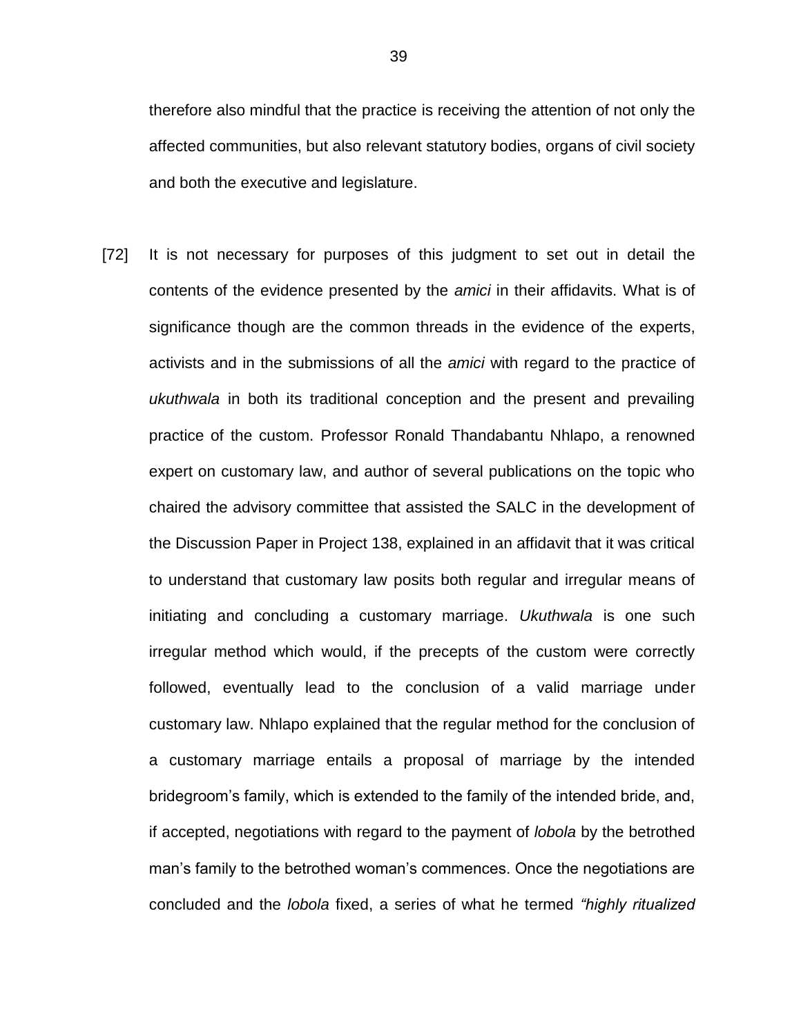therefore also mindful that the practice is receiving the attention of not only the affected communities, but also relevant statutory bodies, organs of civil society and both the executive and legislature.

[72] It is not necessary for purposes of this judgment to set out in detail the contents of the evidence presented by the *amici* in their affidavits. What is of significance though are the common threads in the evidence of the experts, activists and in the submissions of all the *amici* with regard to the practice of *ukuthwala* in both its traditional conception and the present and prevailing practice of the custom. Professor Ronald Thandabantu Nhlapo, a renowned expert on customary law, and author of several publications on the topic who chaired the advisory committee that assisted the SALC in the development of the Discussion Paper in Project 138, explained in an affidavit that it was critical to understand that customary law posits both regular and irregular means of initiating and concluding a customary marriage. *Ukuthwala* is one such irregular method which would, if the precepts of the custom were correctly followed, eventually lead to the conclusion of a valid marriage under customary law. Nhlapo explained that the regular method for the conclusion of a customary marriage entails a proposal of marriage by the intended bridegroom's family, which is extended to the family of the intended bride, and, if accepted, negotiations with regard to the payment of *lobola* by the betrothed man's family to the betrothed woman's commences. Once the negotiations are concluded and the *lobola* fixed, a series of what he termed *"highly ritualized*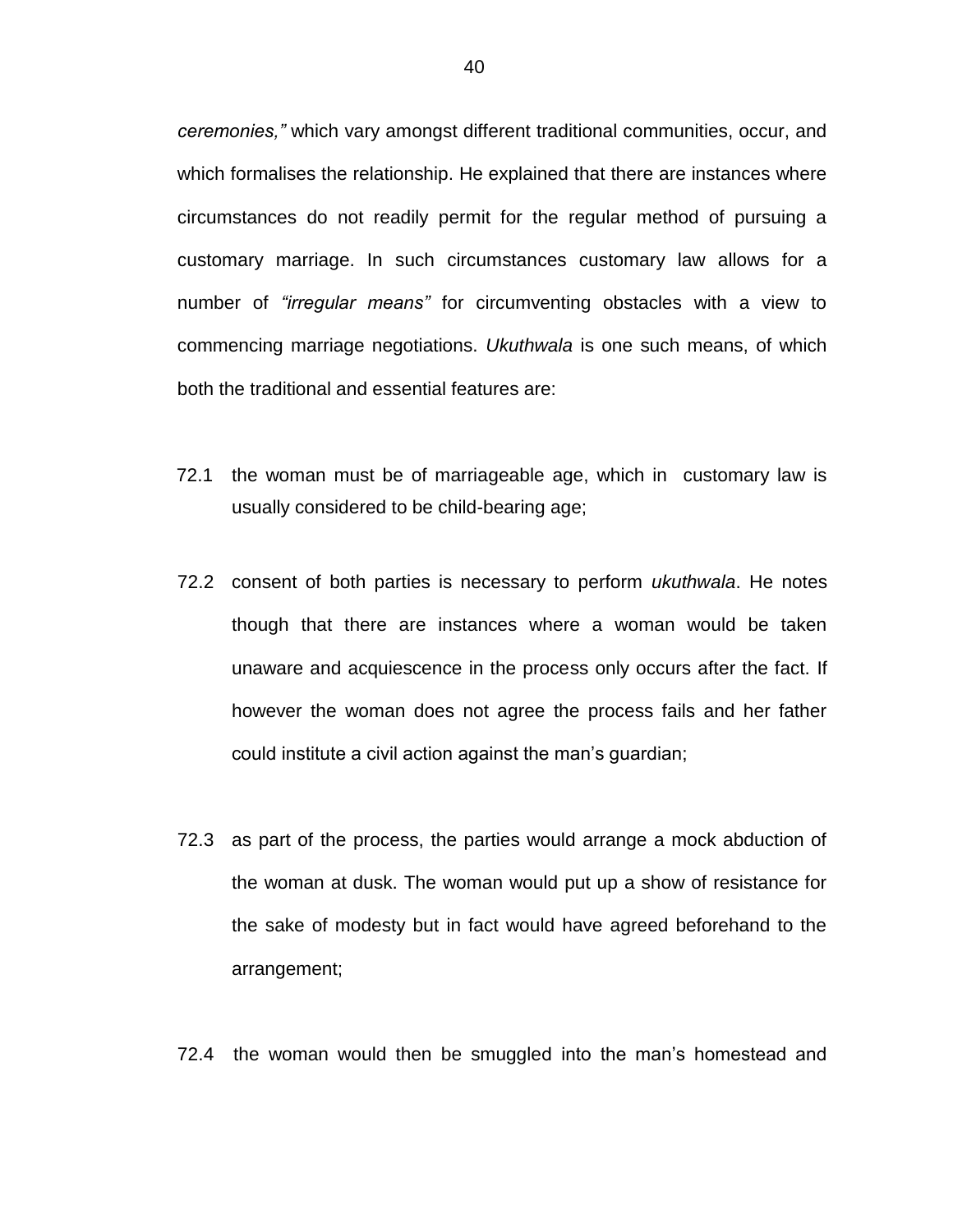*ceremonies,"* which vary amongst different traditional communities, occur, and which formalises the relationship. He explained that there are instances where circumstances do not readily permit for the regular method of pursuing a customary marriage. In such circumstances customary law allows for a number of *"irregular means"* for circumventing obstacles with a view to commencing marriage negotiations. *Ukuthwala* is one such means, of which both the traditional and essential features are:

72.1 the woman must be of marriageable age, which in customary law is usually considered to be child-bearing age;

72.2 consent of both parties is necessary to perform *ukuthwala*. He notes though that there are instances where a woman would be taken unaware and acquiescence in the process only occurs after the fact. If however the woman does not agree the process fails and her father could institute a civil action against the man's guardian;

72.3 as part of the process, the parties would arrange a mock abduction of the woman at dusk. The woman would put up a show of resistance for the sake of modesty but in fact would have agreed beforehand to the arrangement;

72.4 the woman would then be smuggled into the man's homestead and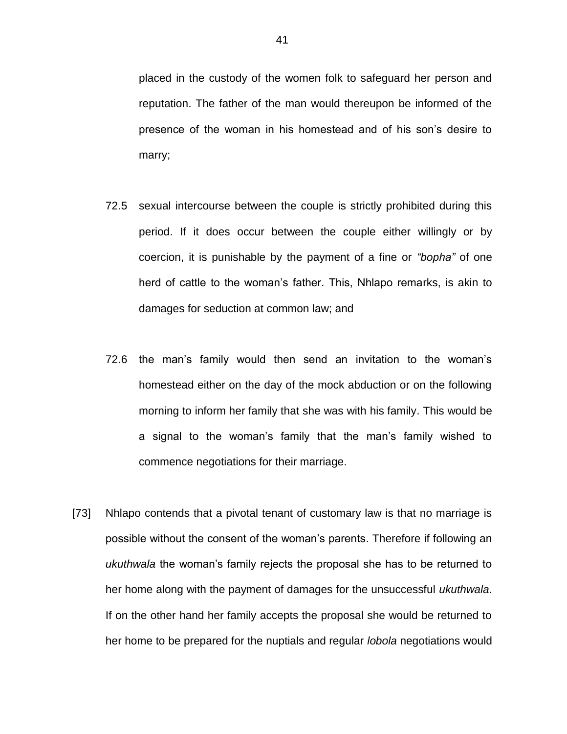placed in the custody of the women folk to safeguard her person and reputation. The father of the man would thereupon be informed of the presence of the woman in his homestead and of his son's desire to marry;

72.5 sexual intercourse between the couple is strictly prohibited during this period. If it does occur between the couple either willingly or by coercion, it is punishable by the payment of a fine or *"bopha"* of one herd of cattle to the woman's father. This, Nhlapo remarks, is akin to damages for seduction at common law; and

72.6 the man's family would then send an invitation to the woman's homestead either on the day of the mock abduction or on the following morning to inform her family that she was with his family. This would be a signal to the woman's family that the man's family wished to commence negotiations for their marriage.

[73] Nhlapo contends that a pivotal tenant of customary law is that no marriage is possible without the consent of the woman's parents. Therefore if following an *ukuthwala* the woman's family rejects the proposal she has to be returned to her home along with the payment of damages for the unsuccessful *ukuthwala*. If on the other hand her family accepts the proposal she would be returned to her home to be prepared for the nuptials and regular *lobola* negotiations would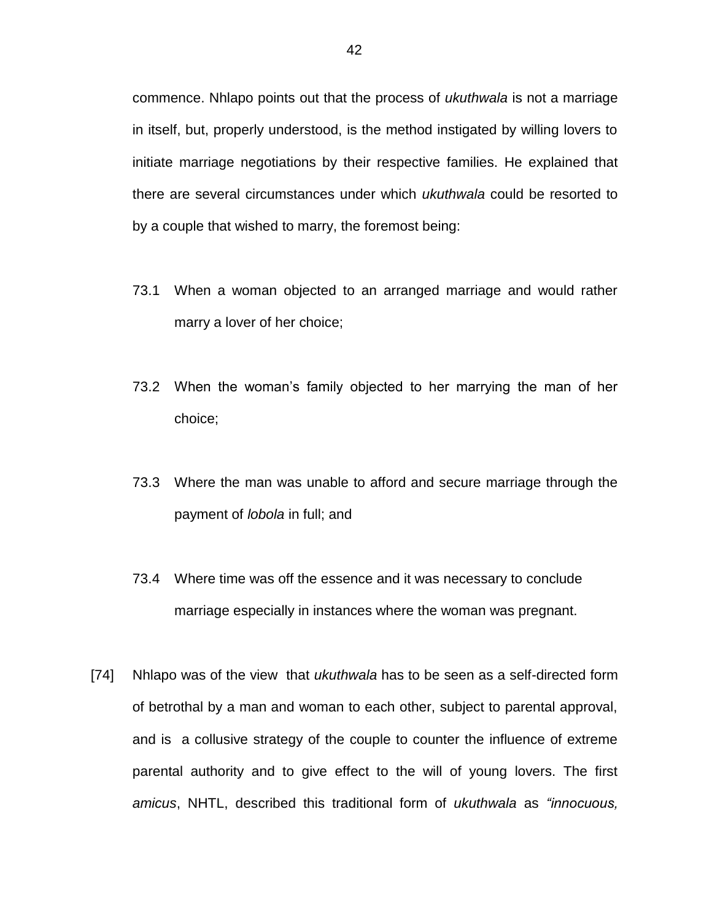commence. Nhlapo points out that the process of *ukuthwala* is not a marriage in itself, but, properly understood, is the method instigated by willing lovers to initiate marriage negotiations by their respective families. He explained that there are several circumstances under which *ukuthwala* could be resorted to by a couple that wished to marry, the foremost being:

73.1 When a woman objected to an arranged marriage and would rather marry a lover of her choice;

73.2 When the woman's family objected to her marrying the man of her choice;

73.3 Where the man was unable to afford and secure marriage through the payment of *lobola* in full; and

73.4 Where time was off the essence and it was necessary to conclude marriage especially in instances where the woman was pregnant.

[74] Nhlapo was of the view that *ukuthwala* has to be seen as a self-directed form of betrothal by a man and woman to each other, subject to parental approval, and is a collusive strategy of the couple to counter the influence of extreme parental authority and to give effect to the will of young lovers. The first *amicus*, NHTL, described this traditional form of *ukuthwala* as *"innocuous,*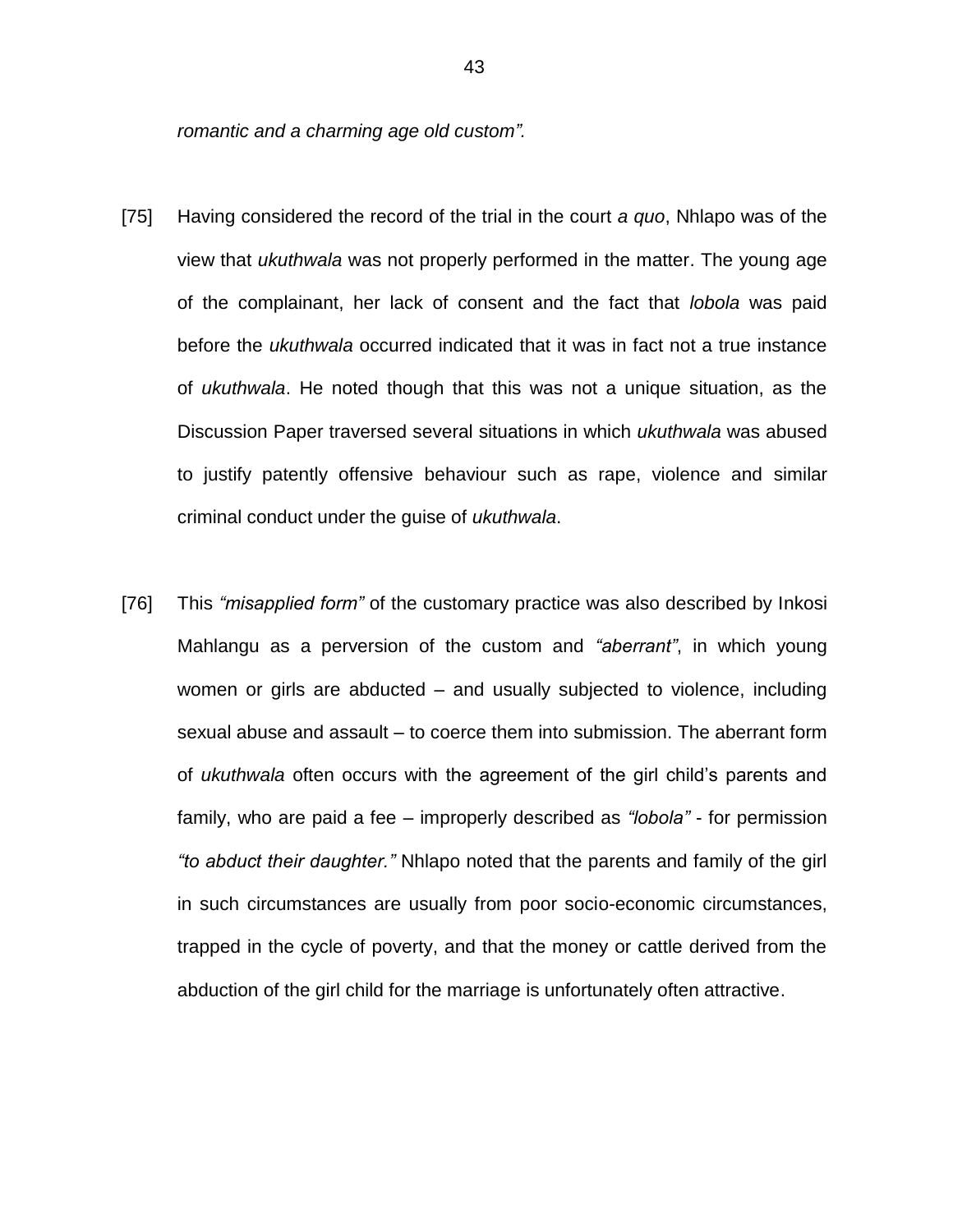*romantic and a charming age old custom".*

[75] Having considered the record of the trial in the court *a quo*, Nhlapo was of the view that *ukuthwala* was not properly performed in the matter. The young age of the complainant, her lack of consent and the fact that *lobola* was paid before the *ukuthwala* occurred indicated that it was in fact not a true instance of *ukuthwala*. He noted though that this was not a unique situation, as the Discussion Paper traversed several situations in which *ukuthwala* was abused to justify patently offensive behaviour such as rape, violence and similar criminal conduct under the guise of *ukuthwala*.

[76] This *"misapplied form"* of the customary practice was also described by Inkosi Mahlangu as a perversion of the custom and *"aberrant"*, in which young women or girls are abducted – and usually subjected to violence, including sexual abuse and assault – to coerce them into submission. The aberrant form of *ukuthwala* often occurs with the agreement of the girl child's parents and family, who are paid a fee – improperly described as *"lobola"* - for permission *"to abduct their daughter."* Nhlapo noted that the parents and family of the girl in such circumstances are usually from poor socio-economic circumstances, trapped in the cycle of poverty, and that the money or cattle derived from the abduction of the girl child for the marriage is unfortunately often attractive.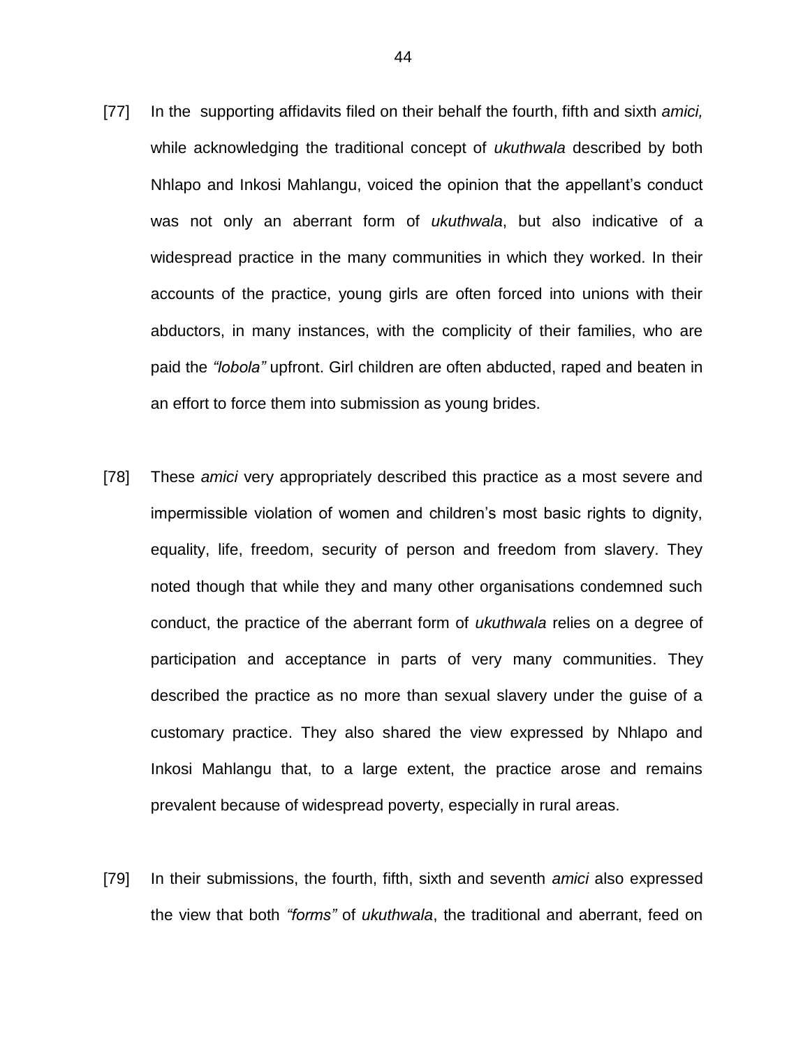[77] In the supporting affidavits filed on their behalf the fourth, fifth and sixth *amici,* while acknowledging the traditional concept of *ukuthwala* described by both Nhlapo and Inkosi Mahlangu, voiced the opinion that the appellant's conduct was not only an aberrant form of *ukuthwala*, but also indicative of a widespread practice in the many communities in which they worked. In their accounts of the practice, young girls are often forced into unions with their abductors, in many instances, with the complicity of their families, who are paid the *"lobola"* upfront. Girl children are often abducted, raped and beaten in an effort to force them into submission as young brides.

[78] These *amici* very appropriately described this practice as a most severe and impermissible violation of women and children's most basic rights to dignity, equality, life, freedom, security of person and freedom from slavery. They noted though that while they and many other organisations condemned such conduct, the practice of the aberrant form of *ukuthwala* relies on a degree of participation and acceptance in parts of very many communities. They described the practice as no more than sexual slavery under the guise of a customary practice. They also shared the view expressed by Nhlapo and Inkosi Mahlangu that, to a large extent, the practice arose and remains prevalent because of widespread poverty, especially in rural areas.

[79] In their submissions, the fourth, fifth, sixth and seventh *amici* also expressed the view that both *"forms"* of *ukuthwala*, the traditional and aberrant, feed on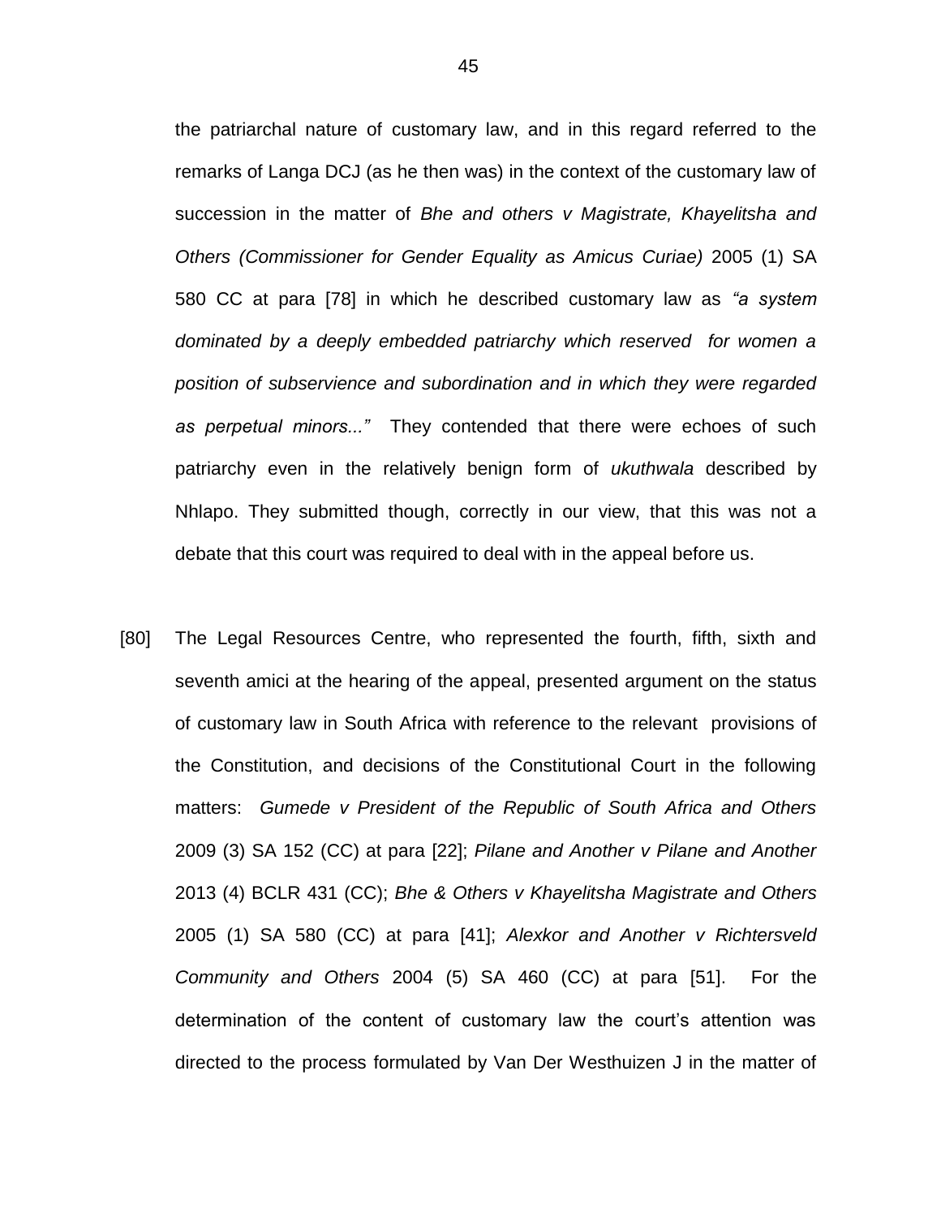the patriarchal nature of customary law, and in this regard referred to the remarks of Langa DCJ (as he then was) in the context of the customary law of succession in the matter of *Bhe and others v Magistrate, Khayelitsha and Others (Commissioner for Gender Equality as Amicus Curiae)* 2005 (1) SA 580 CC at para [78] in which he described customary law as *"a system dominated by a deeply embedded patriarchy which reserved for women a position of subservience and subordination and in which they were regarded as perpetual minors..."* They contended that there were echoes of such patriarchy even in the relatively benign form of *ukuthwala* described by Nhlapo. They submitted though, correctly in our view, that this was not a debate that this court was required to deal with in the appeal before us.

[80] The Legal Resources Centre, who represented the fourth, fifth, sixth and seventh amici at the hearing of the appeal, presented argument on the status of customary law in South Africa with reference to the relevant provisions of the Constitution, and decisions of the Constitutional Court in the following matters: *Gumede v President of the Republic of South Africa and Others* 2009 (3) SA 152 (CC) at para [22]; *Pilane and Another v Pilane and Another* 2013 (4) BCLR 431 (CC); *Bhe & Others v Khayelitsha Magistrate and Others* 2005 (1) SA 580 (CC) at para [41]; *Alexkor and Another v Richtersveld Community and Others* 2004 (5) SA 460 (CC) at para [51]. For the determination of the content of customary law the court's attention was directed to the process formulated by Van Der Westhuizen J in the matter of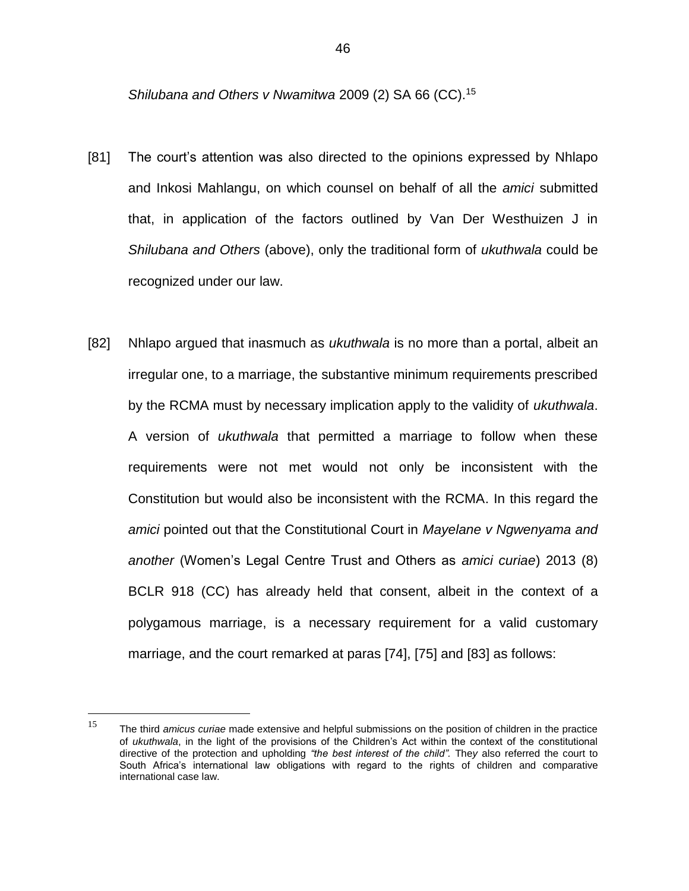*Shilubana and Others v Nwamitwa* 2009 (2) SA 66 (CC).[15]

[81] The court's attention was also directed to the opinions expressed by Nhlapo and Inkosi Mahlangu, on which counsel on behalf of all the *amici* submitted that, in application of the factors outlined by Van Der Westhuizen J in *Shilubana and Others* (above), only the traditional form of *ukuthwala* could be recognized under our law.

[82] Nhlapo argued that inasmuch as *ukuthwala* is no more than a portal, albeit an irregular one, to a marriage, the substantive minimum requirements prescribed by the RCMA must by necessary implication apply to the validity of *ukuthwala*. A version of *ukuthwala* that permitted a marriage to follow when these requirements were not met would not only be inconsistent with the Constitution but would also be inconsistent with the RCMA. In this regard the *amici* pointed out that the Constitutional Court in *Mayelane v Ngwenyama and another* (Women's Legal Centre Trust and Others as *amici curiae*) 2013 (8) BCLR 918 (CC) has already held that consent, albeit in the context of a polygamous marriage, is a necessary requirement for a valid customary marriage, and the court remarked at paras [74], [75] and [83] as follows:

[15] The third *amicus curiae* made extensive and helpful submissions on the position of children in the practice of *ukuthwala*, in the light of the provisions of the Children's Act within the context of the constitutional directive of the protection and upholding *"the best interest of the child"*. They also referred the court to South Africa's international law obligations with regard to the rights of children and comparative international case law.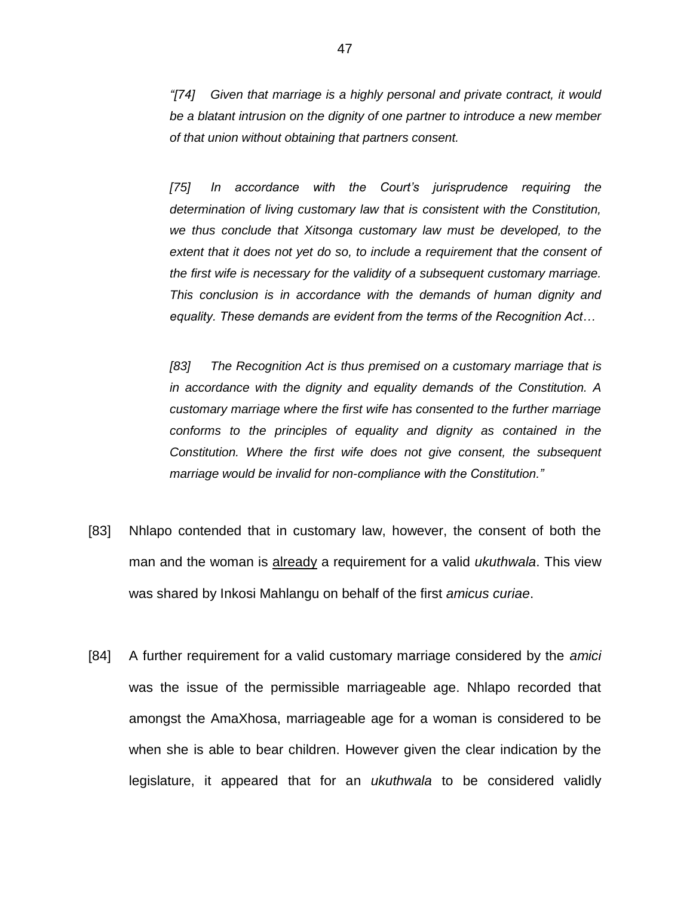*"[74] Given that marriage is a highly personal and private contract, it would be a blatant intrusion on the dignity of one partner to introduce a new member of that union without obtaining that partners consent.*

*[75] In accordance with the Court's jurisprudence requiring the determination of living customary law that is consistent with the Constitution, we thus conclude that Xitsonga customary law must be developed, to the extent that it does not yet do so, to include a requirement that the consent of the first wife is necessary for the validity of a subsequent customary marriage. This conclusion is in accordance with the demands of human dignity and equality. These demands are evident from the terms of the Recognition Act…*

*[83] The Recognition Act is thus premised on a customary marriage that is in accordance with the dignity and equality demands of the Constitution. A customary marriage where the first wife has consented to the further marriage conforms to the principles of equality and dignity as contained in the Constitution. Where the first wife does not give consent, the subsequent marriage would be invalid for non-compliance with the Constitution."*

[83] Nhlapo contended that in customary law, however, the consent of both the man and the woman is <u>already</u> a requirement for a valid *ukuthwala*. This view was shared by Inkosi Mahlangu on behalf of the first *amicus curiae*.

[84] A further requirement for a valid customary marriage considered by the *amici* was the issue of the permissible marriageable age. Nhlapo recorded that amongst the AmaXhosa, marriageable age for a woman is considered to be when she is able to bear children. However given the clear indication by the legislature, it appeared that for an *ukuthwala* to be considered validly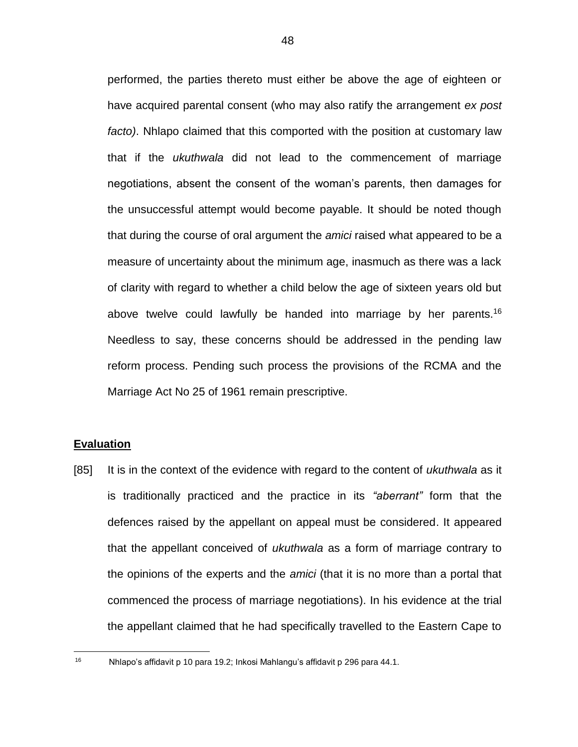performed, the parties thereto must either be above the age of eighteen or have acquired parental consent (who may also ratify the arrangement *ex post facto)*. Nhlapo claimed that this comported with the position at customary law that if the *ukuthwala* did not lead to the commencement of marriage negotiations, absent the consent of the woman's parents, then damages for the unsuccessful attempt would become payable. It should be noted though that during the course of oral argument the *amici* raised what appeared to be a measure of uncertainty about the minimum age, inasmuch as there was a lack of clarity with regard to whether a child below the age of sixteen years old but above twelve could lawfully be handed into marriage by her parents.[16] Needless to say, these concerns should be addressed in the pending law reform process. Pending such process the provisions of the RCMA and the Marriage Act No 25 of 1961 remain prescriptive.

**Evaluation**

[85] It is in the context of the evidence with regard to the content of *ukuthwala* as it is traditionally practiced and the practice in its *"aberrant"* form that the defences raised by the appellant on appeal must be considered. It appeared that the appellant conceived of *ukuthwala* as a form of marriage contrary to the opinions of the experts and the *amici* (that it is no more than a portal that commenced the process of marriage negotiations). In his evidence at the trial the appellant claimed that he had specifically travelled to the Eastern Cape to

---

[16] Nhlapo's affidavit p 10 para 19.2; Inkosi Mahlangu's affidavit p 296 para 44.1.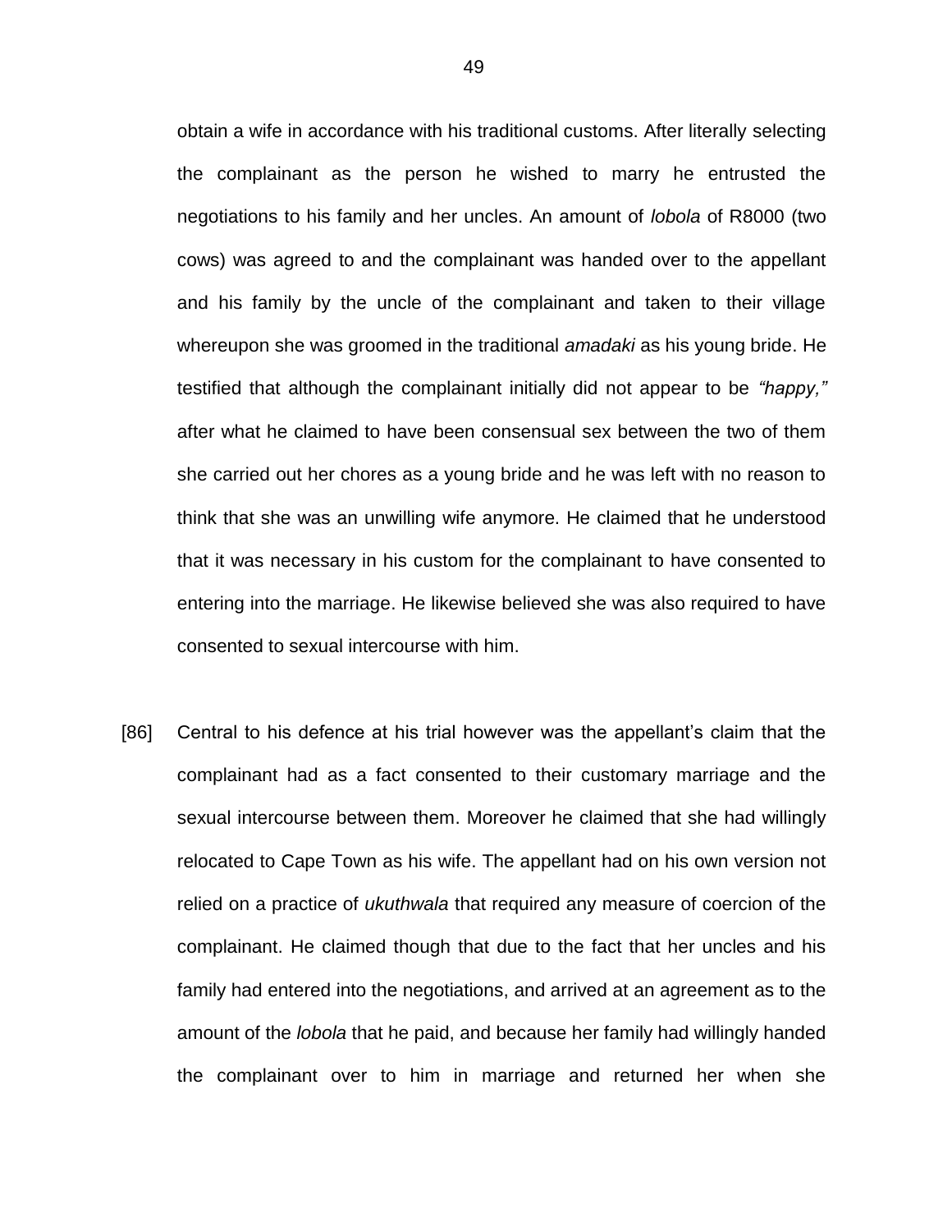obtain a wife in accordance with his traditional customs. After literally selecting the complainant as the person he wished to marry he entrusted the negotiations to his family and her uncles. An amount of *lobola* of R8000 (two cows) was agreed to and the complainant was handed over to the appellant and his family by the uncle of the complainant and taken to their village whereupon she was groomed in the traditional *amadaki* as his young bride. He testified that although the complainant initially did not appear to be *"happy,"* after what he claimed to have been consensual sex between the two of them she carried out her chores as a young bride and he was left with no reason to think that she was an unwilling wife anymore. He claimed that he understood that it was necessary in his custom for the complainant to have consented to entering into the marriage. He likewise believed she was also required to have consented to sexual intercourse with him.

[86] Central to his defence at his trial however was the appellant's claim that the complainant had as a fact consented to their customary marriage and the sexual intercourse between them. Moreover he claimed that she had willingly relocated to Cape Town as his wife. The appellant had on his own version not relied on a practice of *ukuthwala* that required any measure of coercion of the complainant. He claimed though that due to the fact that her uncles and his family had entered into the negotiations, and arrived at an agreement as to the amount of the *lobola* that he paid, and because her family had willingly handed the complainant over to him in marriage and returned her when she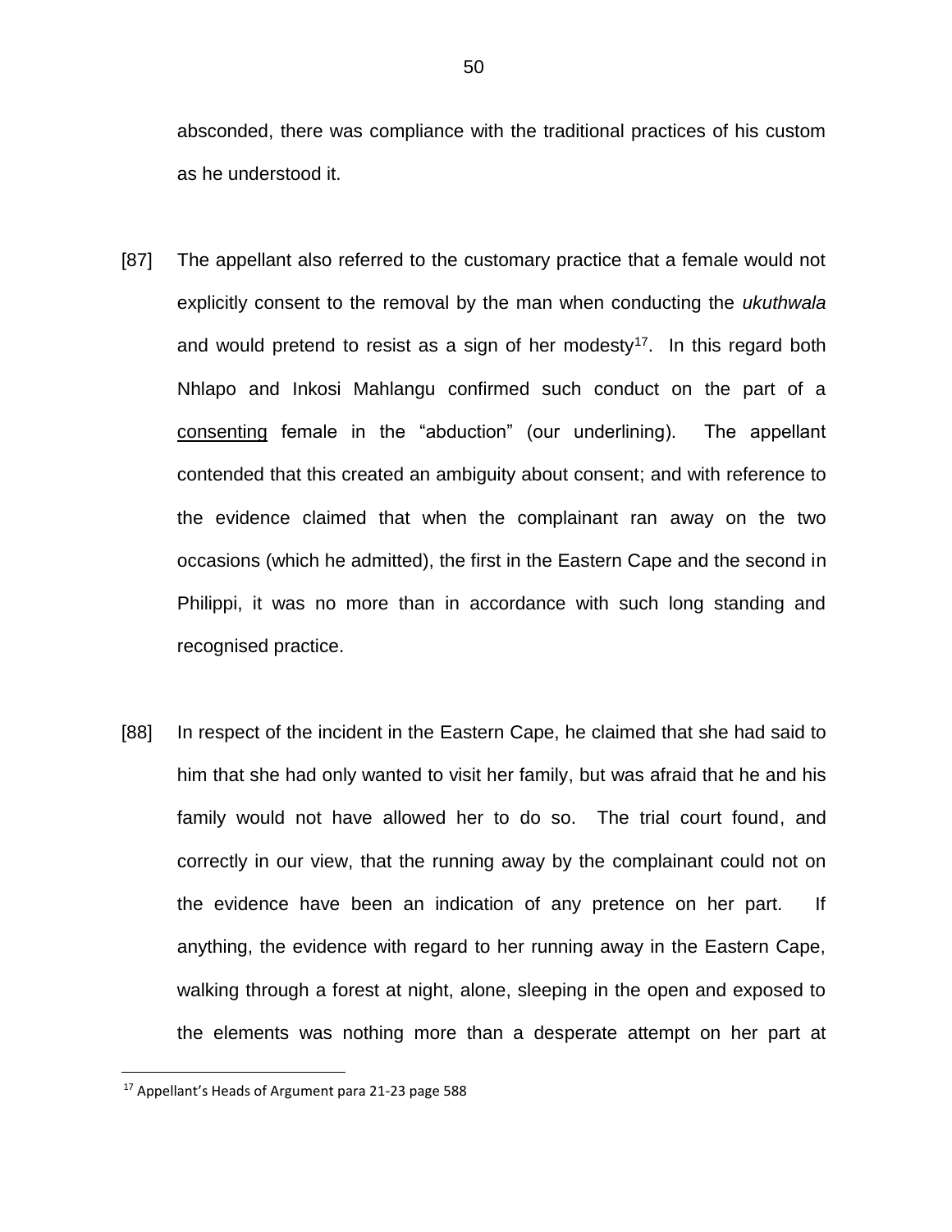absconded, there was compliance with the traditional practices of his custom as he understood it.

[87] The appellant also referred to the customary practice that a female would not explicitly consent to the removal by the man when conducting the *ukuthwala* and would pretend to resist as a sign of her modesty[17]. In this regard both Nhlapo and Inkosi Mahlangu confirmed such conduct on the part of a <u>consenting</u> female in the "abduction" (our underlining). The appellant contended that this created an ambiguity about consent; and with reference to the evidence claimed that when the complainant ran away on the two occasions (which he admitted), the first in the Eastern Cape and the second in Philippi, it was no more than in accordance with such long standing and recognised practice.

[88] In respect of the incident in the Eastern Cape, he claimed that she had said to him that she had only wanted to visit her family, but was afraid that he and his family would not have allowed her to do so. The trial court found, and correctly in our view, that the running away by the complainant could not on the evidence have been an indication of any pretence on her part. If anything, the evidence with regard to her running away in the Eastern Cape, walking through a forest at night, alone, sleeping in the open and exposed to the elements was nothing more than a desperate attempt on her part at

---

[17] Appellant's Heads of Argument para 21-23 page 588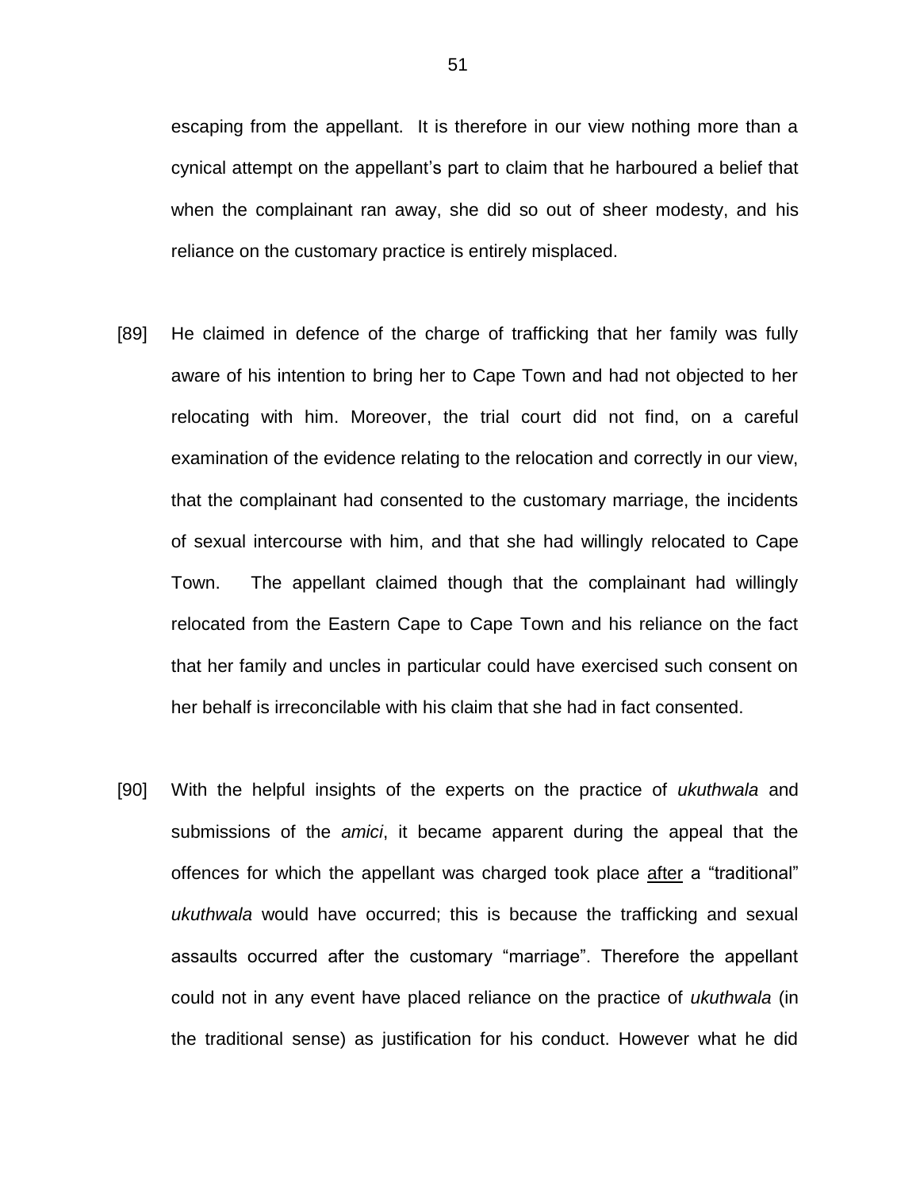escaping from the appellant. It is therefore in our view nothing more than a cynical attempt on the appellant's part to claim that he harboured a belief that when the complainant ran away, she did so out of sheer modesty, and his reliance on the customary practice is entirely misplaced.

[89] He claimed in defence of the charge of trafficking that her family was fully aware of his intention to bring her to Cape Town and had not objected to her relocating with him. Moreover, the trial court did not find, on a careful examination of the evidence relating to the relocation and correctly in our view, that the complainant had consented to the customary marriage, the incidents of sexual intercourse with him, and that she had willingly relocated to Cape Town. The appellant claimed though that the complainant had willingly relocated from the Eastern Cape to Cape Town and his reliance on the fact that her family and uncles in particular could have exercised such consent on her behalf is irreconcilable with his claim that she had in fact consented.

[90] With the helpful insights of the experts on the practice of *ukuthwala* and submissions of the *amici*, it became apparent during the appeal that the offences for which the appellant was charged took place <u>after</u> a "traditional" *ukuthwala* would have occurred; this is because the trafficking and sexual assaults occurred after the customary "marriage". Therefore the appellant could not in any event have placed reliance on the practice of *ukuthwala* (in the traditional sense) as justification for his conduct. However what he did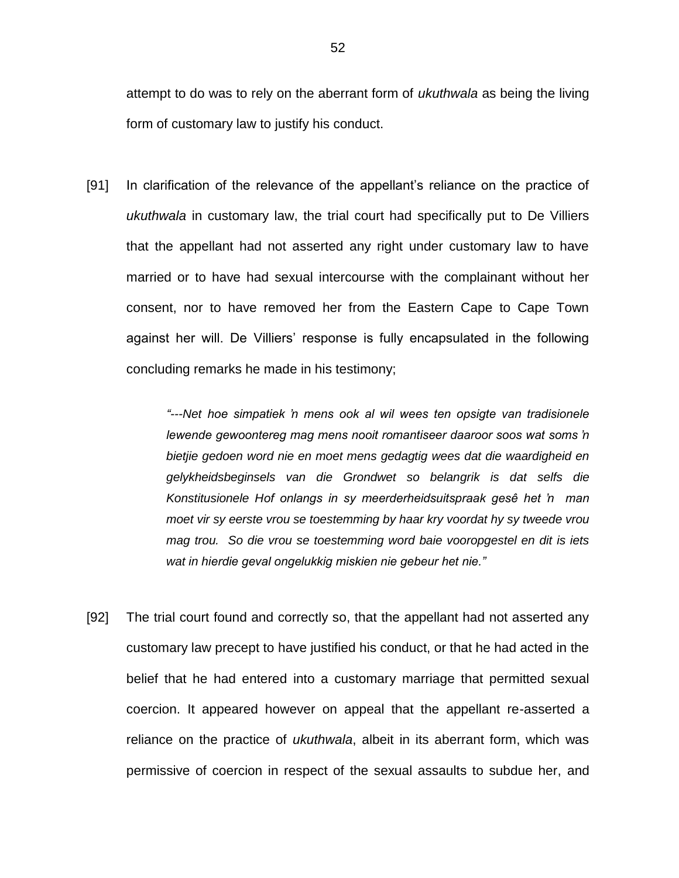attempt to do was to rely on the aberrant form of *ukuthwala* as being the living form of customary law to justify his conduct.

[91] In clarification of the relevance of the appellant's reliance on the practice of *ukuthwala* in customary law, the trial court had specifically put to De Villiers that the appellant had not asserted any right under customary law to have married or to have had sexual intercourse with the complainant without her consent, nor to have removed her from the Eastern Cape to Cape Town against her will. De Villiers' response is fully encapsulated in the following concluding remarks he made in his testimony;

> *"---Net hoe simpatiek 'n mens ook al wil wees ten opsigte van tradisionele lewende gewoontereg mag mens nooit romantiseer daaroor soos wat soms 'n bietjie gedoen word nie en moet mens gedagtig wees dat die waardigheid en gelykheidsbeginsels van die Grondwet so belangrik is dat selfs die Konstitusionele Hof onlangs in sy meerderheidsuitspraak gesê het 'n man moet vir sy eerste vrou se toestemming by haar kry voordat hy sy tweede vrou mag trou. So die vrou se toestemming word baie vooropgestel en dit is iets wat in hierdie geval ongelukkig miskien nie gebeur het nie."*

[92] The trial court found and correctly so, that the appellant had not asserted any customary law precept to have justified his conduct, or that he had acted in the belief that he had entered into a customary marriage that permitted sexual coercion. It appeared however on appeal that the appellant re-asserted a reliance on the practice of *ukuthwala*, albeit in its aberrant form, which was permissive of coercion in respect of the sexual assaults to subdue her, and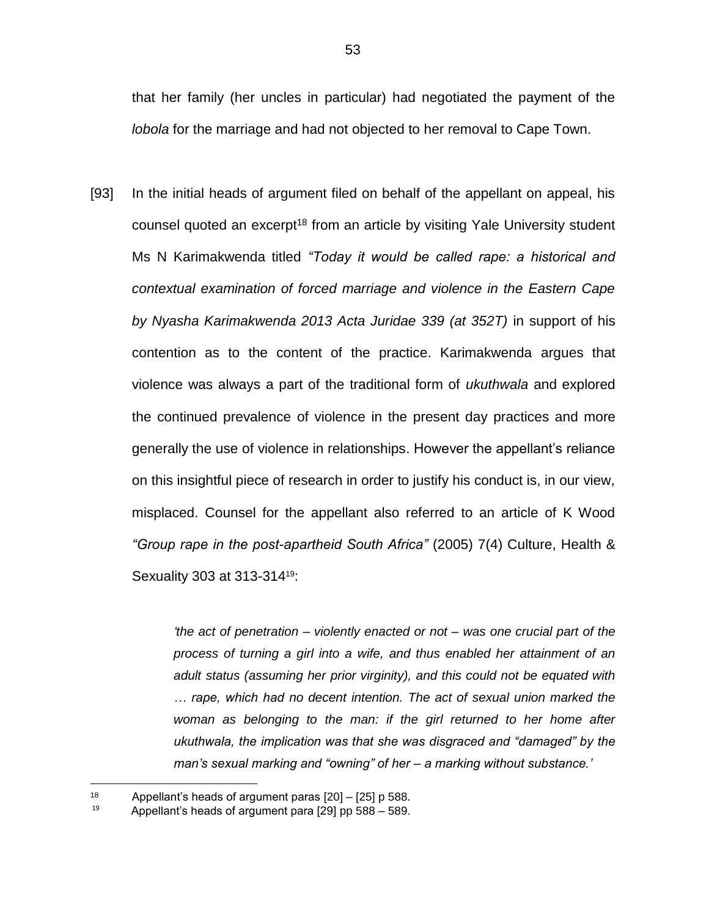that her family (her uncles in particular) had negotiated the payment of the *lobola* for the marriage and had not objected to her removal to Cape Town.

[93] In the initial heads of argument filed on behalf of the appellant on appeal, his counsel quoted an excerpt[18] from an article by visiting Yale University student Ms N Karimakwenda titled *"Today it would be called rape: a historical and contextual examination of forced marriage and violence in the Eastern Cape by Nyasha Karimakwenda 2013 Acta Juridae 339 (at 352T)* in support of his contention as to the content of the practice. Karimakwenda argues that violence was always a part of the traditional form of *ukuthwala* and explored the continued prevalence of violence in the present day practices and more generally the use of violence in relationships. However the appellant's reliance on this insightful piece of research in order to justify his conduct is, in our view, misplaced. Counsel for the appellant also referred to an article of K Wood *"Group rape in the post-apartheid South Africa"* (2005) 7(4) Culture, Health & Sexuality 303 at 313-314[19]:

> *'the act of penetration – violently enacted or not – was one crucial part of the process of turning a girl into a wife, and thus enabled her attainment of an adult status (assuming her prior virginity), and this could not be equated with … rape, which had no decent intention. The act of sexual union marked the woman as belonging to the man: if the girl returned to her home after ukuthwala, the implication was that she was disgraced and "damaged" by the man's sexual marking and "owning" of her – a marking without substance.'*

---

[18] Appellant's heads of argument paras [20] – [25] p 588.

[19] Appellant's heads of argument para [29] pp 588 – 589.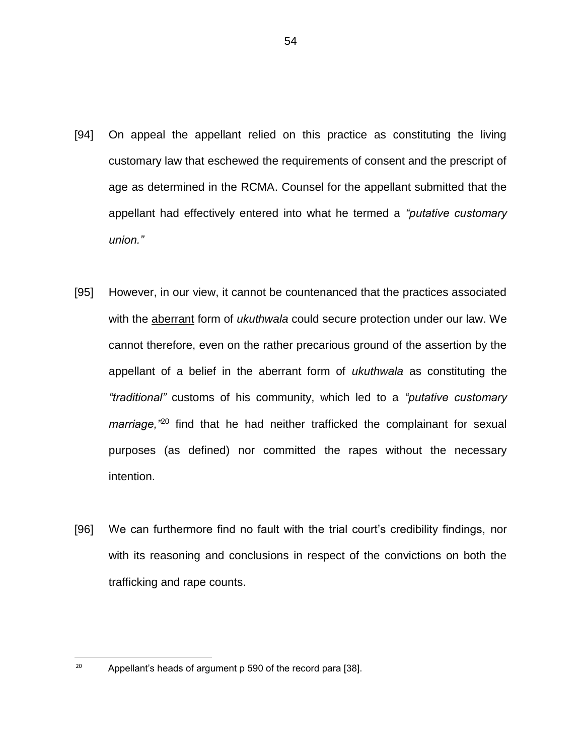[94] On appeal the appellant relied on this practice as constituting the living customary law that eschewed the requirements of consent and the prescript of age as determined in the RCMA. Counsel for the appellant submitted that the appellant had effectively entered into what he termed a *"putative customary union."*

[95] However, in our view, it cannot be countenanced that the practices associated with the <u>aberrant</u> form of *ukuthwala* could secure protection under our law. We cannot therefore, even on the rather precarious ground of the assertion by the appellant of a belief in the aberrant form of *ukuthwala* as constituting the *"traditional"* customs of his community, which led to a *"putative customary marriage,"*[20] find that he had neither trafficked the complainant for sexual purposes (as defined) nor committed the rapes without the necessary intention.

[96] We can furthermore find no fault with the trial court's credibility findings, nor with its reasoning and conclusions in respect of the convictions on both the trafficking and rape counts.

---

[20] Appellant's heads of argument p 590 of the record para [38].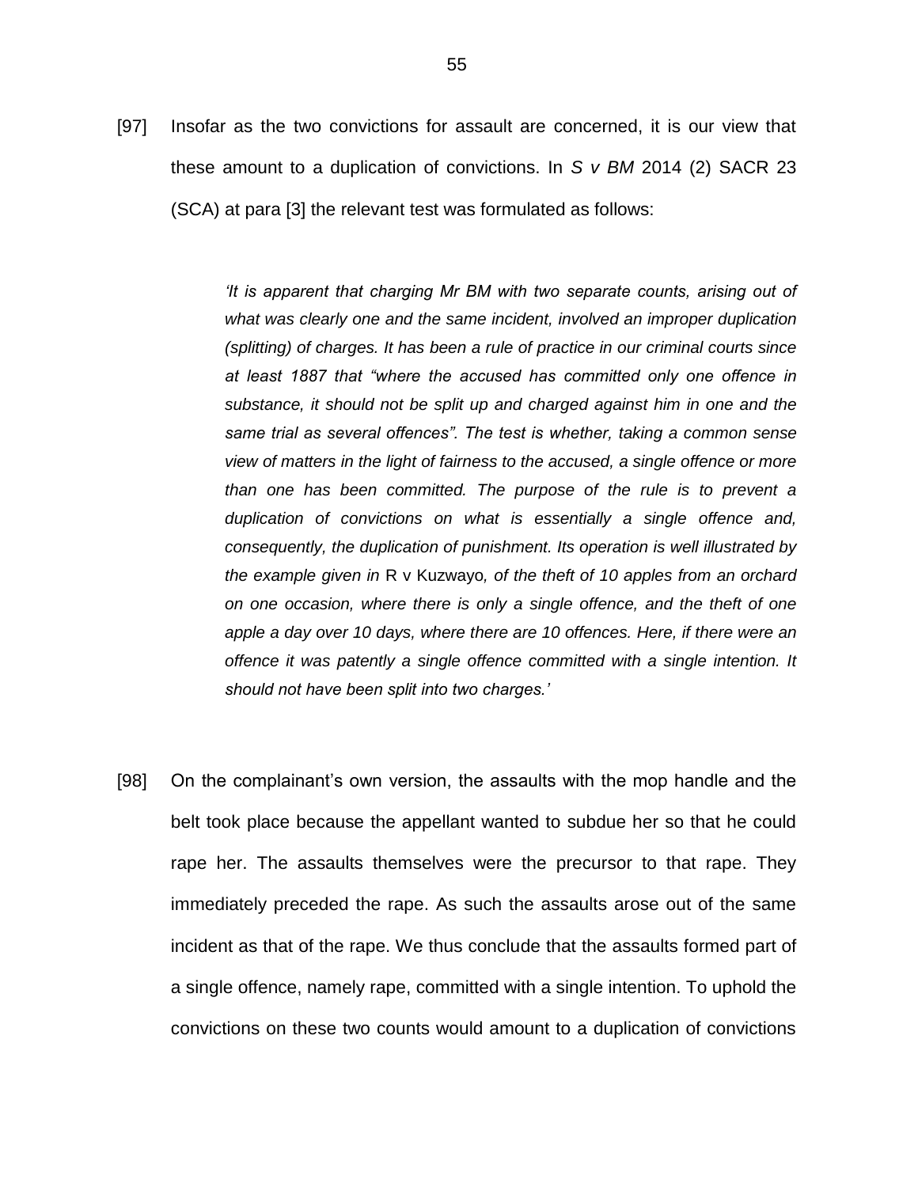[97] Insofar as the two convictions for assault are concerned, it is our view that these amount to a duplication of convictions. In *S v BM* 2014 (2) SACR 23 (SCA) at para [3] the relevant test was formulated as follows:

> *'It is apparent that charging Mr BM with two separate counts, arising out of what was clearly one and the same incident, involved an improper duplication (splitting) of charges. It has been a rule of practice in our criminal courts since at least 1887 that "where the accused has committed only one offence in substance, it should not be split up and charged against him in one and the same trial as several offences". The test is whether, taking a common sense view of matters in the light of fairness to the accused, a single offence or more than one has been committed. The purpose of the rule is to prevent a duplication of convictions on what is essentially a single offence and, consequently, the duplication of punishment. Its operation is well illustrated by the example given in* R v Kuzwayo*, of the theft of 10 apples from an orchard on one occasion, where there is only a single offence, and the theft of one apple a day over 10 days, where there are 10 offences. Here, if there were an offence it was patently a single offence committed with a single intention. It should not have been split into two charges.'*

[98] On the complainant's own version, the assaults with the mop handle and the belt took place because the appellant wanted to subdue her so that he could rape her. The assaults themselves were the precursor to that rape. They immediately preceded the rape. As such the assaults arose out of the same incident as that of the rape. We thus conclude that the assaults formed part of a single offence, namely rape, committed with a single intention. To uphold the convictions on these two counts would amount to a duplication of convictions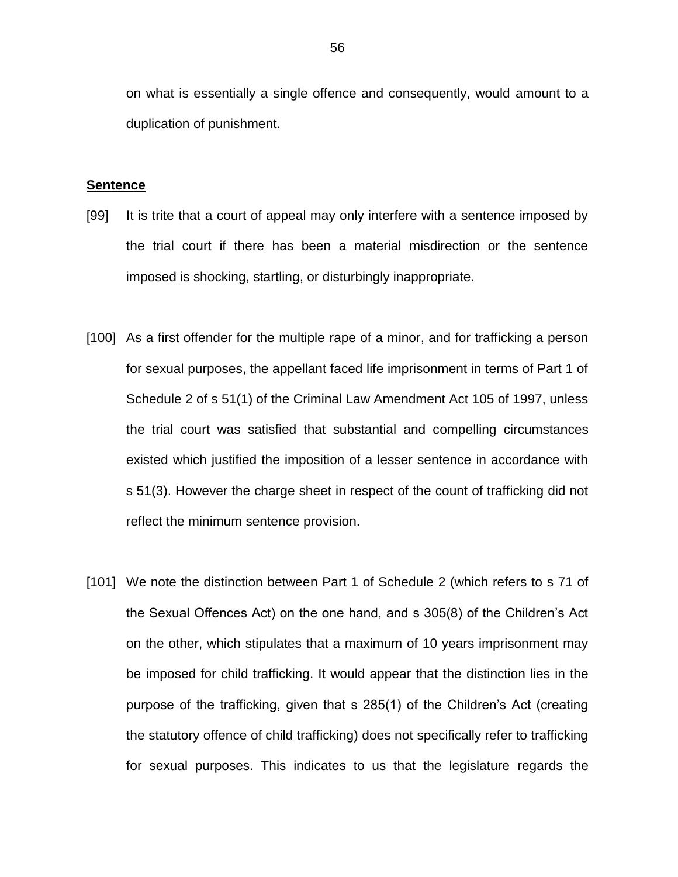on what is essentially a single offence and consequently, would amount to a duplication of punishment.

**Sentence**

[99] It is trite that a court of appeal may only interfere with a sentence imposed by the trial court if there has been a material misdirection or the sentence imposed is shocking, startling, or disturbingly inappropriate.

[100] As a first offender for the multiple rape of a minor, and for trafficking a person for sexual purposes, the appellant faced life imprisonment in terms of Part 1 of Schedule 2 of s 51(1) of the Criminal Law Amendment Act 105 of 1997, unless the trial court was satisfied that substantial and compelling circumstances existed which justified the imposition of a lesser sentence in accordance with s 51(3). However the charge sheet in respect of the count of trafficking did not reflect the minimum sentence provision.

[101] We note the distinction between Part 1 of Schedule 2 (which refers to s 71 of the Sexual Offences Act) on the one hand, and s 305(8) of the Children's Act on the other, which stipulates that a maximum of 10 years imprisonment may be imposed for child trafficking. It would appear that the distinction lies in the purpose of the trafficking, given that s 285(1) of the Children's Act (creating the statutory offence of child trafficking) does not specifically refer to trafficking for sexual purposes. This indicates to us that the legislature regards the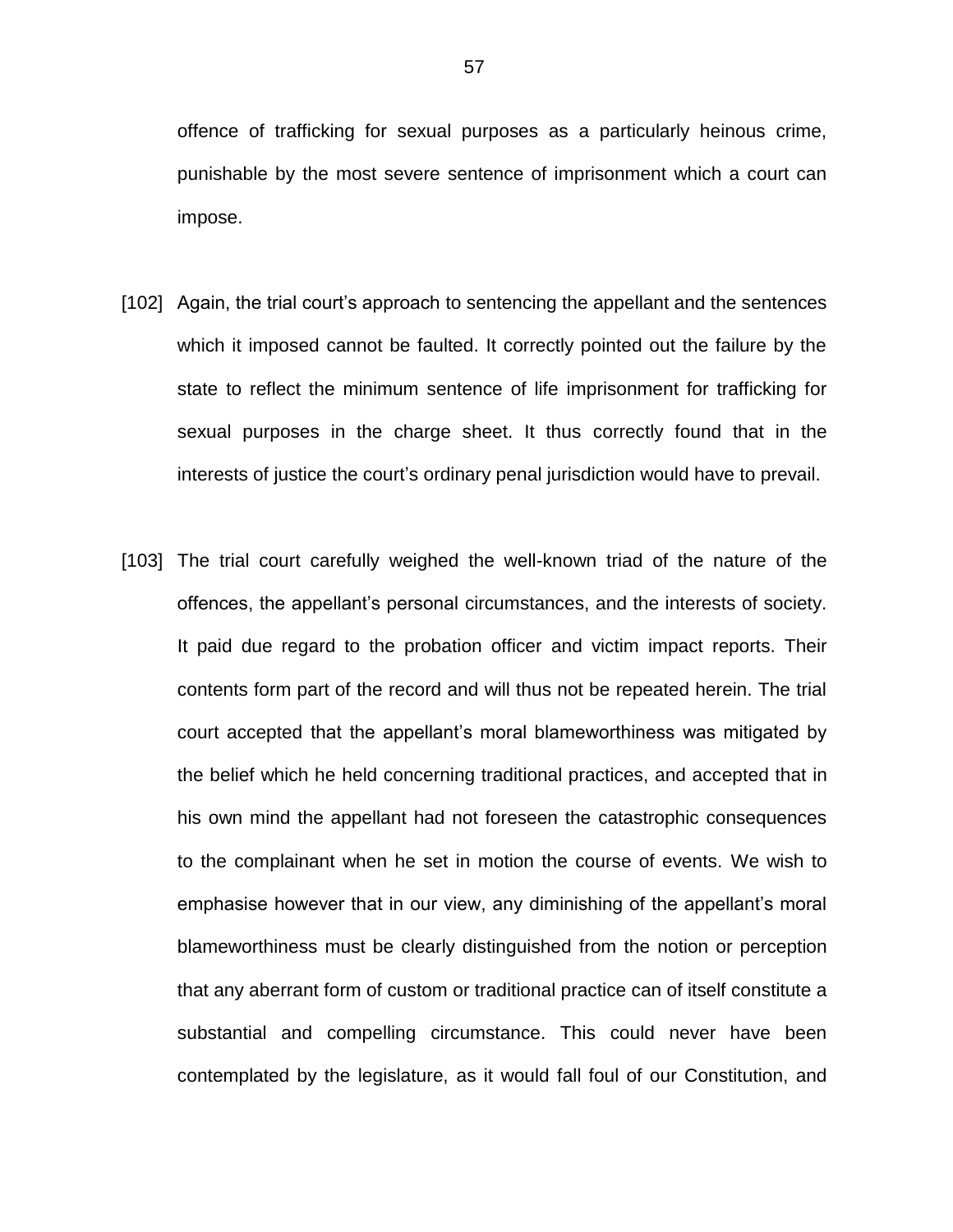offence of trafficking for sexual purposes as a particularly heinous crime, punishable by the most severe sentence of imprisonment which a court can impose.

[102] Again, the trial court's approach to sentencing the appellant and the sentences which it imposed cannot be faulted. It correctly pointed out the failure by the state to reflect the minimum sentence of life imprisonment for trafficking for sexual purposes in the charge sheet. It thus correctly found that in the interests of justice the court's ordinary penal jurisdiction would have to prevail.

[103] The trial court carefully weighed the well-known triad of the nature of the offences, the appellant's personal circumstances, and the interests of society. It paid due regard to the probation officer and victim impact reports. Their contents form part of the record and will thus not be repeated herein. The trial court accepted that the appellant's moral blameworthiness was mitigated by the belief which he held concerning traditional practices, and accepted that in his own mind the appellant had not foreseen the catastrophic consequences to the complainant when he set in motion the course of events. We wish to emphasise however that in our view, any diminishing of the appellant's moral blameworthiness must be clearly distinguished from the notion or perception that any aberrant form of custom or traditional practice can of itself constitute a substantial and compelling circumstance. This could never have been contemplated by the legislature, as it would fall foul of our Constitution, and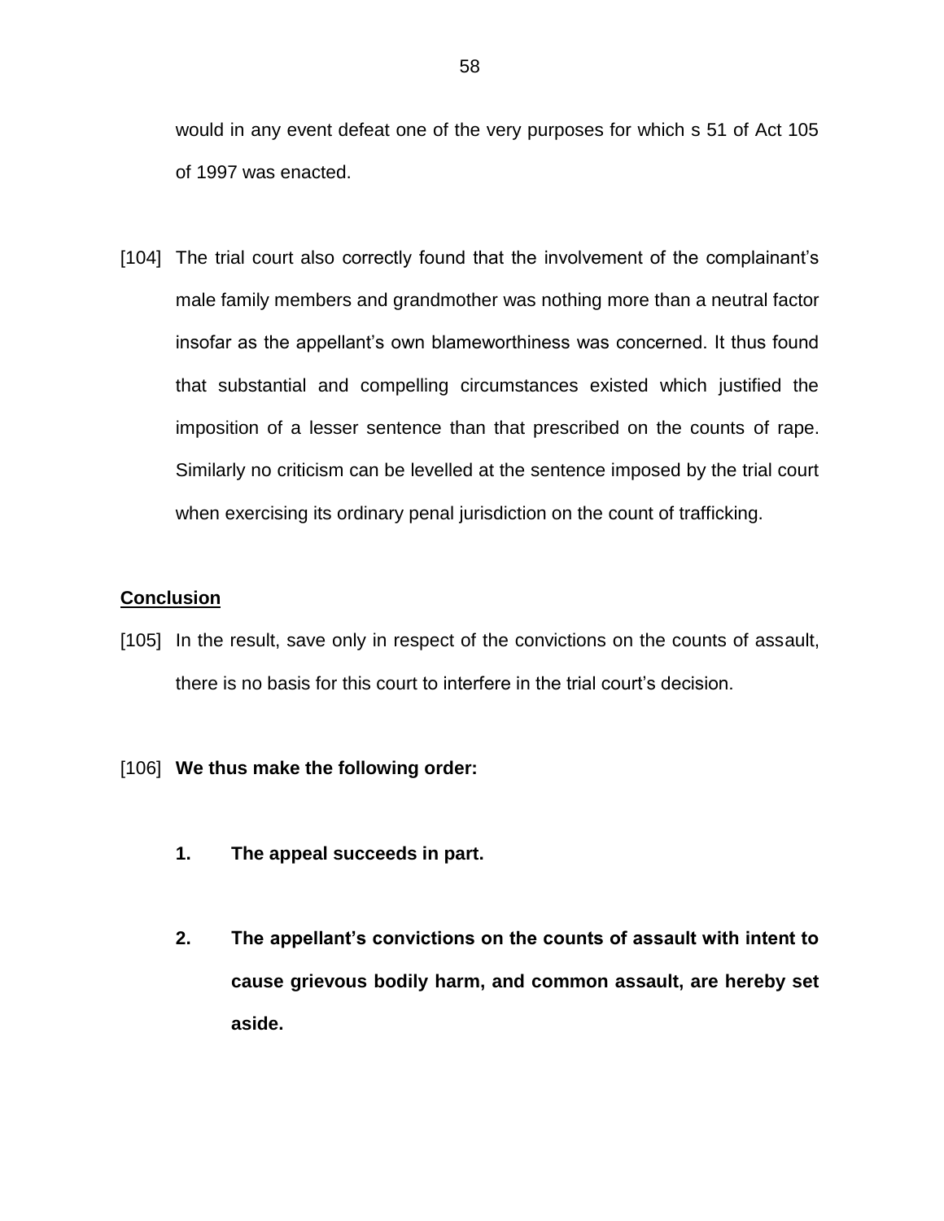would in any event defeat one of the very purposes for which s 51 of Act 105 of 1997 was enacted.

[104] The trial court also correctly found that the involvement of the complainant's male family members and grandmother was nothing more than a neutral factor insofar as the appellant's own blameworthiness was concerned. It thus found that substantial and compelling circumstances existed which justified the imposition of a lesser sentence than that prescribed on the counts of rape. Similarly no criticism can be levelled at the sentence imposed by the trial court when exercising its ordinary penal jurisdiction on the count of trafficking.

**Conclusion**

[105] In the result, save only in respect of the convictions on the counts of assault, there is no basis for this court to interfere in the trial court's decision.

[106] **We thus make the following order:**

**1. The appeal succeeds in part.**

**2. The appellant's convictions on the counts of assault with intent to cause grievous bodily harm, and common assault, are hereby set aside.**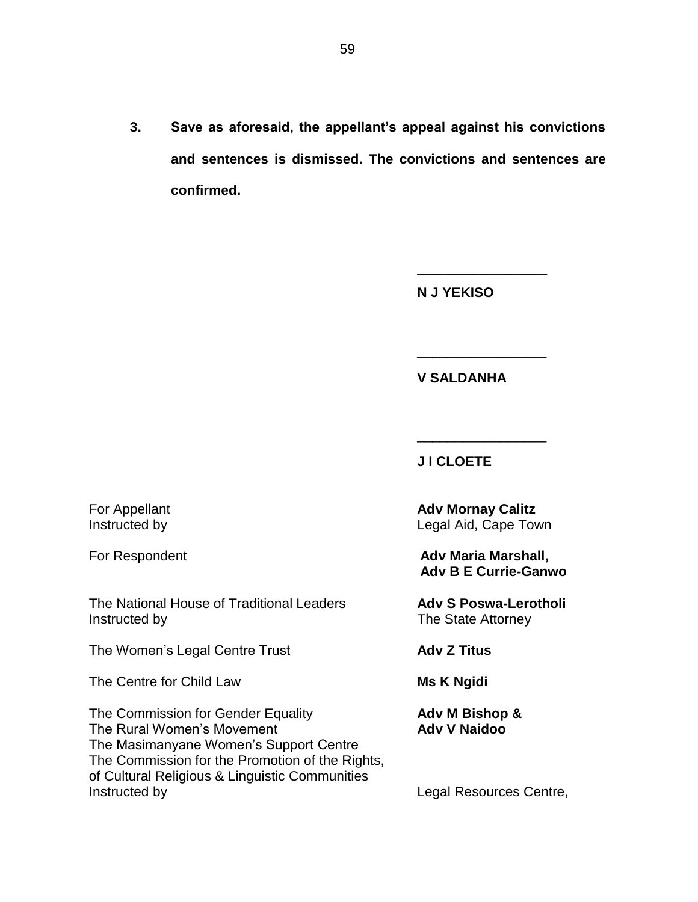**3. Save as aforesaid, the appellant's appeal against his convictions and sentences is dismissed. The convictions and sentences are confirmed.**

\_\_\_\_\_\_\_\_\_\_\_\_\_\_\_\_\_

**N J YEKISO**

\_\_\_\_\_\_\_\_\_\_\_\_\_\_\_\_\_

**V SALDANHA**

\_\_\_\_\_\_\_\_\_\_\_\_\_\_\_\_\_

**J I CLOETE**

| | |
|---|---|
| For Appellant | **Adv Mornay Calitz** |
| Instructed by | Legal Aid, Cape Town |
| For Respondent | **Adv Maria Marshall,** **Adv B E Currie-Ganwo** |
| The National House of Traditional Leaders | **Adv S Poswa-Lerotholi** |
| Instructed by | The State Attorney |
| The Women's Legal Centre Trust | **Adv Z Titus** |
| The Centre for Child Law | **Ms K Ngidi** |
| The Commission for Gender Equality<br>The Rural Women's Movement<br>The Masimanyane Women's Support Centre<br>The Commission for the Promotion of the Rights, of Cultural Religious & Linguistic Communities | **Adv M Bishop &** **Adv V Naidoo** |
| Instructed by | Legal Resources Centre, |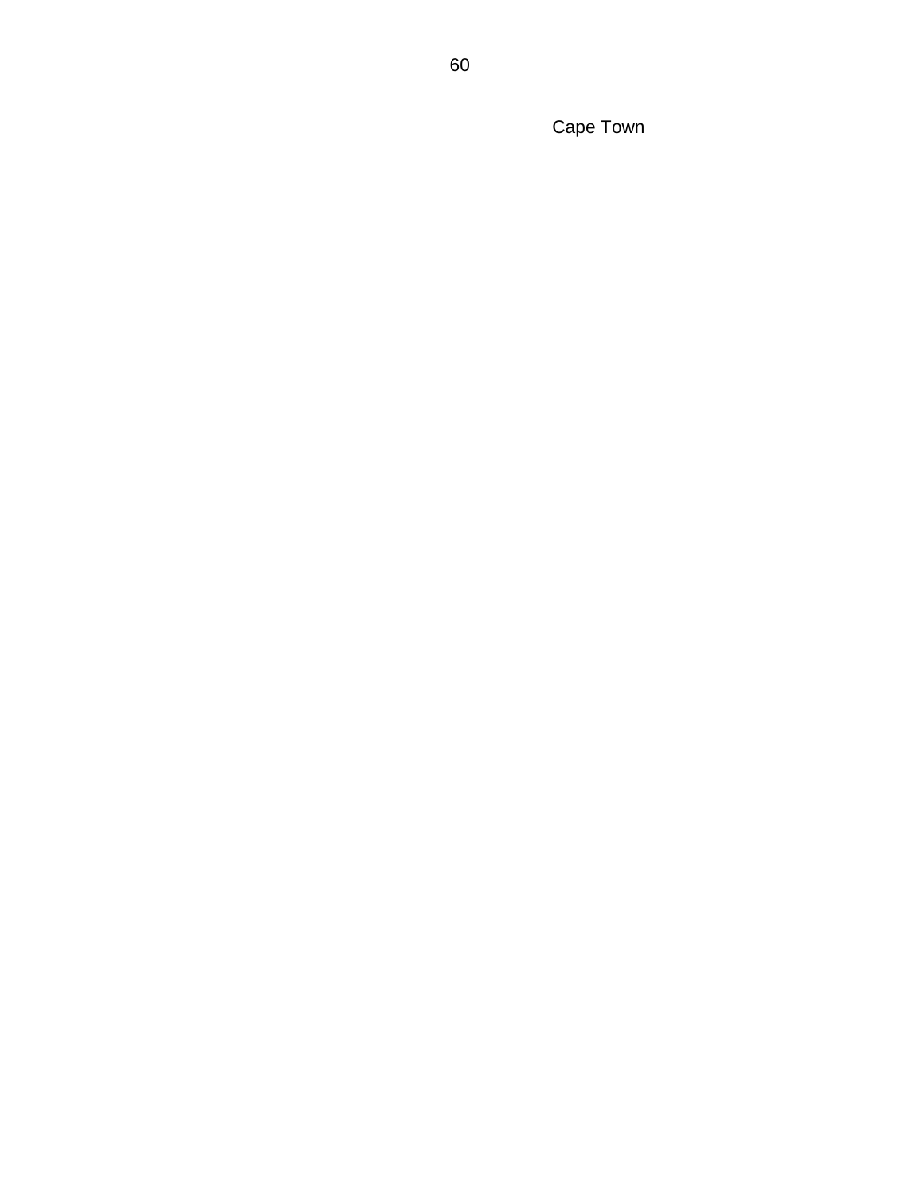Cape Town